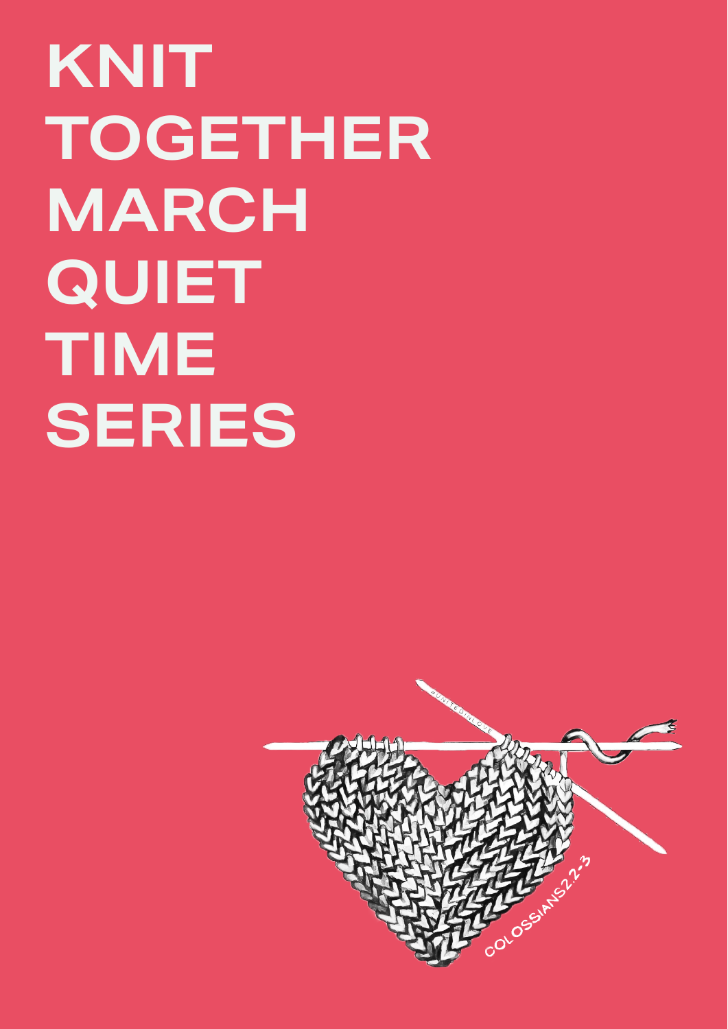# KNIT TOGETHER MARCH QUIET TIME SERIES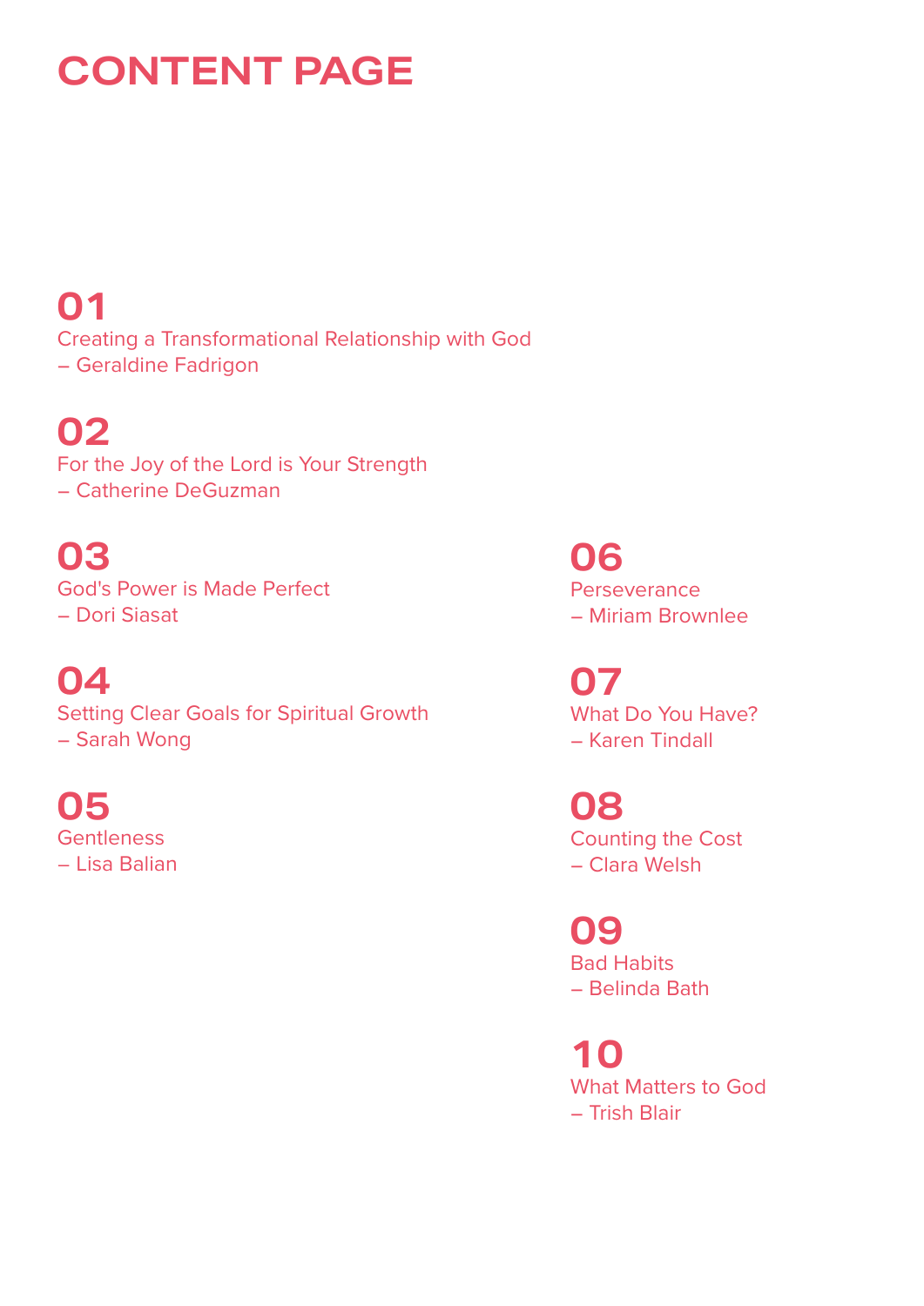# CONTENT PAGE

**01**
Creating a Transformational Relationship with God
– Geraldine Fadrigon

**02**
For the Joy of the Lord is Your Strength
– Catherine DeGuzman

**03**
God's Power is Made Perfect
– Dori Siasat

**04**
Setting Clear Goals for Spiritual Growth
– Sarah Wong

**05**
Gentleness
– Lisa Balian

**06**
Perseverance
– Miriam Brownlee

**07**
What Do You Have?
– Karen Tindall

**08**
Counting the Cost
– Clara Welsh

**09**
Bad Habits
– Belinda Bath

**10**
What Matters to God
– Trish Blair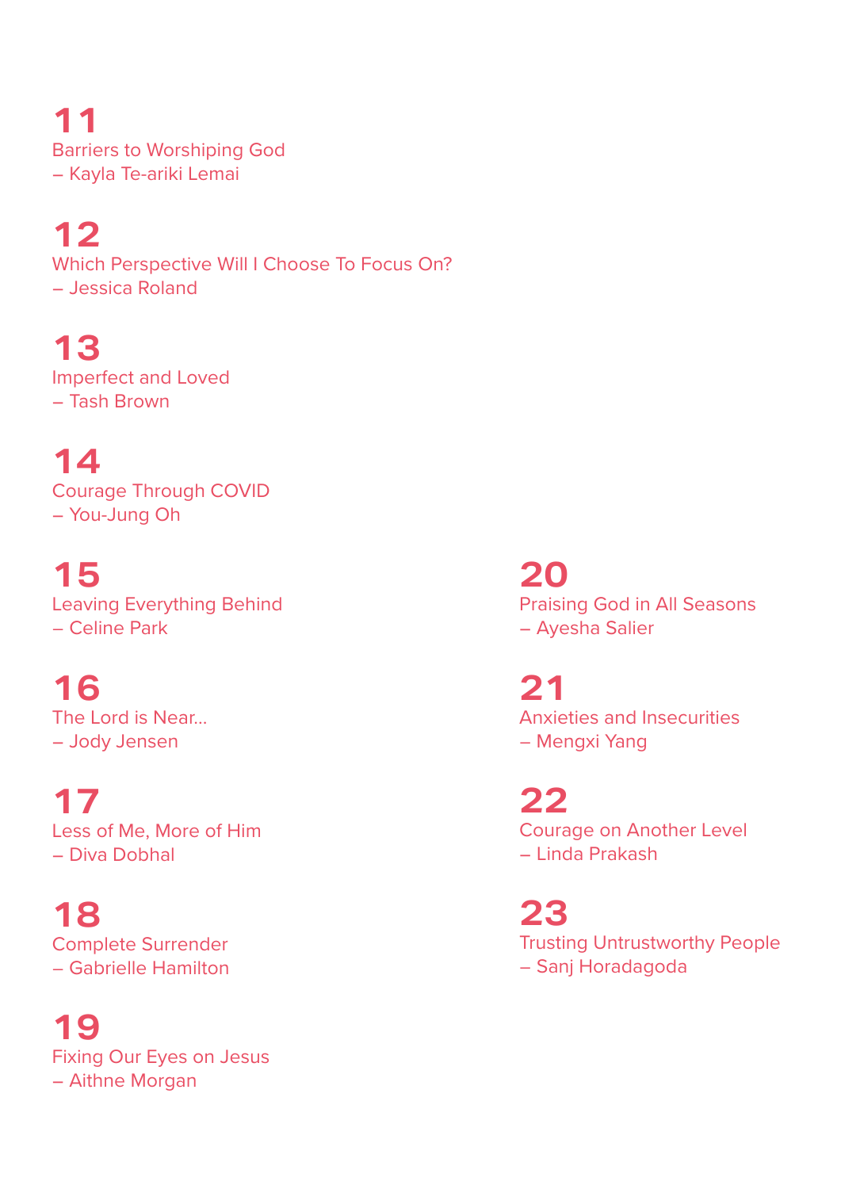**11**
Barriers to Worshiping God
– Kayla Te-ariki Lemai

**12**
Which Perspective Will I Choose To Focus On?
– Jessica Roland

**13**
Imperfect and Loved
– Tash Brown

**14**
Courage Through COVID
– You-Jung Oh

**15**
Leaving Everything Behind
– Celine Park

**16**
The Lord is Near...
– Jody Jensen

**17**
Less of Me, More of Him
– Diva Dobhal

**18**
Complete Surrender
– Gabrielle Hamilton

**19**
Fixing Our Eyes on Jesus
– Aithne Morgan

**20**
Praising God in All Seasons
– Ayesha Salier

**21**
Anxieties and Insecurities
– Mengxi Yang

**22**
Courage on Another Level
– Linda Prakash

**23**
Trusting Untrustworthy People
– Sanj Horadagoda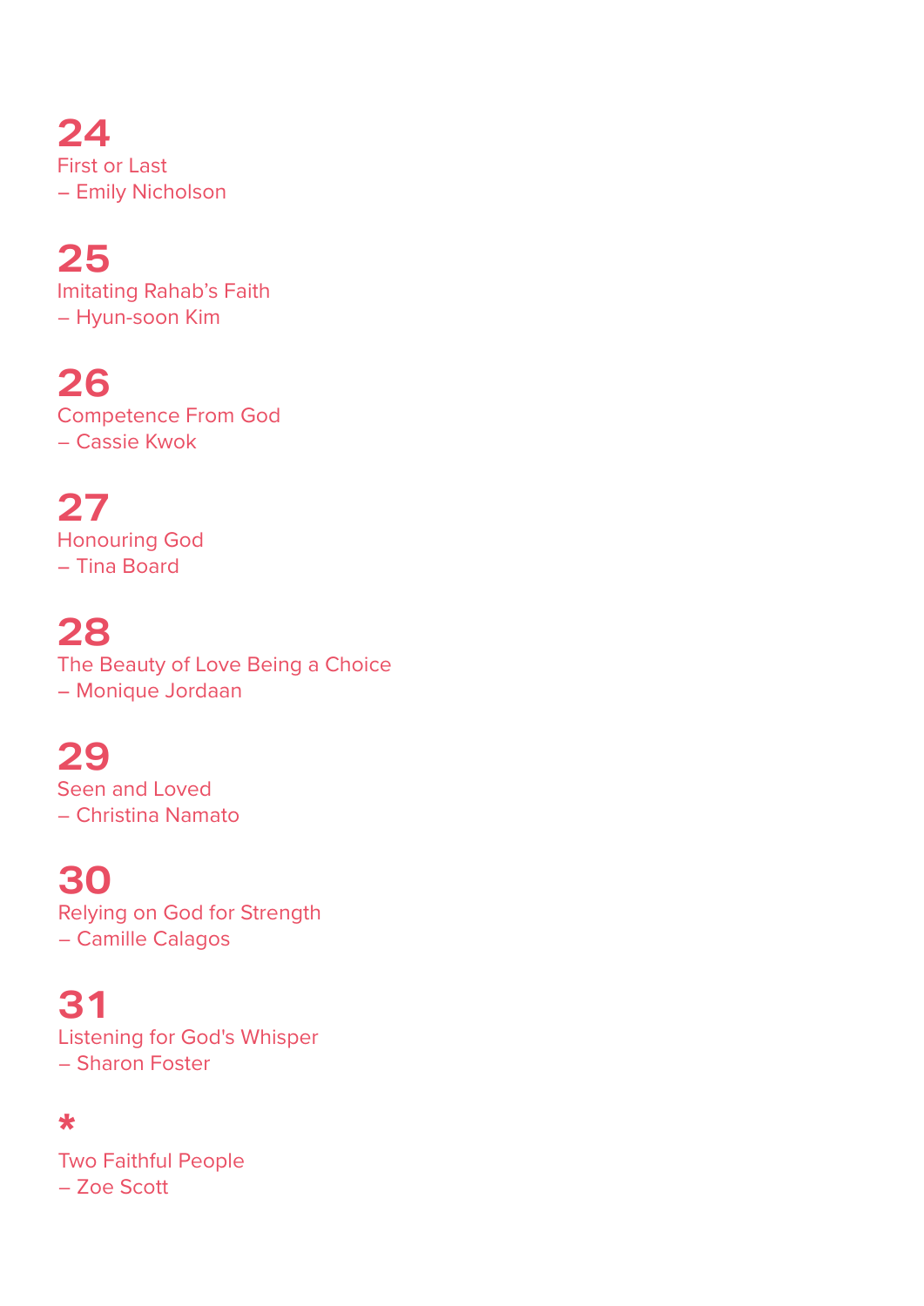**24**
First or Last
– Emily Nicholson

**25**
Imitating Rahab's Faith
– Hyun-soon Kim

**26**
Competence From God
– Cassie Kwok

**27**
Honouring God
– Tina Board

**28**
The Beauty of Love Being a Choice
– Monique Jordaan

**29**
Seen and Loved
– Christina Namato

**30**
Relying on God for Strength
– Camille Calagos

**31**
Listening for God's Whisper
– Sharon Foster

**\***
Two Faithful People
– Zoe Scott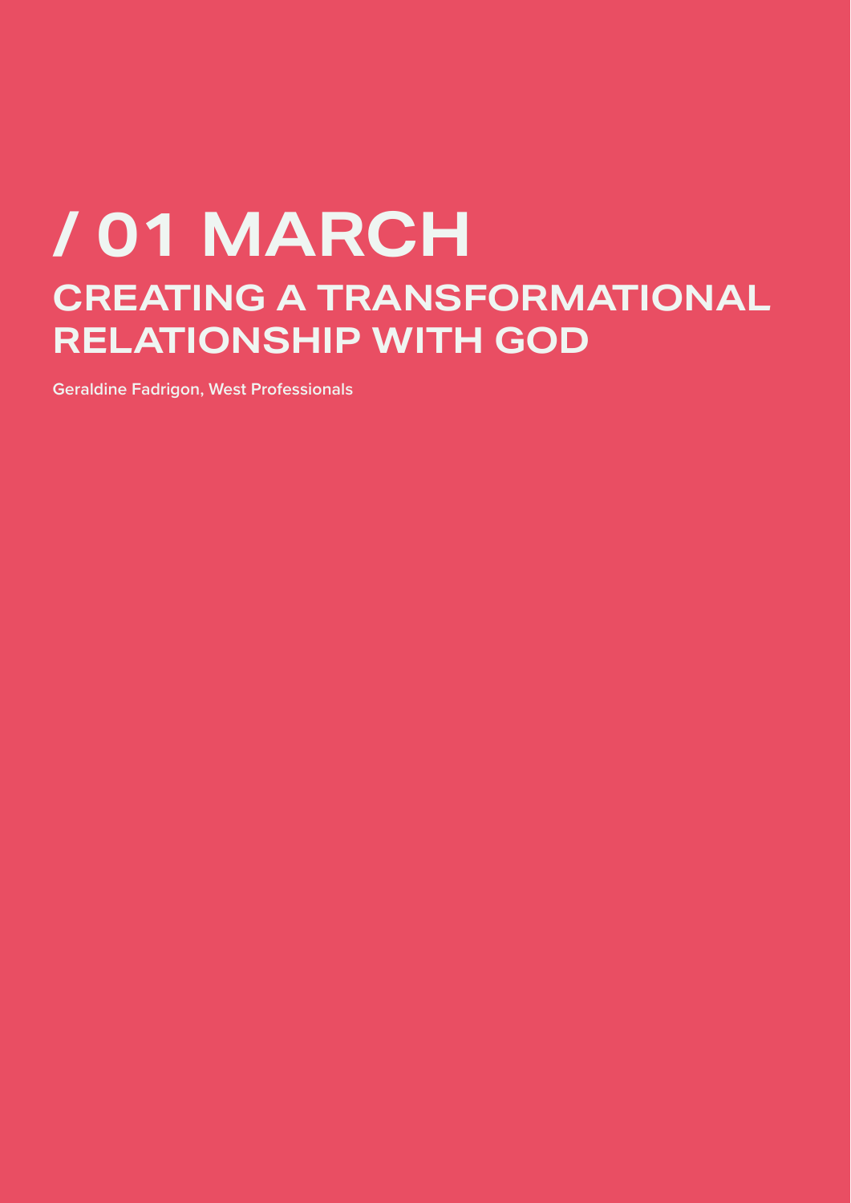# / 01 MARCH

## CREATING A TRANSFORMATIONAL RELATIONSHIP WITH GOD

**Geraldine Fadrigon, West Professionals**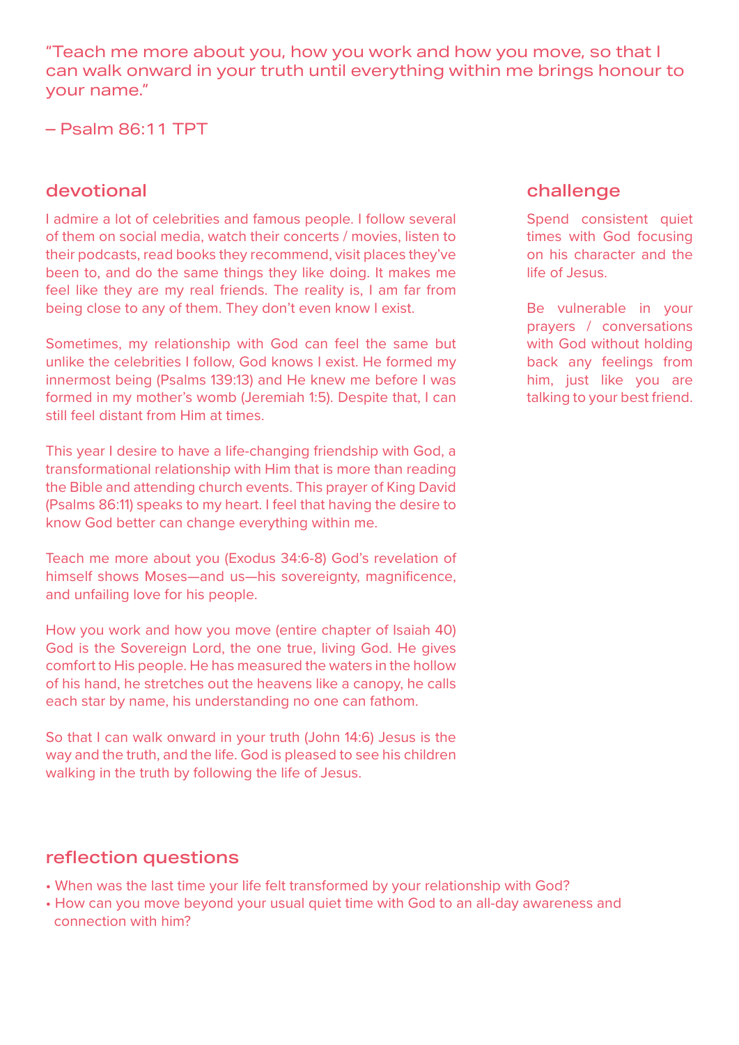"Teach me more about you, how you work and how you move, so that I can walk onward in your truth until everything within me brings honour to your name."

– Psalm 86:11 TPT

## devotional

I admire a lot of celebrities and famous people. I follow several of them on social media, watch their concerts / movies, listen to their podcasts, read books they recommend, visit places they've been to, and do the same things they like doing. It makes me feel like they are my real friends. The reality is, I am far from being close to any of them. They don't even know I exist.

Sometimes, my relationship with God can feel the same but unlike the celebrities I follow, God knows I exist. He formed my innermost being (Psalms 139:13) and He knew me before I was formed in my mother's womb (Jeremiah 1:5). Despite that, I can still feel distant from Him at times.

This year I desire to have a life-changing friendship with God, a transformational relationship with Him that is more than reading the Bible and attending church events. This prayer of King David (Psalms 86:11) speaks to my heart. I feel that having the desire to know God better can change everything within me.

Teach me more about you (Exodus 34:6-8) God's revelation of himself shows Moses—and us—his sovereignty, magnificence, and unfailing love for his people.

How you work and how you move (entire chapter of Isaiah 40) God is the Sovereign Lord, the one true, living God. He gives comfort to His people. He has measured the waters in the hollow of his hand, he stretches out the heavens like a canopy, he calls each star by name, his understanding no one can fathom.

So that I can walk onward in your truth (John 14:6) Jesus is the way and the truth, and the life. God is pleased to see his children walking in the truth by following the life of Jesus.

## challenge

Spend consistent quiet times with God focusing on his character and the life of Jesus.

Be vulnerable in your prayers / conversations with God without holding back any feelings from him, just like you are talking to your best friend.

## reflection questions

- When was the last time your life felt transformed by your relationship with God?
- How can you move beyond your usual quiet time with God to an all-day awareness and connection with him?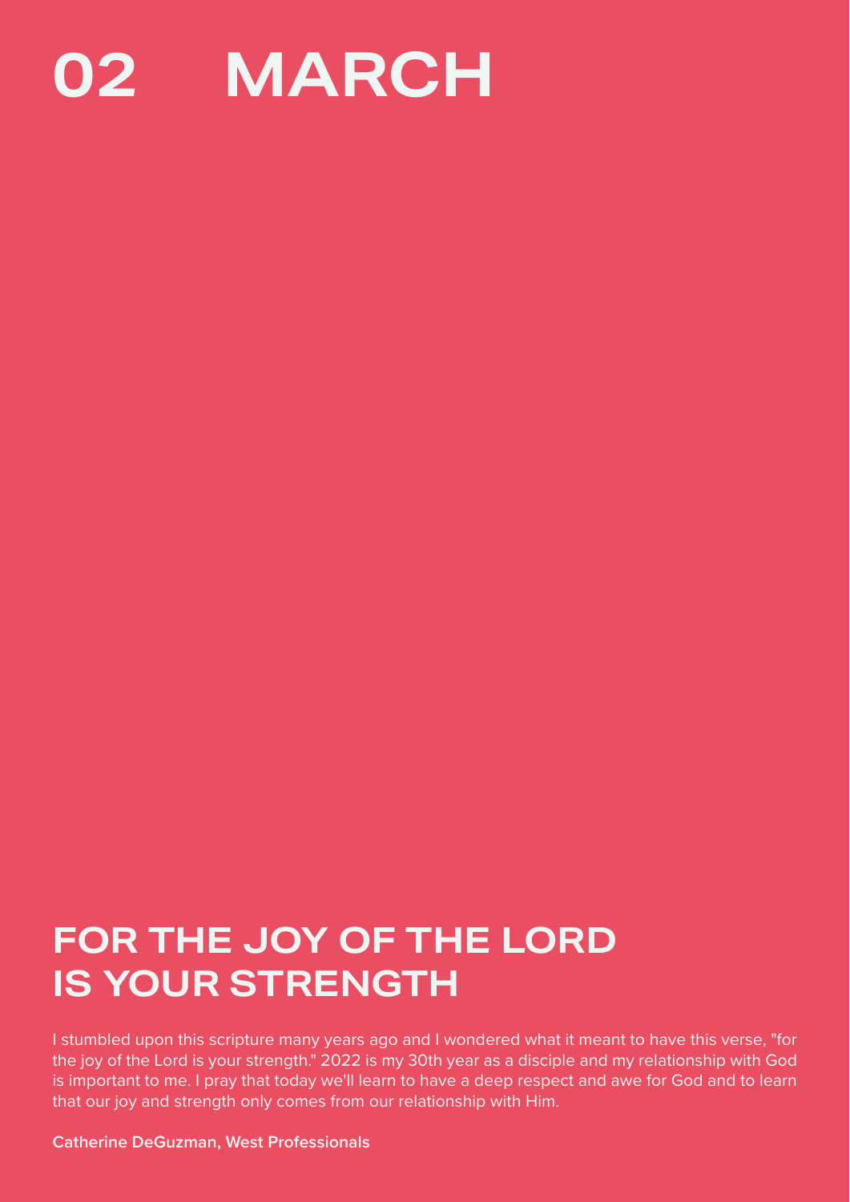# 02 MARCH

## FOR THE JOY OF THE LORD IS YOUR STRENGTH

I stumbled upon this scripture many years ago and I wondered what it meant to have this verse, "for the joy of the Lord is your strength." 2022 is my 30th year as a disciple and my relationship with God is important to me. I pray that today we'll learn to have a deep respect and awe for God and to learn that our joy and strength only comes from our relationship with Him.

**Catherine DeGuzman, West Professionals**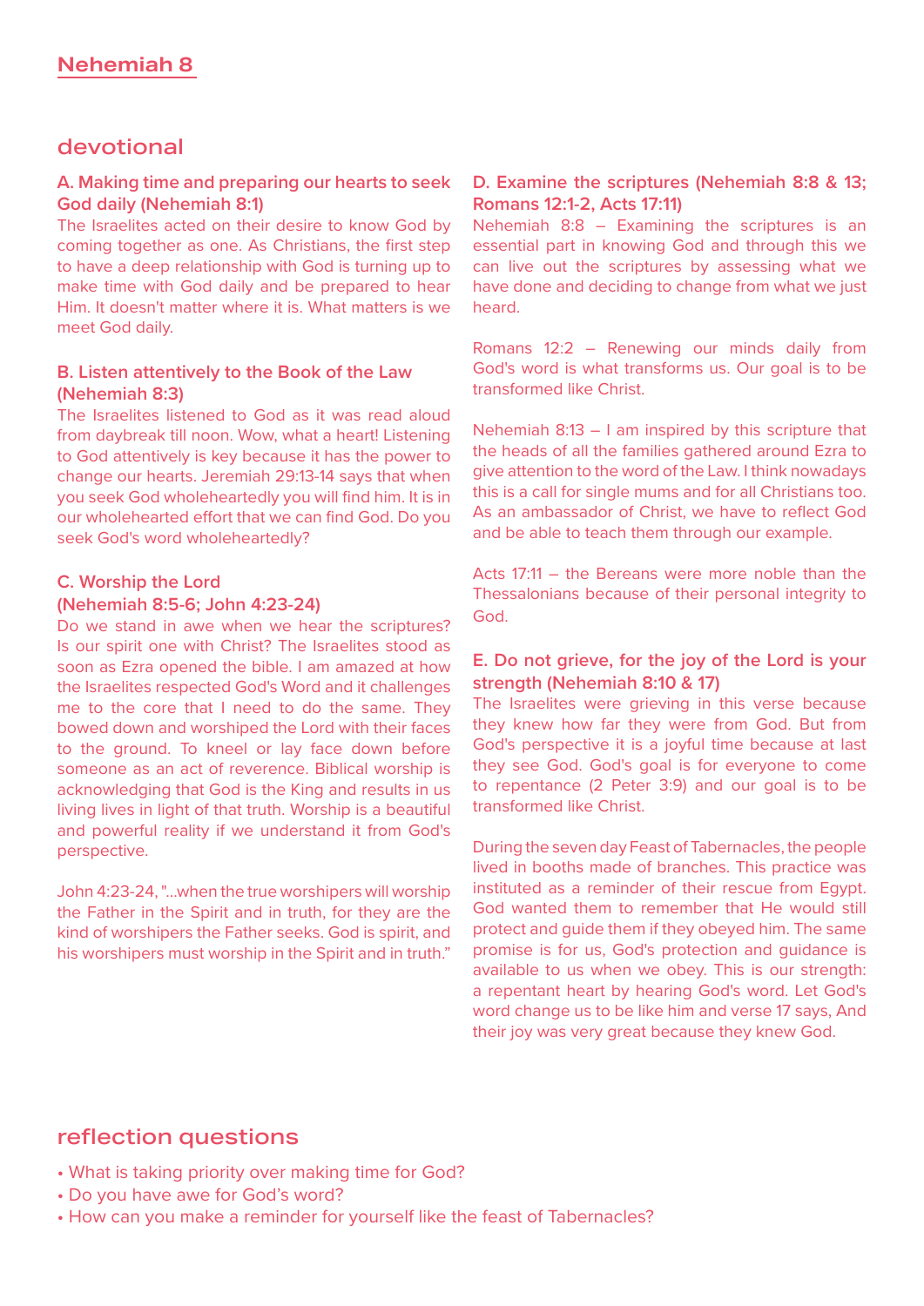# Nehemiah 8

## devotional

### A. Making time and preparing our hearts to seek God daily (Nehemiah 8:1)

The Israelites acted on their desire to know God by coming together as one. As Christians, the first step to have a deep relationship with God is turning up to make time with God daily and be prepared to hear Him. It doesn't matter where it is. What matters is we meet God daily.

### B. Listen attentively to the Book of the Law (Nehemiah 8:3)

The Israelites listened to God as it was read aloud from daybreak till noon. Wow, what a heart! Listening to God attentively is key because it has the power to change our hearts. Jeremiah 29:13-14 says that when you seek God wholeheartedly you will find him. It is in our wholehearted effort that we can find God. Do you seek God's word wholeheartedly?

### C. Worship the Lord (Nehemiah 8:5-6; John 4:23-24)

Do we stand in awe when we hear the scriptures? Is our spirit one with Christ? The Israelites stood as soon as Ezra opened the bible. I am amazed at how the Israelites respected God's Word and it challenges me to the core that I need to do the same. They bowed down and worshiped the Lord with their faces to the ground. To kneel or lay face down before someone as an act of reverence. Biblical worship is acknowledging that God is the King and results in us living lives in light of that truth. Worship is a beautiful and powerful reality if we understand it from God's perspective.

John 4:23-24, "...when the true worshipers will worship the Father in the Spirit and in truth, for they are the kind of worshipers the Father seeks. God is spirit, and his worshipers must worship in the Spirit and in truth."

### D. Examine the scriptures (Nehemiah 8:8 & 13; Romans 12:1-2, Acts 17:11)

Nehemiah 8:8 – Examining the scriptures is an essential part in knowing God and through this we can live out the scriptures by assessing what we have done and deciding to change from what we just heard.

Romans 12:2 – Renewing our minds daily from God's word is what transforms us. Our goal is to be transformed like Christ.

Nehemiah 8:13 – I am inspired by this scripture that the heads of all the families gathered around Ezra to give attention to the word of the Law. I think nowadays this is a call for single mums and for all Christians too. As an ambassador of Christ, we have to reflect God and be able to teach them through our example.

Acts 17:11 – the Bereans were more noble than the Thessalonians because of their personal integrity to God.

### E. Do not grieve, for the joy of the Lord is your strength (Nehemiah 8:10 & 17)

The Israelites were grieving in this verse because they knew how far they were from God. But from God's perspective it is a joyful time because at last they see God. God's goal is for everyone to come to repentance (2 Peter 3:9) and our goal is to be transformed like Christ.

During the seven day Feast of Tabernacles, the people lived in booths made of branches. This practice was instituted as a reminder of their rescue from Egypt. God wanted them to remember that He would still protect and guide them if they obeyed him. The same promise is for us, God's protection and guidance is available to us when we obey. This is our strength: a repentant heart by hearing God's word. Let God's word change us to be like him and verse 17 says, And their joy was very great because they knew God.

## reflection questions

- What is taking priority over making time for God?
- Do you have awe for God's word?
- How can you make a reminder for yourself like the feast of Tabernacles?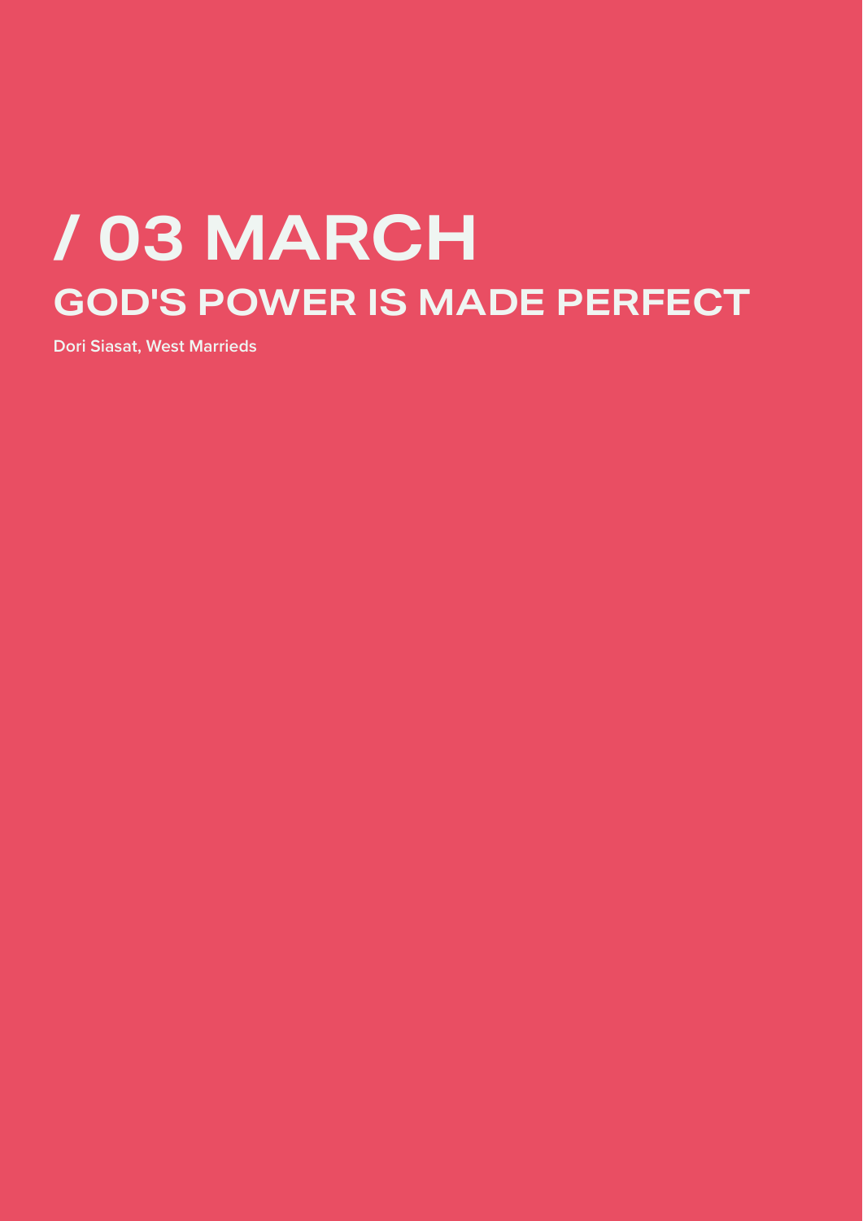# / 03 MARCH

## GOD'S POWER IS MADE PERFECT

**Dori Siasat, West Marrieds**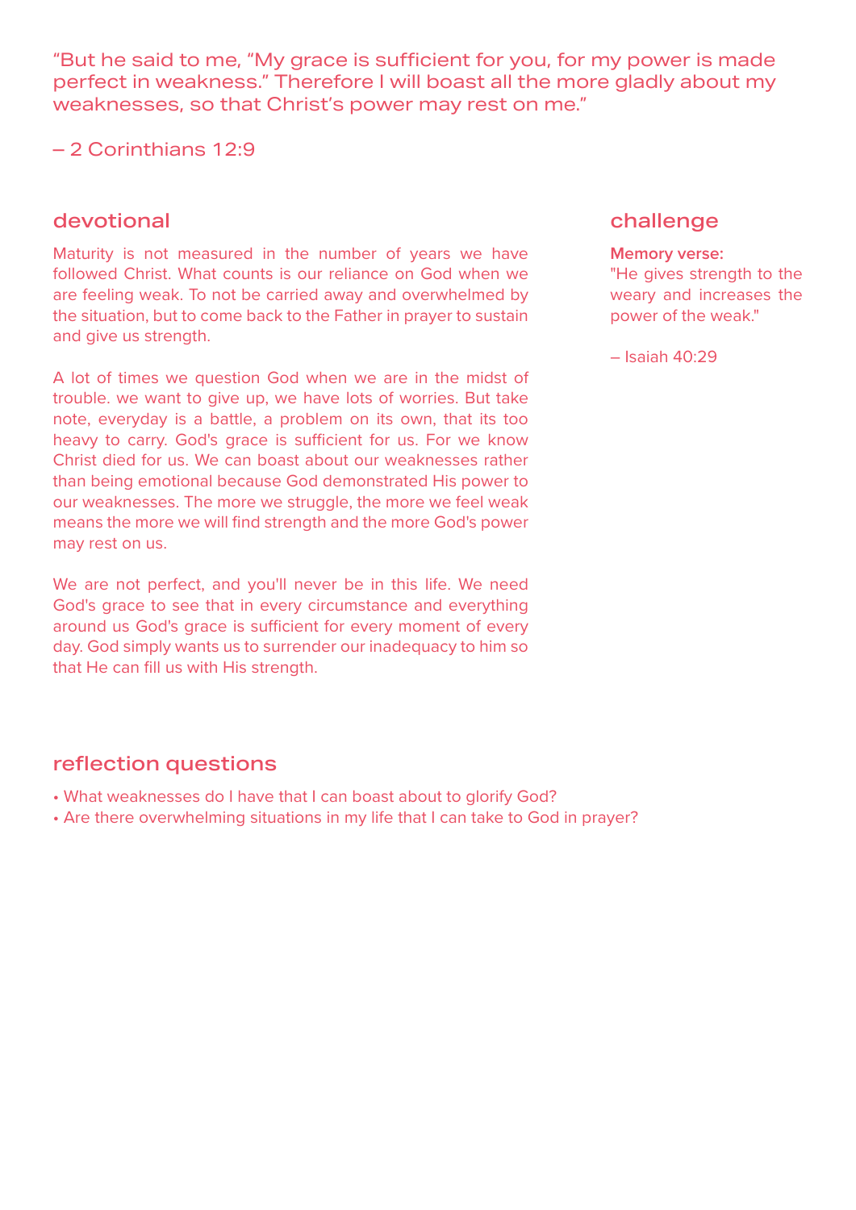"But he said to me, "My grace is sufficient for you, for my power is made perfect in weakness." Therefore I will boast all the more gladly about my weaknesses, so that Christ's power may rest on me."

– 2 Corinthians 12:9

## devotional

Maturity is not measured in the number of years we have followed Christ. What counts is our reliance on God when we are feeling weak. To not be carried away and overwhelmed by the situation, but to come back to the Father in prayer to sustain and give us strength.

A lot of times we question God when we are in the midst of trouble. we want to give up, we have lots of worries. But take note, everyday is a battle, a problem on its own, that its too heavy to carry. God's grace is sufficient for us. For we know Christ died for us. We can boast about our weaknesses rather than being emotional because God demonstrated His power to our weaknesses. The more we struggle, the more we feel weak means the more we will find strength and the more God's power may rest on us.

We are not perfect, and you'll never be in this life. We need God's grace to see that in every circumstance and everything around us God's grace is sufficient for every moment of every day. God simply wants us to surrender our inadequacy to him so that He can fill us with His strength.

## challenge

**Memory verse:**
"He gives strength to the weary and increases the power of the weak."

– Isaiah 40:29

## reflection questions

- What weaknesses do I have that I can boast about to glorify God?
- Are there overwhelming situations in my life that I can take to God in prayer?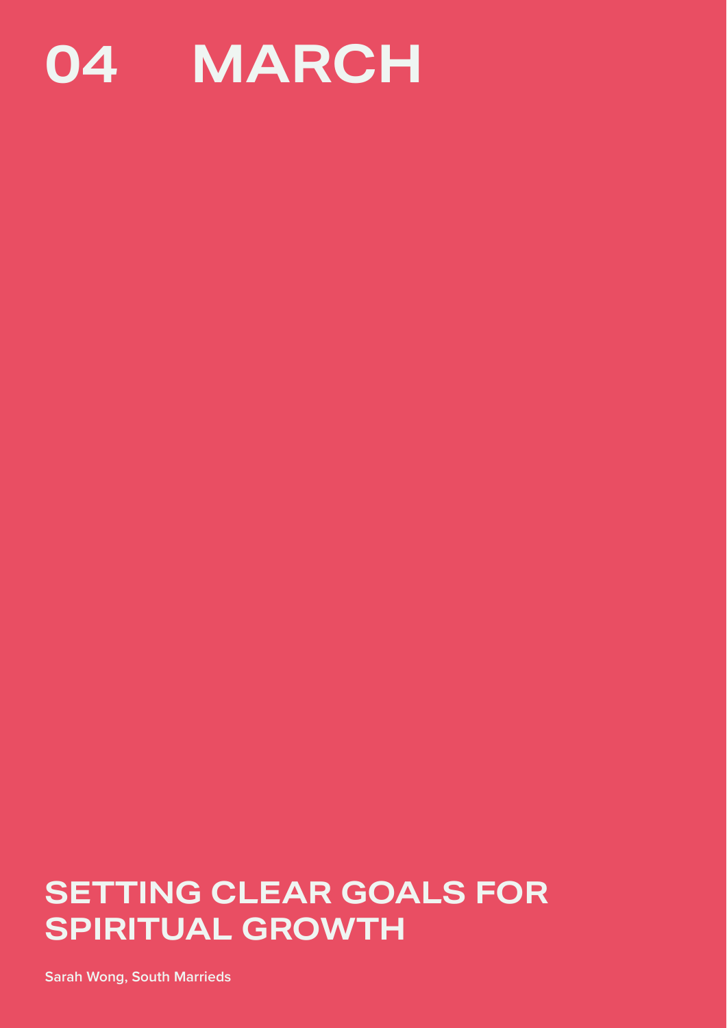# 04 MARCH

## SETTING CLEAR GOALS FOR SPIRITUAL GROWTH

**Sarah Wong, South Marrieds**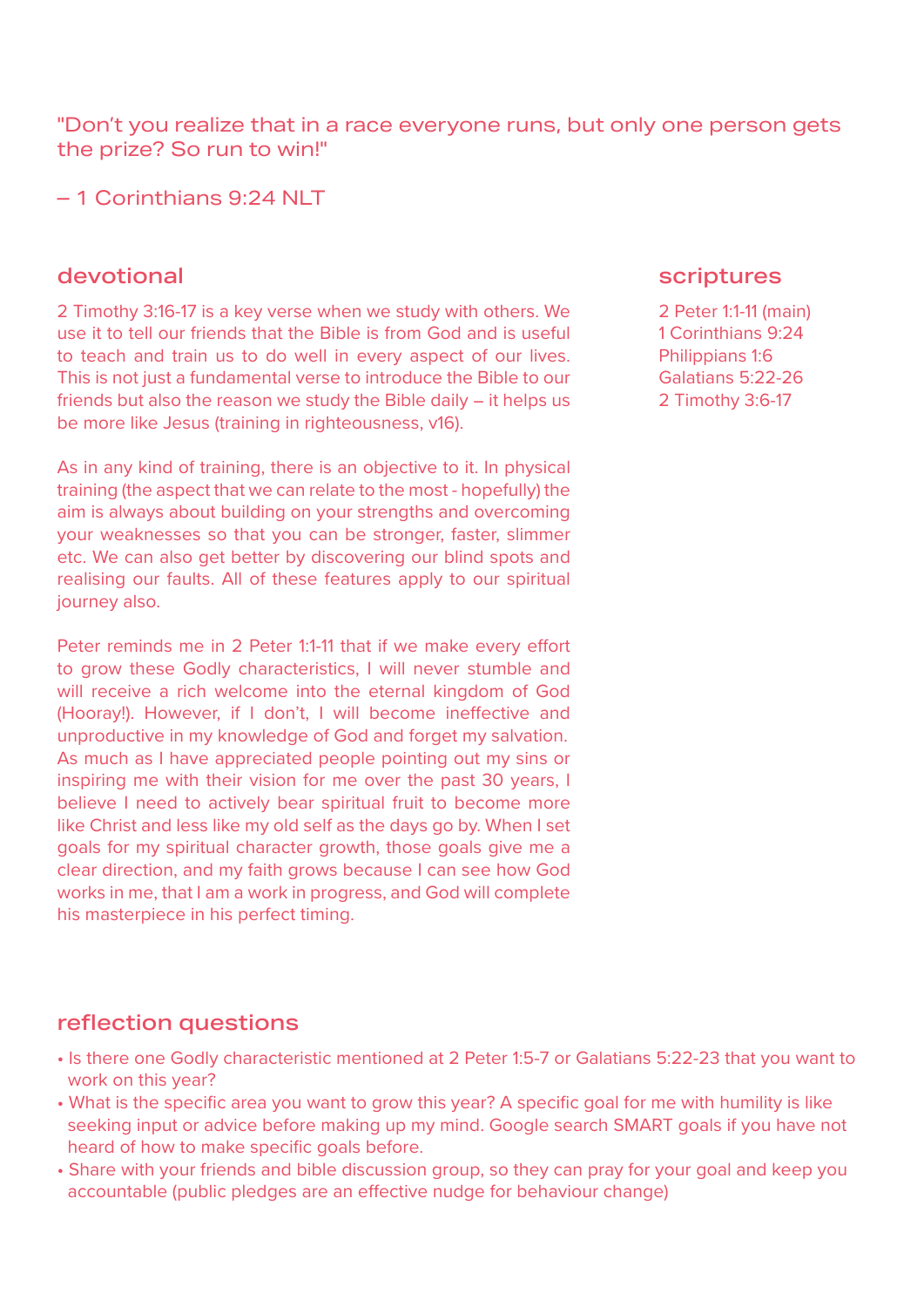"Don't you realize that in a race everyone runs, but only one person gets the prize? So run to win!"

– 1 Corinthians 9:24 NLT

## devotional

2 Timothy 3:16-17 is a key verse when we study with others. We use it to tell our friends that the Bible is from God and is useful to teach and train us to do well in every aspect of our lives. This is not just a fundamental verse to introduce the Bible to our friends but also the reason we study the Bible daily – it helps us be more like Jesus (training in righteousness, v16).

As in any kind of training, there is an objective to it. In physical training (the aspect that we can relate to the most - hopefully) the aim is always about building on your strengths and overcoming your weaknesses so that you can be stronger, faster, slimmer etc. We can also get better by discovering our blind spots and realising our faults. All of these features apply to our spiritual journey also.

Peter reminds me in 2 Peter 1:1-11 that if we make every effort to grow these Godly characteristics, I will never stumble and will receive a rich welcome into the eternal kingdom of God (Hooray!). However, if I don't, I will become ineffective and unproductive in my knowledge of God and forget my salvation. As much as I have appreciated people pointing out my sins or inspiring me with their vision for me over the past 30 years, I believe I need to actively bear spiritual fruit to become more like Christ and less like my old self as the days go by. When I set goals for my spiritual character growth, those goals give me a clear direction, and my faith grows because I can see how God works in me, that I am a work in progress, and God will complete his masterpiece in his perfect timing.

## scriptures

2 Peter 1:1-11 (main)
1 Corinthians 9:24
Philippians 1:6
Galatians 5:22-26
2 Timothy 3:6-17

## reflection questions

- Is there one Godly characteristic mentioned at 2 Peter 1:5-7 or Galatians 5:22-23 that you want to work on this year?
- What is the specific area you want to grow this year? A specific goal for me with humility is like seeking input or advice before making up my mind. Google search SMART goals if you have not heard of how to make specific goals before.
- Share with your friends and bible discussion group, so they can pray for your goal and keep you accountable (public pledges are an effective nudge for behaviour change)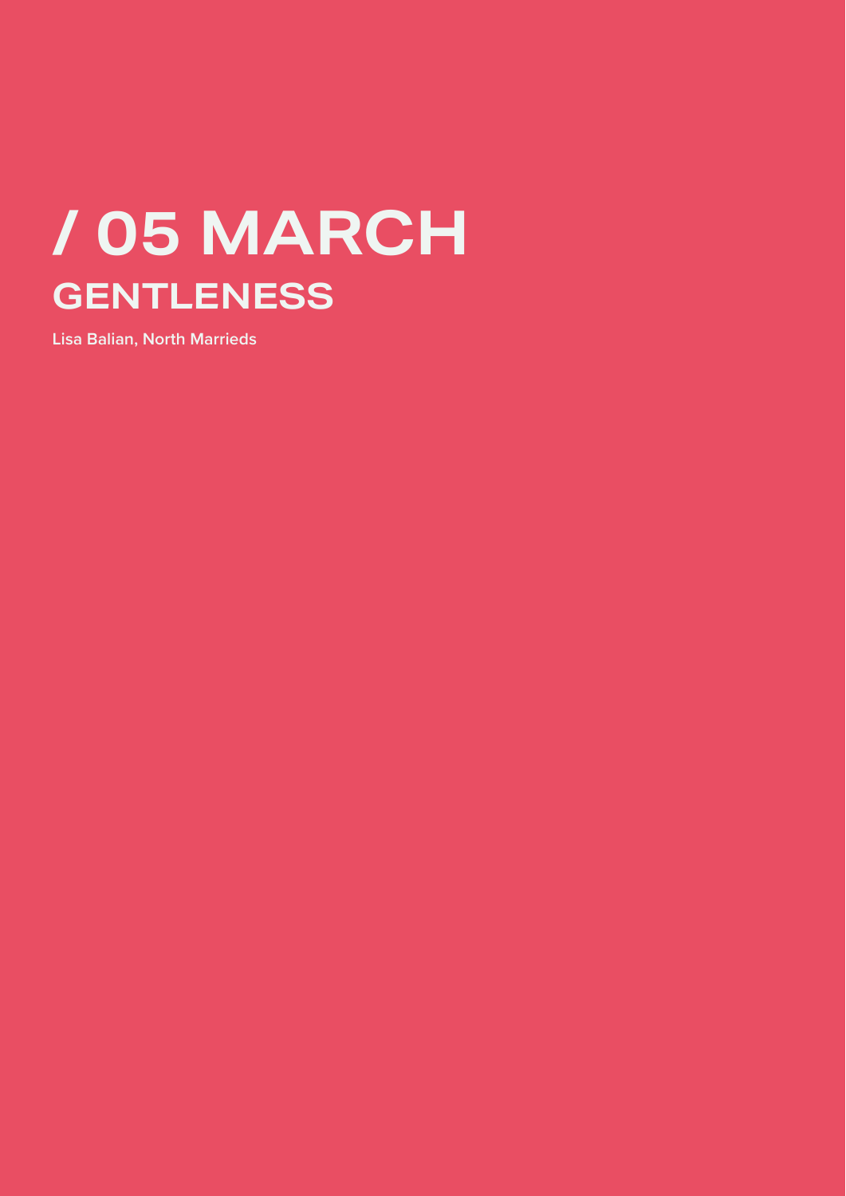# / 05 MARCH

## GENTLENESS

**Lisa Balian, North Marrieds**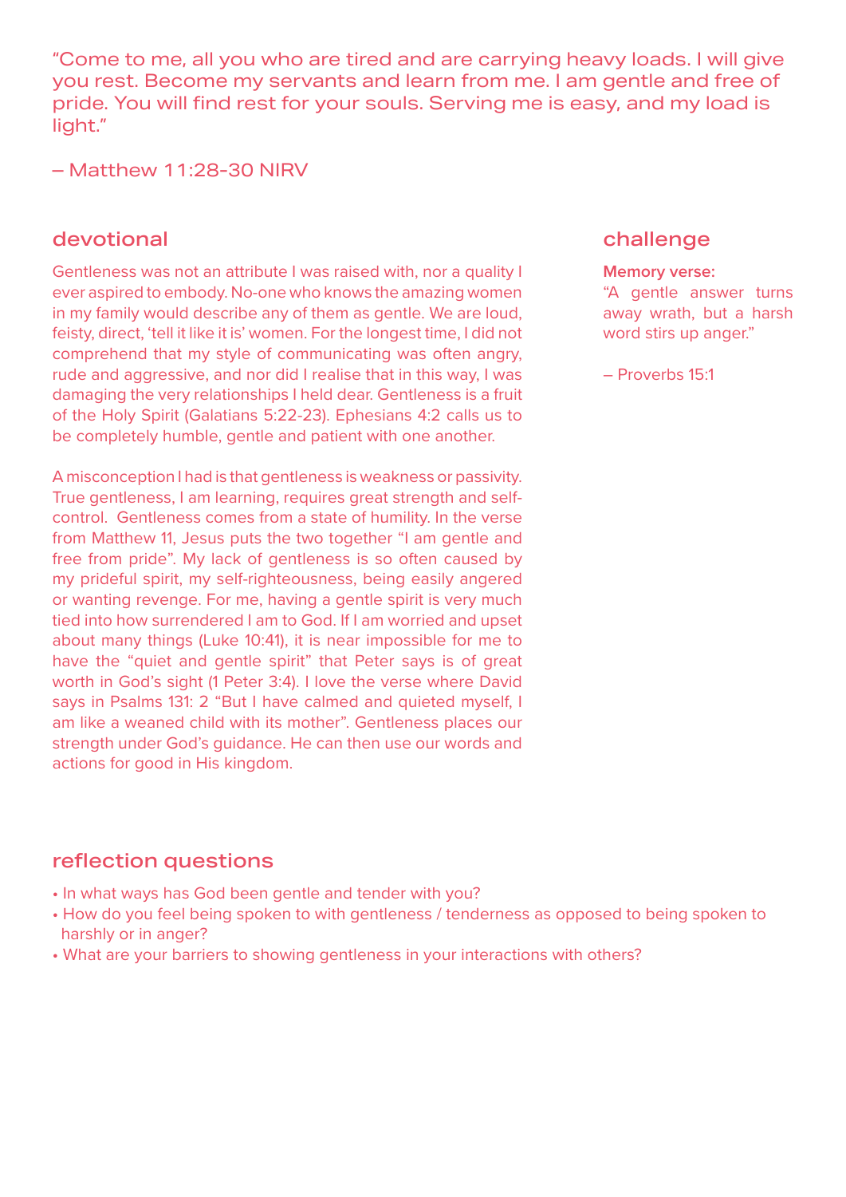"Come to me, all you who are tired and are carrying heavy loads. I will give you rest. Become my servants and learn from me. I am gentle and free of pride. You will find rest for your souls. Serving me is easy, and my load is light."

– Matthew 11:28-30 NIRV

## devotional

Gentleness was not an attribute I was raised with, nor a quality I ever aspired to embody. No-one who knows the amazing women in my family would describe any of them as gentle. We are loud, feisty, direct, 'tell it like it is' women. For the longest time, I did not comprehend that my style of communicating was often angry, rude and aggressive, and nor did I realise that in this way, I was damaging the very relationships I held dear. Gentleness is a fruit of the Holy Spirit (Galatians 5:22-23). Ephesians 4:2 calls us to be completely humble, gentle and patient with one another.

A misconception I had is that gentleness is weakness or passivity. True gentleness, I am learning, requires great strength and self-control. Gentleness comes from a state of humility. In the verse from Matthew 11, Jesus puts the two together "I am gentle and free from pride". My lack of gentleness is so often caused by my prideful spirit, my self-righteousness, being easily angered or wanting revenge. For me, having a gentle spirit is very much tied into how surrendered I am to God. If I am worried and upset about many things (Luke 10:41), it is near impossible for me to have the "quiet and gentle spirit" that Peter says is of great worth in God's sight (1 Peter 3:4). I love the verse where David says in Psalms 131: 2 "But I have calmed and quieted myself, I am like a weaned child with its mother". Gentleness places our strength under God's guidance. He can then use our words and actions for good in His kingdom.

## challenge

**Memory verse:**
"A gentle answer turns away wrath, but a harsh word stirs up anger."

– Proverbs 15:1

## reflection questions

- In what ways has God been gentle and tender with you?
- How do you feel being spoken to with gentleness / tenderness as opposed to being spoken to harshly or in anger?
- What are your barriers to showing gentleness in your interactions with others?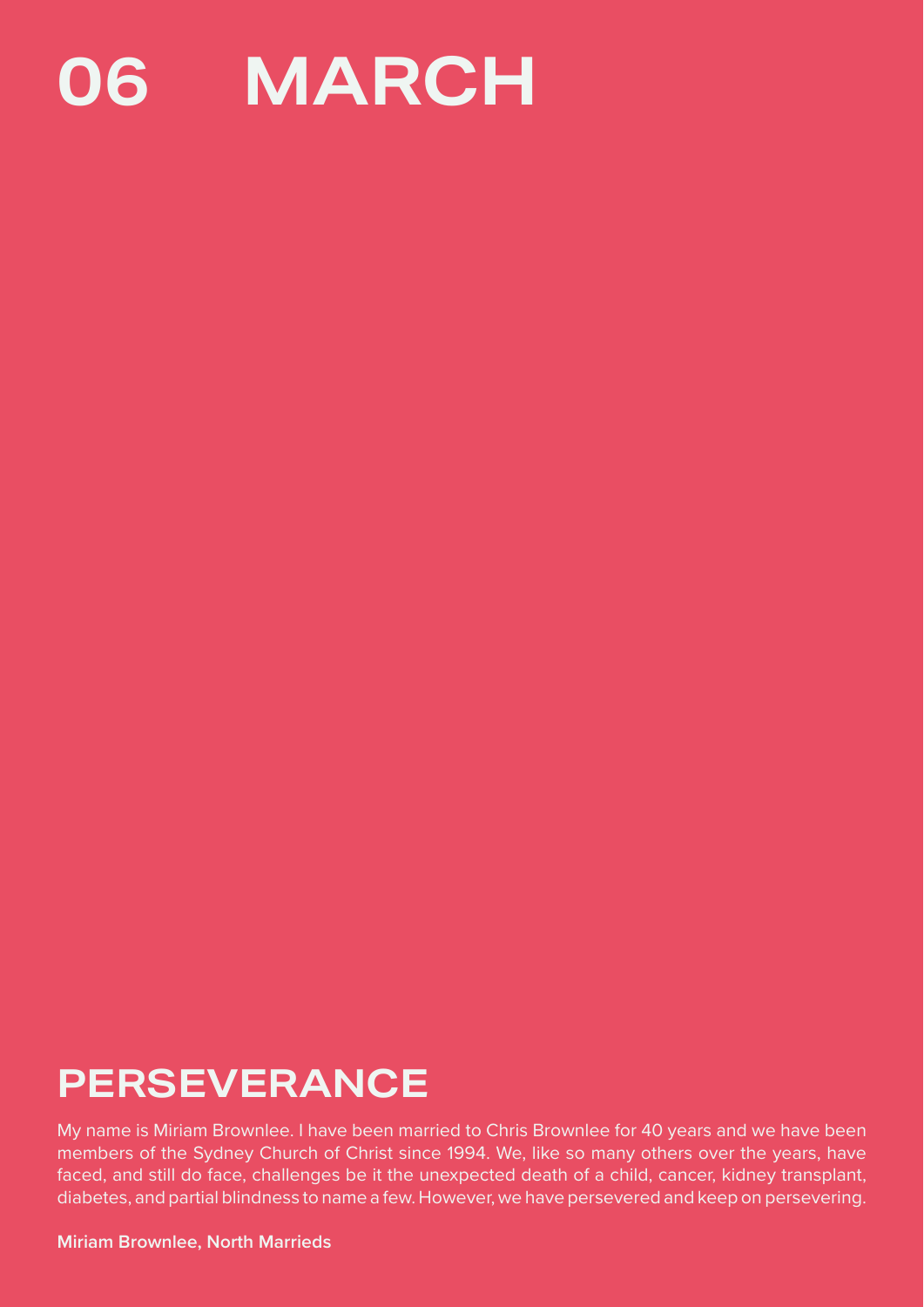# 06 MARCH

## PERSEVERANCE

My name is Miriam Brownlee. I have been married to Chris Brownlee for 40 years and we have been members of the Sydney Church of Christ since 1994. We, like so many others over the years, have faced, and still do face, challenges be it the unexpected death of a child, cancer, kidney transplant, diabetes, and partial blindness to name a few. However, we have persevered and keep on persevering.

**Miriam Brownlee, North Marrieds**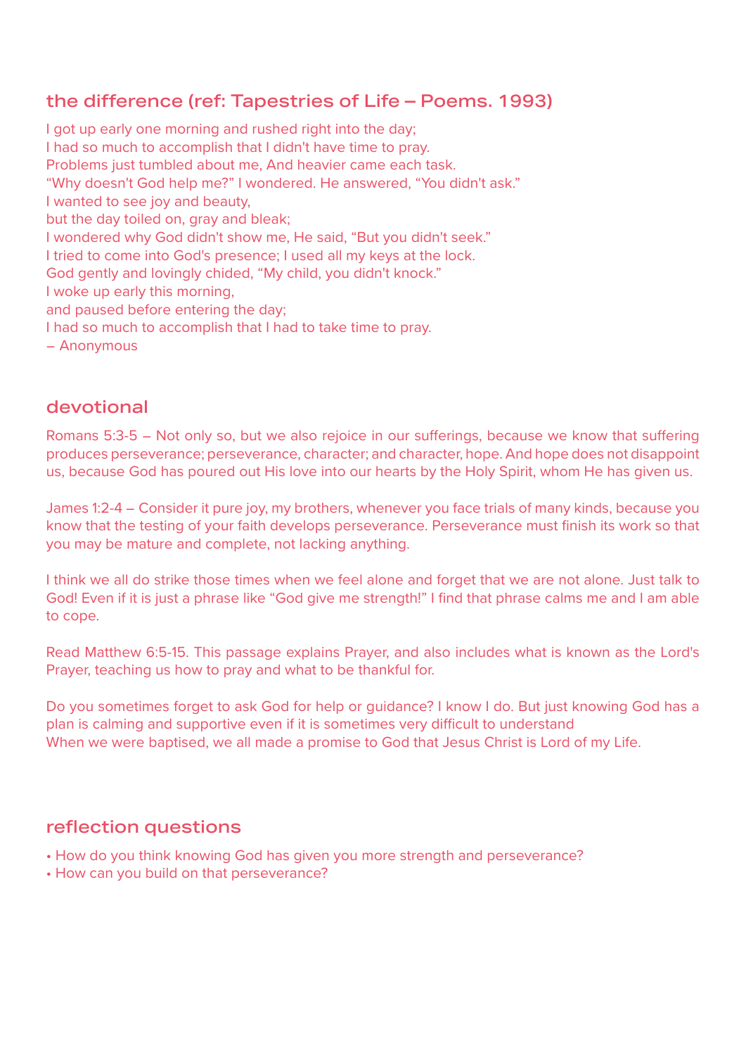## the difference (ref: Tapestries of Life – Poems. 1993)

I got up early one morning and rushed right into the day;
I had so much to accomplish that I didn't have time to pray.
Problems just tumbled about me, And heavier came each task.
“Why doesn't God help me?” I wondered. He answered, “You didn't ask.”
I wanted to see joy and beauty,
but the day toiled on, gray and bleak;
I wondered why God didn't show me, He said, “But you didn't seek.”
I tried to come into God's presence; I used all my keys at the lock.
God gently and lovingly chided, “My child, you didn't knock.”
I woke up early this morning,
and paused before entering the day;
I had so much to accomplish that I had to take time to pray.
– Anonymous

## devotional

Romans 5:3-5 – Not only so, but we also rejoice in our sufferings, because we know that suffering produces perseverance; perseverance, character; and character, hope. And hope does not disappoint us, because God has poured out His love into our hearts by the Holy Spirit, whom He has given us.

James 1:2-4 – Consider it pure joy, my brothers, whenever you face trials of many kinds, because you know that the testing of your faith develops perseverance. Perseverance must finish its work so that you may be mature and complete, not lacking anything.

I think we all do strike those times when we feel alone and forget that we are not alone. Just talk to God! Even if it is just a phrase like “God give me strength!” I find that phrase calms me and I am able to cope.

Read Matthew 6:5-15. This passage explains Prayer, and also includes what is known as the Lord's Prayer, teaching us how to pray and what to be thankful for.

Do you sometimes forget to ask God for help or guidance? I know I do. But just knowing God has a plan is calming and supportive even if it is sometimes very difficult to understand
When we were baptised, we all made a promise to God that Jesus Christ is Lord of my Life.

## reflection questions

- How do you think knowing God has given you more strength and perseverance?
- How can you build on that perseverance?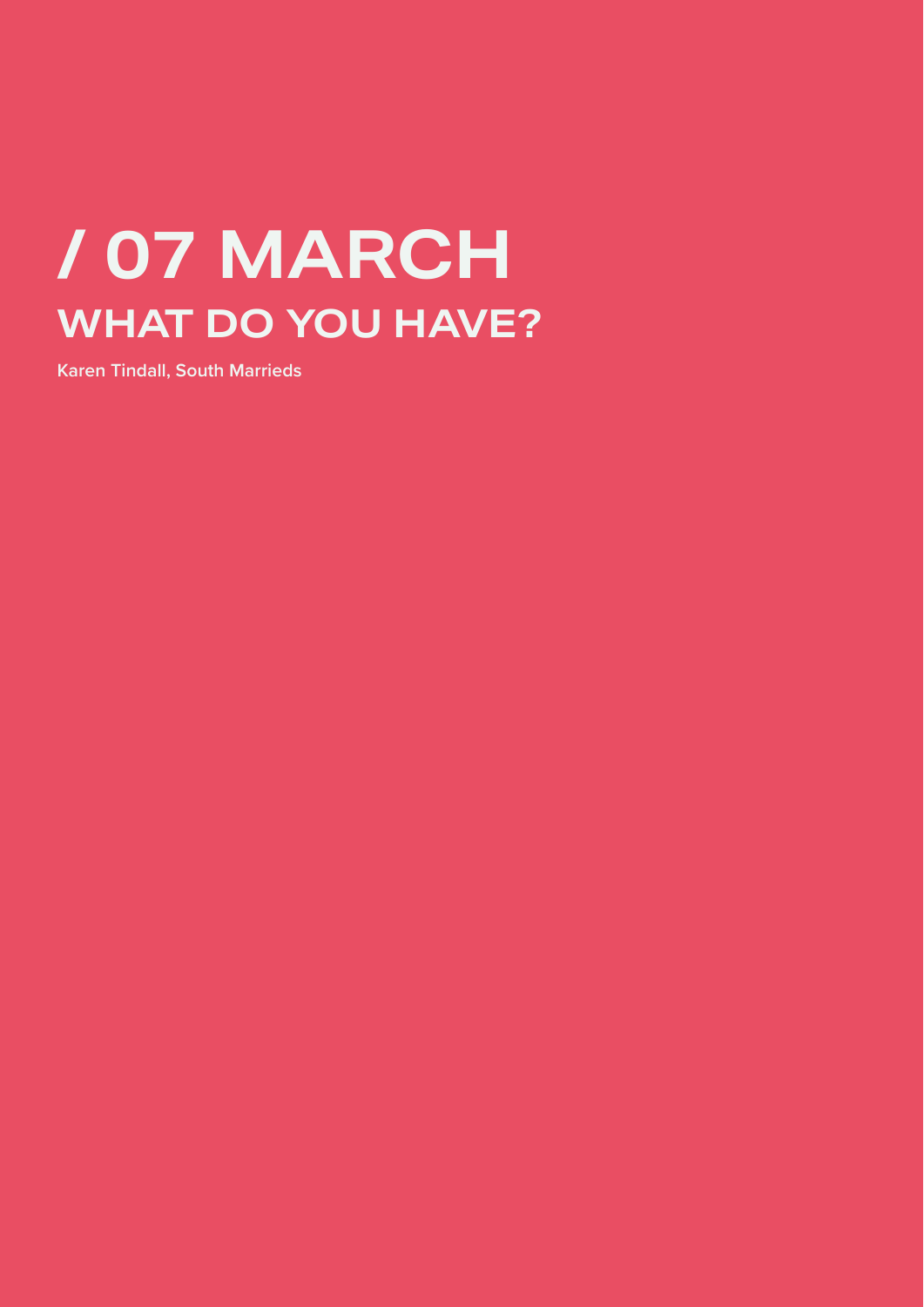# / 07 MARCH

## WHAT DO YOU HAVE?

**Karen Tindall, South Marrieds**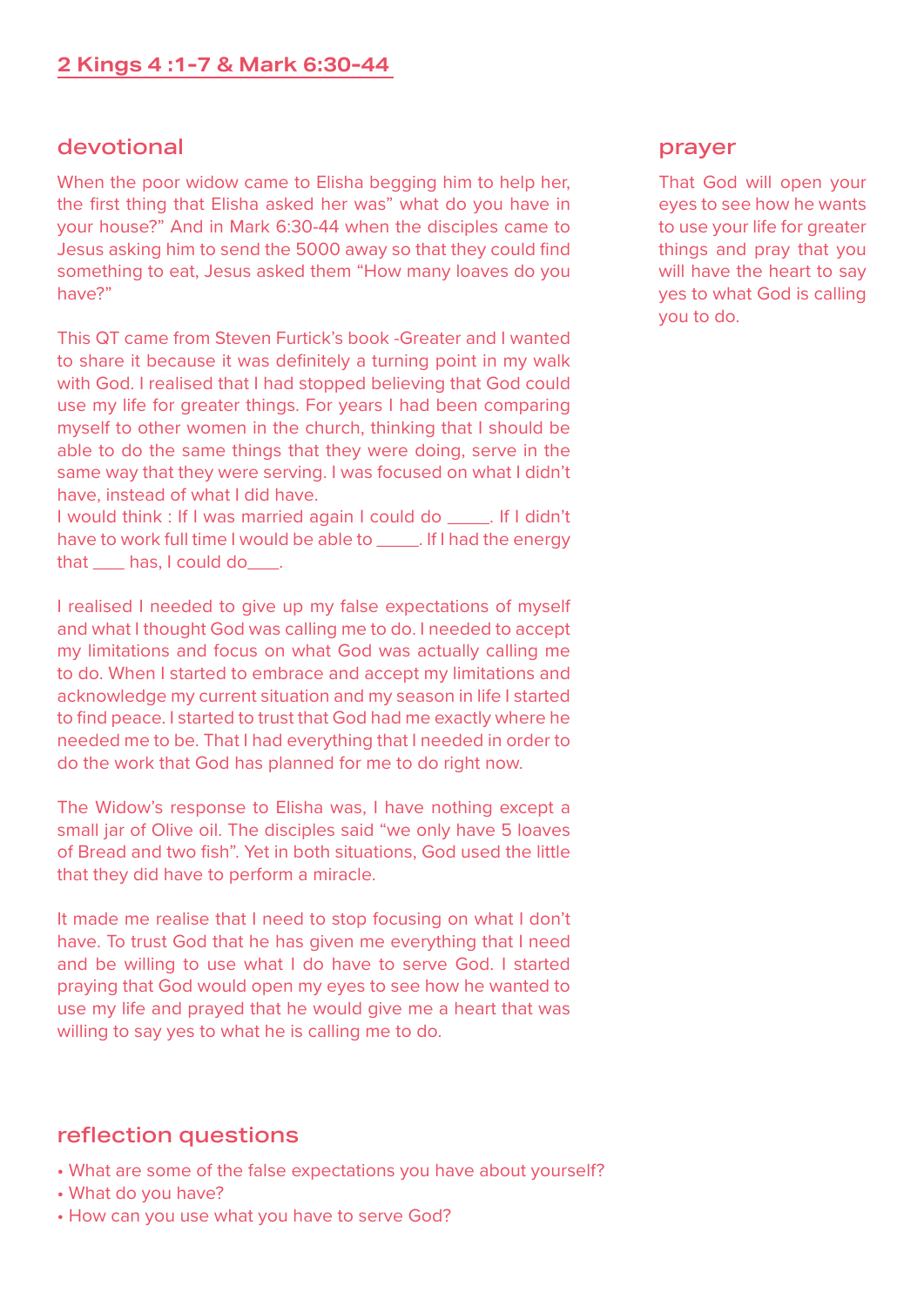# 2 Kings 4 :1-7 & Mark 6:30-44

## devotional

When the poor widow came to Elisha begging him to help her, the first thing that Elisha asked her was" what do you have in your house?" And in Mark 6:30-44 when the disciples came to Jesus asking him to send the 5000 away so that they could find something to eat, Jesus asked them "How many loaves do you have?"

This QT came from Steven Furtick's book -Greater and I wanted to share it because it was definitely a turning point in my walk with God. I realised that I had stopped believing that God could use my life for greater things. For years I had been comparing myself to other women in the church, thinking that I should be able to do the same things that they were doing, serve in the same way that they were serving. I was focused on what I didn't have, instead of what I did have.
I would think : If I was married again I could do _____. If I didn't have to work full time I would be able to _____. If I had the energy that ____ has, I could do____.

I realised I needed to give up my false expectations of myself and what I thought God was calling me to do. I needed to accept my limitations and focus on what God was actually calling me to do. When I started to embrace and accept my limitations and acknowledge my current situation and my season in life I started to find peace. I started to trust that God had me exactly where he needed me to be. That I had everything that I needed in order to do the work that God has planned for me to do right now.

The Widow's response to Elisha was, I have nothing except a small jar of Olive oil. The disciples said "we only have 5 loaves of Bread and two fish". Yet in both situations, God used the little that they did have to perform a miracle.

It made me realise that I need to stop focusing on what I don't have. To trust God that he has given me everything that I need and be willing to use what I do have to serve God. I started praying that God would open my eyes to see how he wanted to use my life and prayed that he would give me a heart that was willing to say yes to what he is calling me to do.

## prayer

That God will open your eyes to see how he wants to use your life for greater things and pray that you will have the heart to say yes to what God is calling you to do.

## reflection questions

- What are some of the false expectations you have about yourself?
- What do you have?
- How can you use what you have to serve God?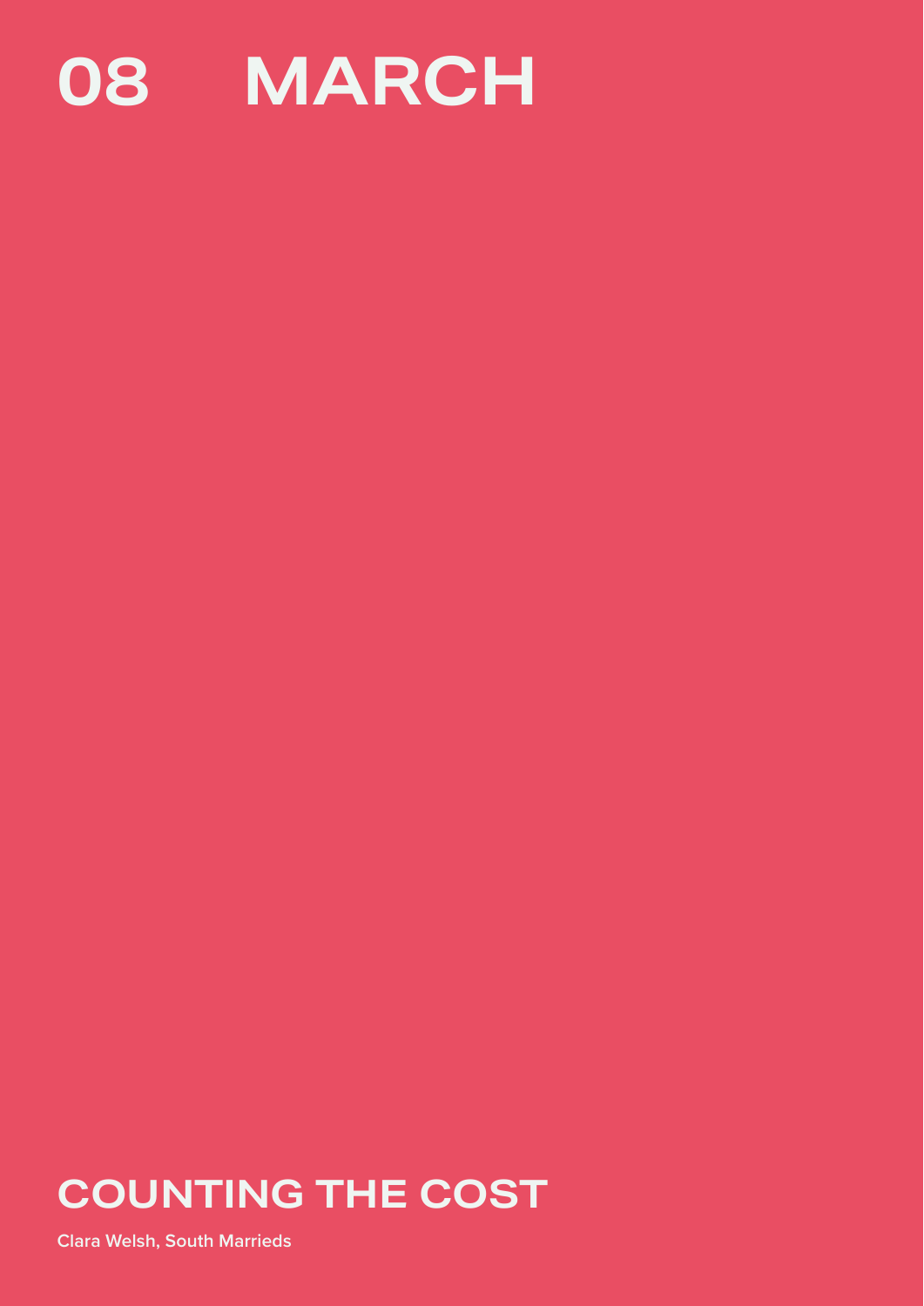# 08 MARCH

## COUNTING THE COST

**Clara Welsh, South Marrieds**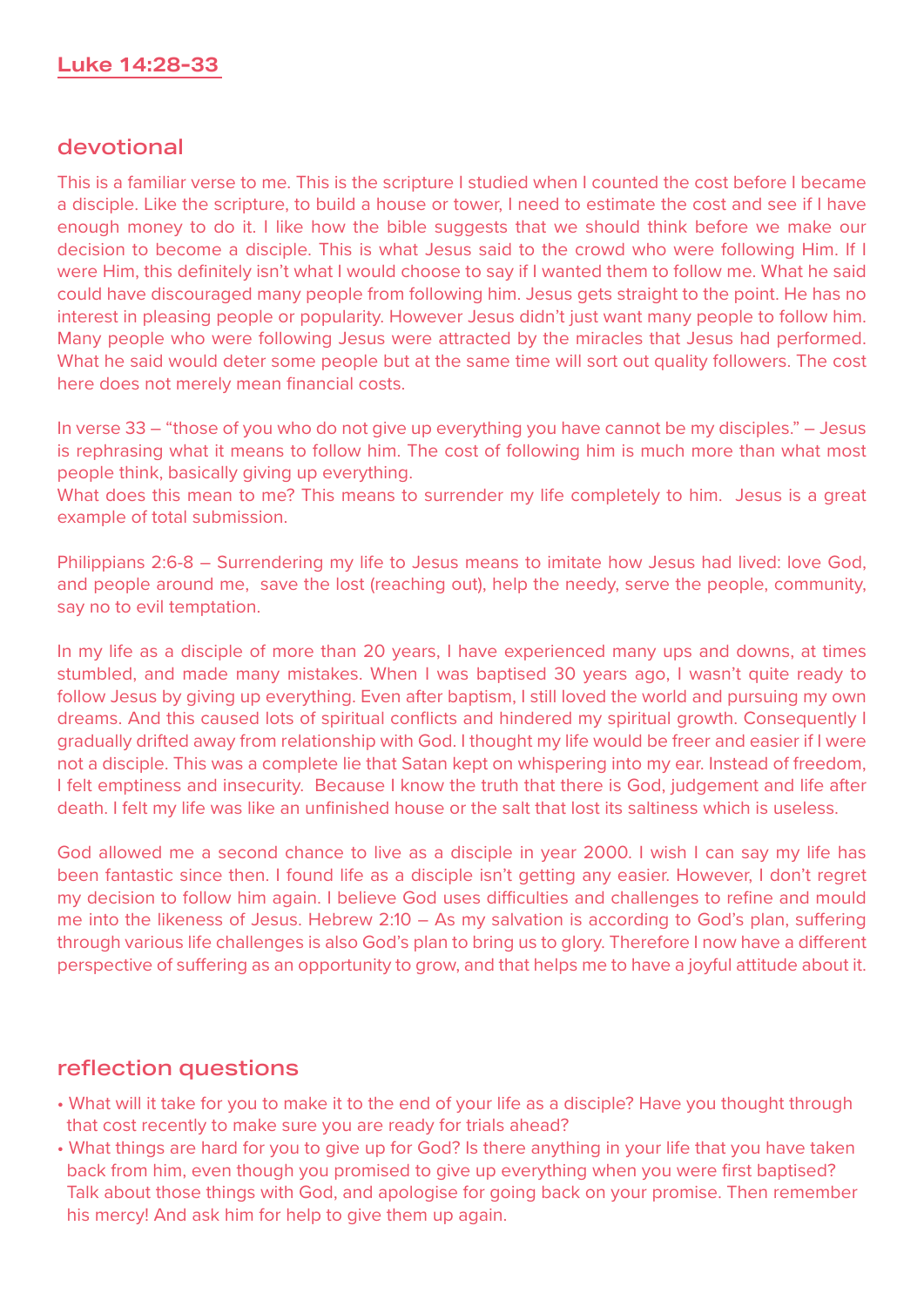## Luke 14:28-33

### devotional

This is a familiar verse to me. This is the scripture I studied when I counted the cost before I became a disciple. Like the scripture, to build a house or tower, I need to estimate the cost and see if I have enough money to do it. I like how the bible suggests that we should think before we make our decision to become a disciple. This is what Jesus said to the crowd who were following Him. If I were Him, this definitely isn't what I would choose to say if I wanted them to follow me. What he said could have discouraged many people from following him. Jesus gets straight to the point. He has no interest in pleasing people or popularity. However Jesus didn't just want many people to follow him. Many people who were following Jesus were attracted by the miracles that Jesus had performed. What he said would deter some people but at the same time will sort out quality followers. The cost here does not merely mean financial costs.

In verse 33 – "those of you who do not give up everything you have cannot be my disciples." – Jesus is rephrasing what it means to follow him. The cost of following him is much more than what most people think, basically giving up everything.
What does this mean to me? This means to surrender my life completely to him. Jesus is a great example of total submission.

Philippians 2:6-8 – Surrendering my life to Jesus means to imitate how Jesus had lived: love God, and people around me, save the lost (reaching out), help the needy, serve the people, community, say no to evil temptation.

In my life as a disciple of more than 20 years, I have experienced many ups and downs, at times stumbled, and made many mistakes. When I was baptised 30 years ago, I wasn't quite ready to follow Jesus by giving up everything. Even after baptism, I still loved the world and pursuing my own dreams. And this caused lots of spiritual conflicts and hindered my spiritual growth. Consequently I gradually drifted away from relationship with God. I thought my life would be freer and easier if I were not a disciple. This was a complete lie that Satan kept on whispering into my ear. Instead of freedom, I felt emptiness and insecurity. Because I know the truth that there is God, judgement and life after death. I felt my life was like an unfinished house or the salt that lost its saltiness which is useless.

God allowed me a second chance to live as a disciple in year 2000. I wish I can say my life has been fantastic since then. I found life as a disciple isn't getting any easier. However, I don't regret my decision to follow him again. I believe God uses difficulties and challenges to refine and mould me into the likeness of Jesus. Hebrew 2:10 – As my salvation is according to God's plan, suffering through various life challenges is also God's plan to bring us to glory. Therefore I now have a different perspective of suffering as an opportunity to grow, and that helps me to have a joyful attitude about it.

### reflection questions

- What will it take for you to make it to the end of your life as a disciple? Have you thought through that cost recently to make sure you are ready for trials ahead?
- What things are hard for you to give up for God? Is there anything in your life that you have taken back from him, even though you promised to give up everything when you were first baptised? Talk about those things with God, and apologise for going back on your promise. Then remember his mercy! And ask him for help to give them up again.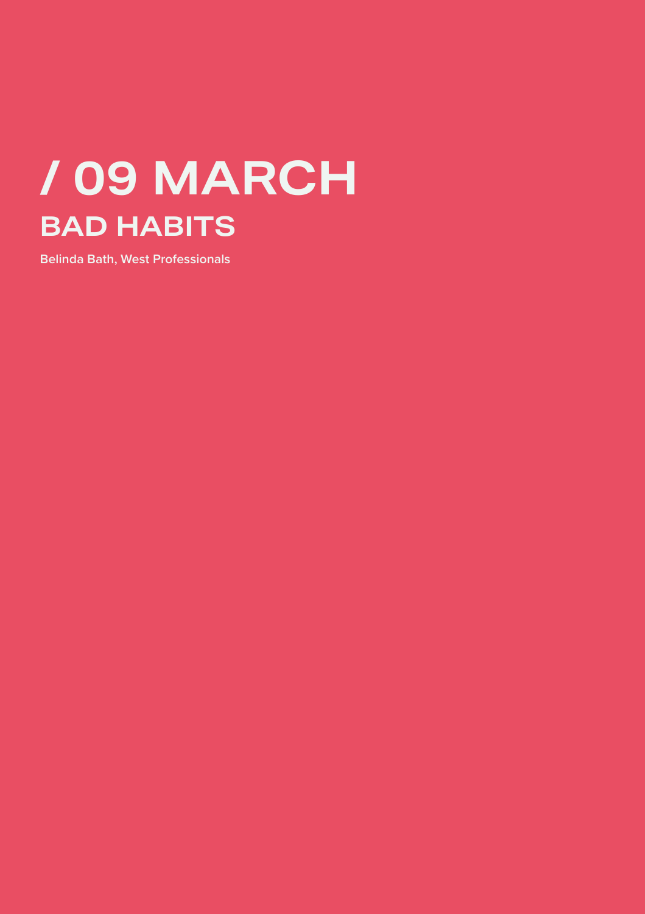# / 09 MARCH

## BAD HABITS

**Belinda Bath, West Professionals**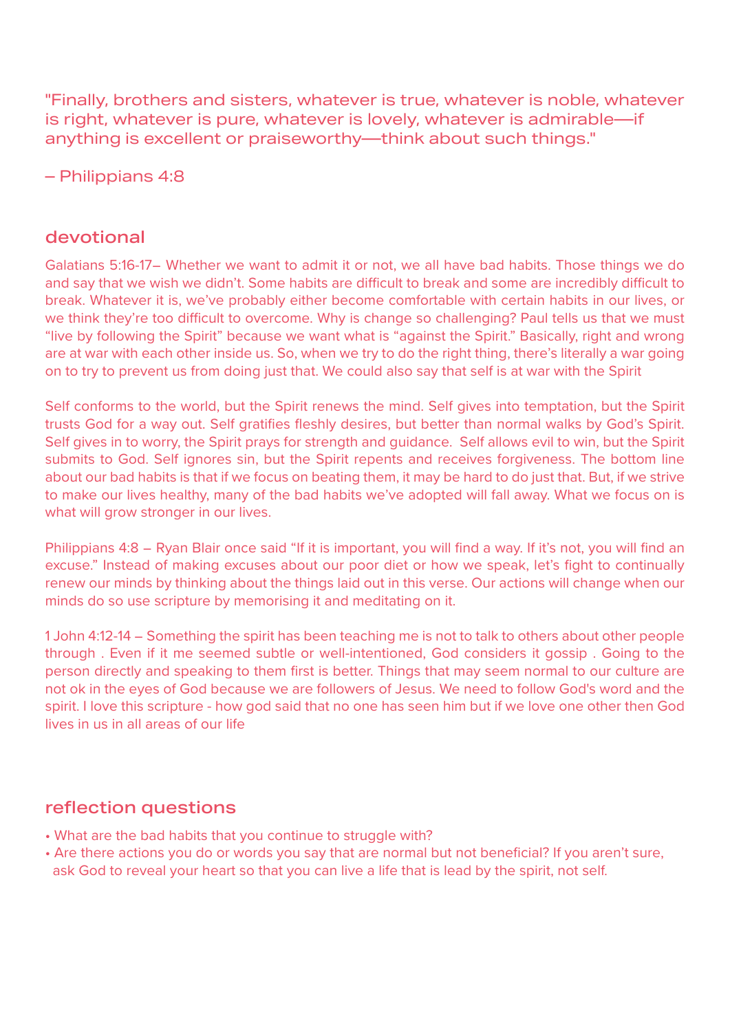"Finally, brothers and sisters, whatever is true, whatever is noble, whatever is right, whatever is pure, whatever is lovely, whatever is admirable—if anything is excellent or praiseworthy—think about such things."

– Philippians 4:8

## devotional

Galatians 5:16-17– Whether we want to admit it or not, we all have bad habits. Those things we do and say that we wish we didn't. Some habits are difficult to break and some are incredibly difficult to break. Whatever it is, we've probably either become comfortable with certain habits in our lives, or we think they're too difficult to overcome. Why is change so challenging? Paul tells us that we must "live by following the Spirit" because we want what is "against the Spirit." Basically, right and wrong are at war with each other inside us. So, when we try to do the right thing, there's literally a war going on to try to prevent us from doing just that. We could also say that self is at war with the Spirit

Self conforms to the world, but the Spirit renews the mind. Self gives into temptation, but the Spirit trusts God for a way out. Self gratifies fleshly desires, but better than normal walks by God's Spirit. Self gives in to worry, the Spirit prays for strength and guidance. Self allows evil to win, but the Spirit submits to God. Self ignores sin, but the Spirit repents and receives forgiveness. The bottom line about our bad habits is that if we focus on beating them, it may be hard to do just that. But, if we strive to make our lives healthy, many of the bad habits we've adopted will fall away. What we focus on is what will grow stronger in our lives.

Philippians 4:8 – Ryan Blair once said "If it is important, you will find a way. If it's not, you will find an excuse." Instead of making excuses about our poor diet or how we speak, let's fight to continually renew our minds by thinking about the things laid out in this verse. Our actions will change when our minds do so use scripture by memorising it and meditating on it.

1 John 4:12-14 – Something the spirit has been teaching me is not to talk to others about other people through . Even if it me seemed subtle or well-intentioned, God considers it gossip . Going to the person directly and speaking to them first is better. Things that may seem normal to our culture are not ok in the eyes of God because we are followers of Jesus. We need to follow God's word and the spirit. I love this scripture - how god said that no one has seen him but if we love one other then God lives in us in all areas of our life

## reflection questions

- What are the bad habits that you continue to struggle with?
- Are there actions you do or words you say that are normal but not beneficial? If you aren't sure, ask God to reveal your heart so that you can live a life that is lead by the spirit, not self.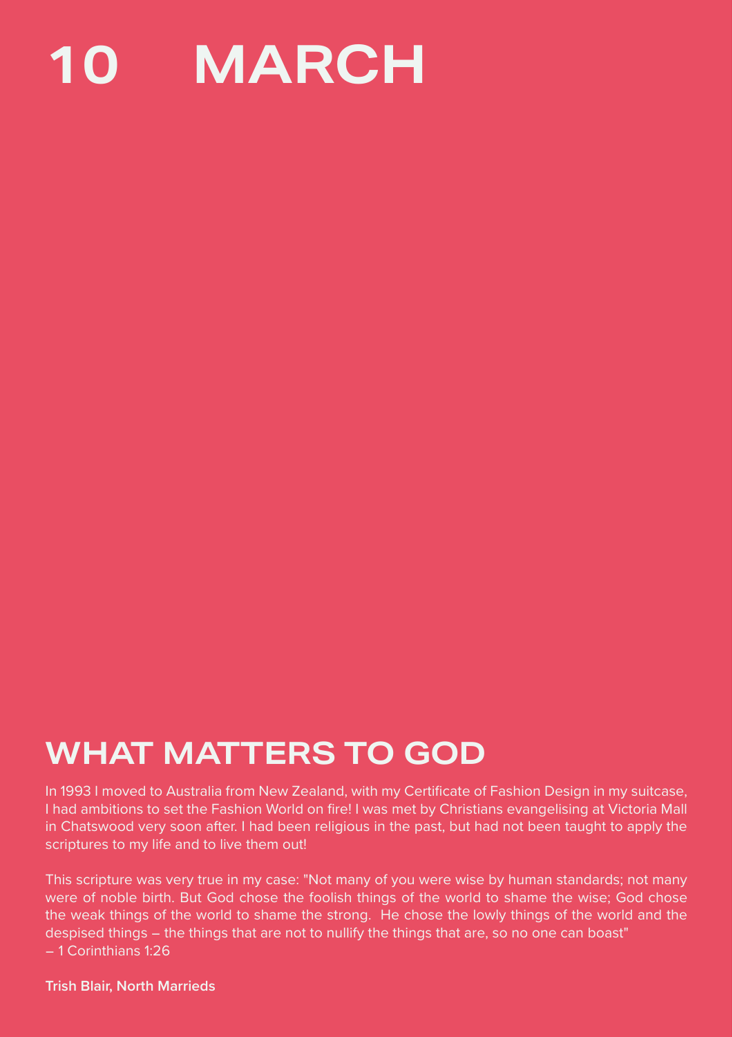# 10 MARCH

## WHAT MATTERS TO GOD

In 1993 I moved to Australia from New Zealand, with my Certificate of Fashion Design in my suitcase, I had ambitions to set the Fashion World on fire! I was met by Christians evangelising at Victoria Mall in Chatswood very soon after. I had been religious in the past, but had not been taught to apply the scriptures to my life and to live them out!

This scripture was very true in my case: "Not many of you were wise by human standards; not many were of noble birth. But God chose the foolish things of the world to shame the wise; God chose the weak things of the world to shame the strong. He chose the lowly things of the world and the despised things – the things that are not to nullify the things that are, so no one can boast"
– 1 Corinthians 1:26

**Trish Blair, North Marrieds**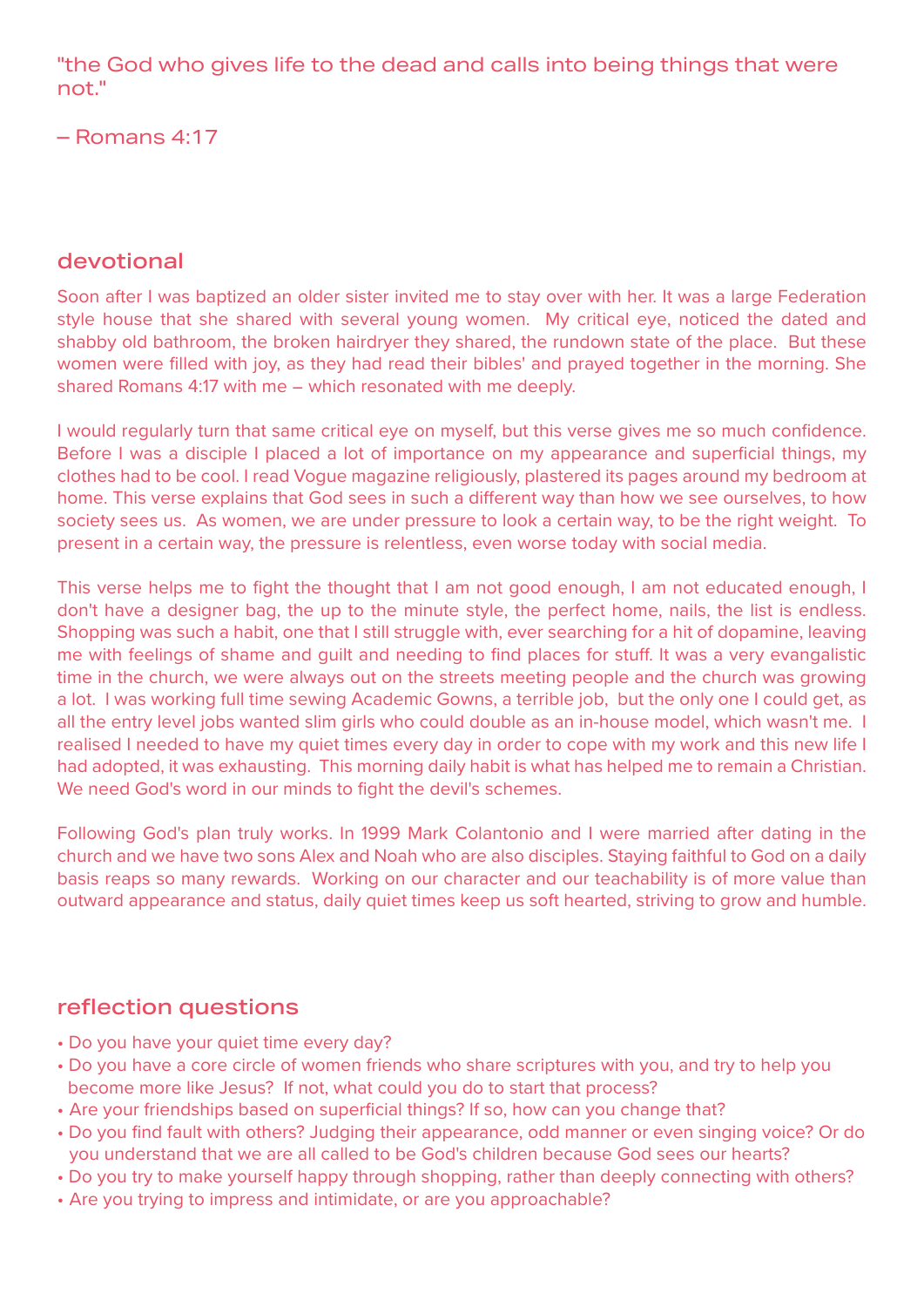"the God who gives life to the dead and calls into being things that were not."

– Romans 4:17

## devotional

Soon after I was baptized an older sister invited me to stay over with her. It was a large Federation style house that she shared with several young women. My critical eye, noticed the dated and shabby old bathroom, the broken hairdryer they shared, the rundown state of the place. But these women were filled with joy, as they had read their bibles' and prayed together in the morning. She shared Romans 4:17 with me – which resonated with me deeply.

I would regularly turn that same critical eye on myself, but this verse gives me so much confidence. Before I was a disciple I placed a lot of importance on my appearance and superficial things, my clothes had to be cool. I read Vogue magazine religiously, plastered its pages around my bedroom at home. This verse explains that God sees in such a different way than how we see ourselves, to how society sees us. As women, we are under pressure to look a certain way, to be the right weight. To present in a certain way, the pressure is relentless, even worse today with social media.

This verse helps me to fight the thought that I am not good enough, I am not educated enough, I don't have a designer bag, the up to the minute style, the perfect home, nails, the list is endless. Shopping was such a habit, one that I still struggle with, ever searching for a hit of dopamine, leaving me with feelings of shame and guilt and needing to find places for stuff. It was a very evangelistic time in the church, we were always out on the streets meeting people and the church was growing a lot. I was working full time sewing Academic Gowns, a terrible job, but the only one I could get, as all the entry level jobs wanted slim girls who could double as an in-house model, which wasn't me. I realised I needed to have my quiet times every day in order to cope with my work and this new life I had adopted, it was exhausting. This morning daily habit is what has helped me to remain a Christian. We need God's word in our minds to fight the devil's schemes.

Following God's plan truly works. In 1999 Mark Colantonio and I were married after dating in the church and we have two sons Alex and Noah who are also disciples. Staying faithful to God on a daily basis reaps so many rewards. Working on our character and our teachability is of more value than outward appearance and status, daily quiet times keep us soft hearted, striving to grow and humble.

## reflection questions

- Do you have your quiet time every day?
- Do you have a core circle of women friends who share scriptures with you, and try to help you become more like Jesus? If not, what could you do to start that process?
- Are your friendships based on superficial things? If so, how can you change that?
- Do you find fault with others? Judging their appearance, odd manner or even singing voice? Or do you understand that we are all called to be God's children because God sees our hearts?
- Do you try to make yourself happy through shopping, rather than deeply connecting with others?
- Are you trying to impress and intimidate, or are you approachable?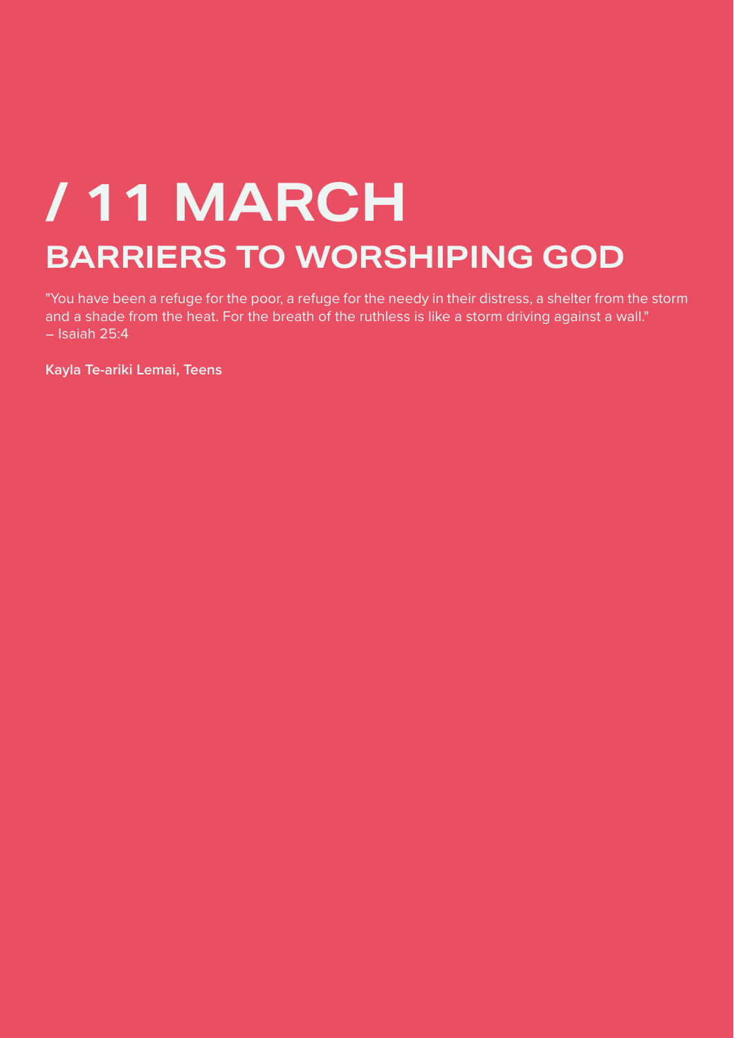# / 11 MARCH

## BARRIERS TO WORSHIPING GOD

"You have been a refuge for the poor, a refuge for the needy in their distress, a shelter from the storm and a shade from the heat. For the breath of the ruthless is like a storm driving against a wall."
– Isaiah 25:4

**Kayla Te-ariki Lemai, Teens**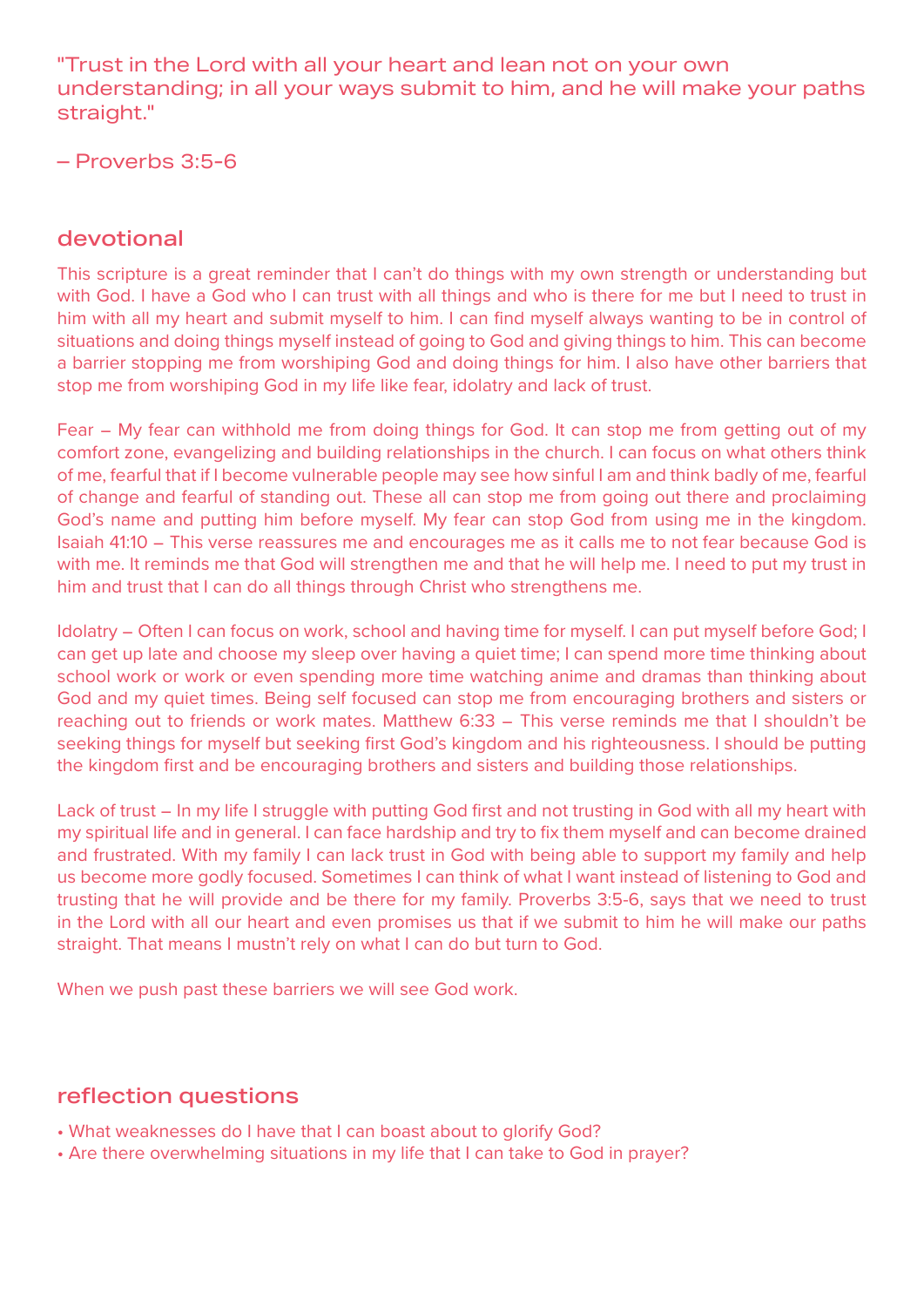"Trust in the Lord with all your heart and lean not on your own understanding; in all your ways submit to him, and he will make your paths straight."

– Proverbs 3:5-6

## devotional

This scripture is a great reminder that I can't do things with my own strength or understanding but with God. I have a God who I can trust with all things and who is there for me but I need to trust in him with all my heart and submit myself to him. I can find myself always wanting to be in control of situations and doing things myself instead of going to God and giving things to him. This can become a barrier stopping me from worshiping God and doing things for him. I also have other barriers that stop me from worshiping God in my life like fear, idolatry and lack of trust.

Fear – My fear can withhold me from doing things for God. It can stop me from getting out of my comfort zone, evangelizing and building relationships in the church. I can focus on what others think of me, fearful that if I become vulnerable people may see how sinful I am and think badly of me, fearful of change and fearful of standing out. These all can stop me from going out there and proclaiming God's name and putting him before myself. My fear can stop God from using me in the kingdom. Isaiah 41:10 – This verse reassures me and encourages me as it calls me to not fear because God is with me. It reminds me that God will strengthen me and that he will help me. I need to put my trust in him and trust that I can do all things through Christ who strengthens me.

Idolatry – Often I can focus on work, school and having time for myself. I can put myself before God; I can get up late and choose my sleep over having a quiet time; I can spend more time thinking about school work or work or even spending more time watching anime and dramas than thinking about God and my quiet times. Being self focused can stop me from encouraging brothers and sisters or reaching out to friends or work mates. Matthew 6:33 – This verse reminds me that I shouldn't be seeking things for myself but seeking first God's kingdom and his righteousness. I should be putting the kingdom first and be encouraging brothers and sisters and building those relationships.

Lack of trust – In my life I struggle with putting God first and not trusting in God with all my heart with my spiritual life and in general. I can face hardship and try to fix them myself and can become drained and frustrated. With my family I can lack trust in God with being able to support my family and help us become more godly focused. Sometimes I can think of what I want instead of listening to God and trusting that he will provide and be there for my family. Proverbs 3:5-6, says that we need to trust in the Lord with all our heart and even promises us that if we submit to him he will make our paths straight. That means I mustn't rely on what I can do but turn to God.

When we push past these barriers we will see God work.

## reflection questions

- What weaknesses do I have that I can boast about to glorify God?
- Are there overwhelming situations in my life that I can take to God in prayer?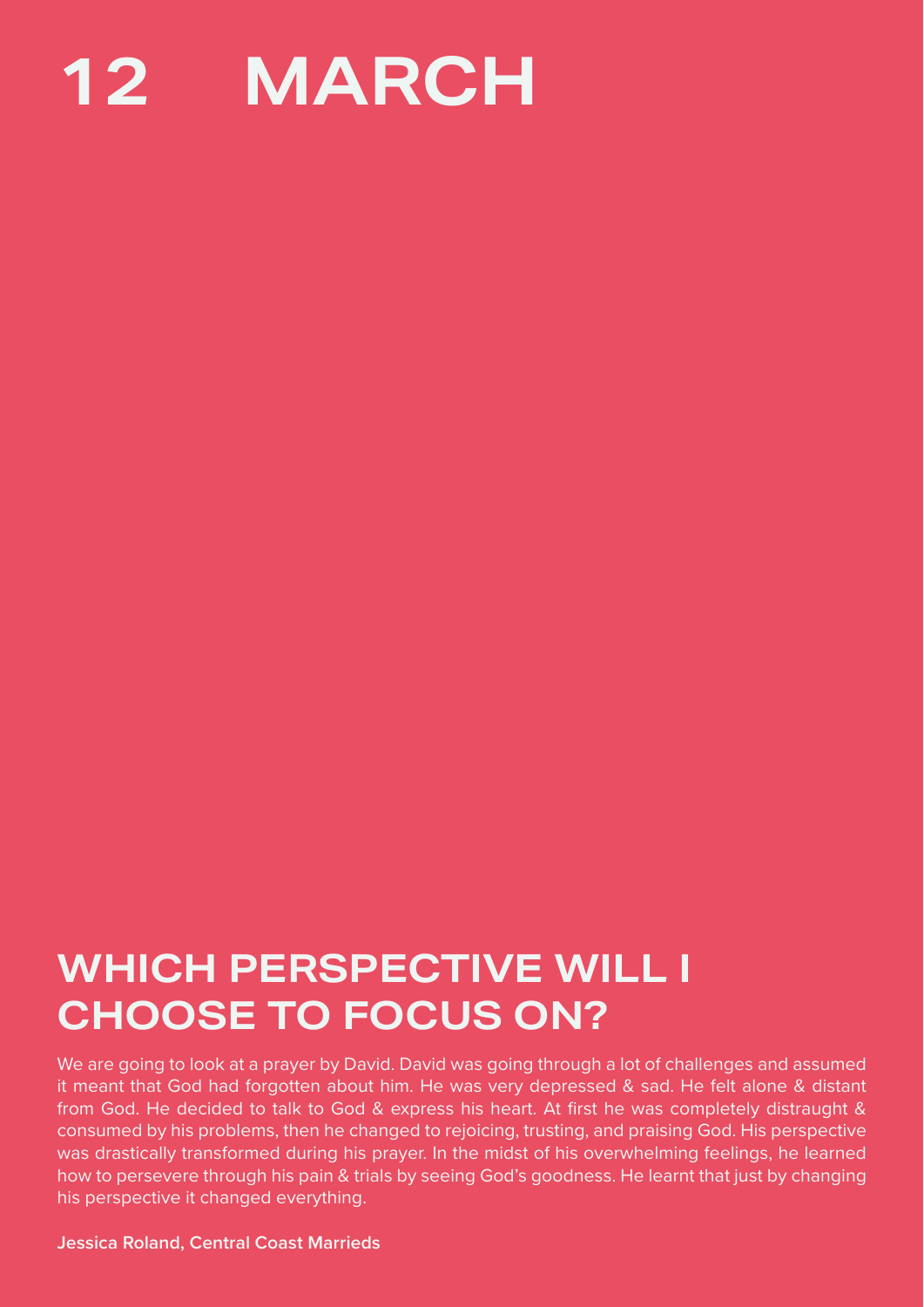# 12 MARCH

## WHICH PERSPECTIVE WILL I CHOOSE TO FOCUS ON?

We are going to look at a prayer by David. David was going through a lot of challenges and assumed it meant that God had forgotten about him. He was very depressed & sad. He felt alone & distant from God. He decided to talk to God & express his heart. At first he was completely distraught & consumed by his problems, then he changed to rejoicing, trusting, and praising God. His perspective was drastically transformed during his prayer. In the midst of his overwhelming feelings, he learned how to persevere through his pain & trials by seeing God's goodness. He learnt that just by changing his perspective it changed everything.

**Jessica Roland, Central Coast Marrieds**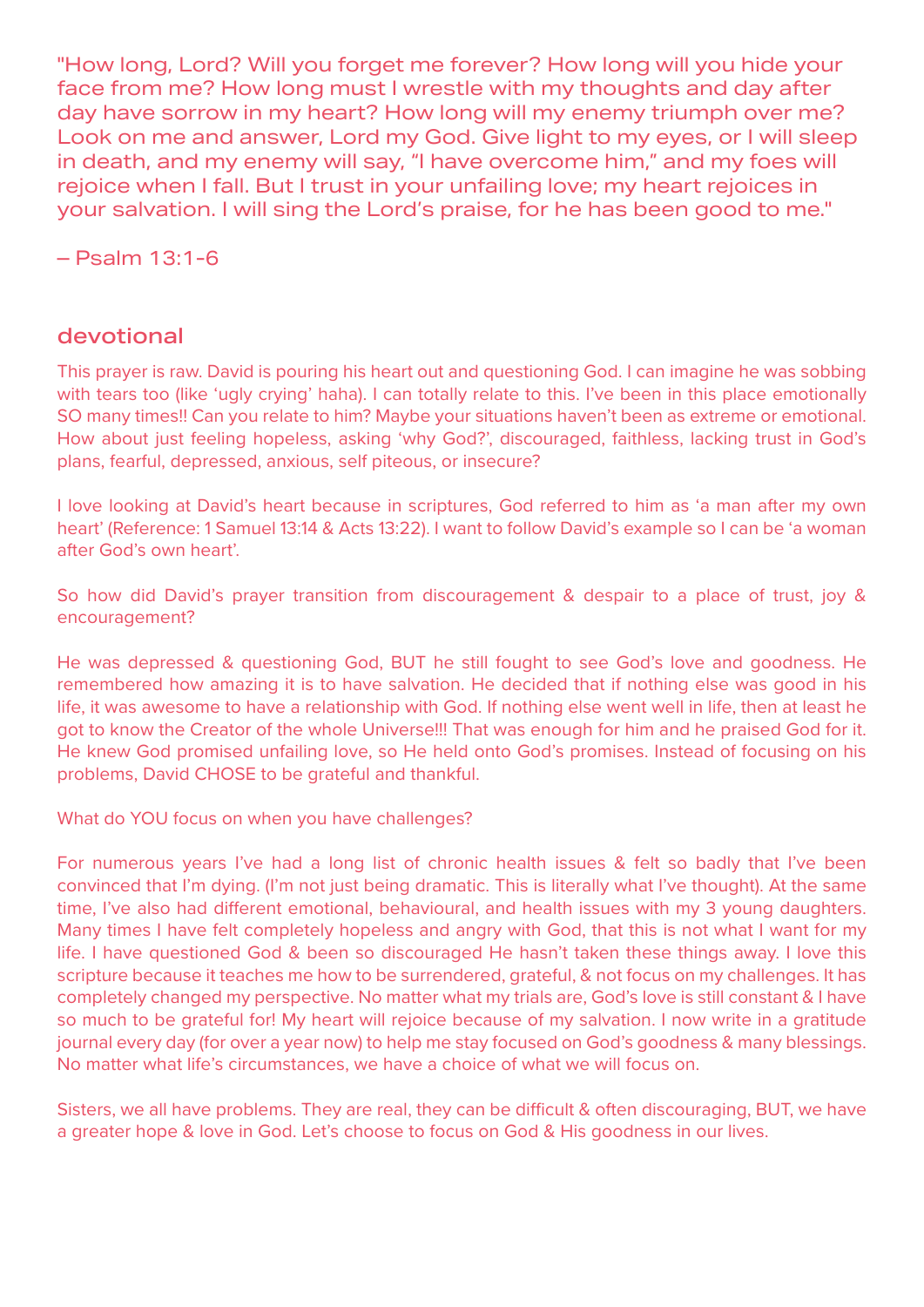"How long, Lord? Will you forget me forever? How long will you hide your face from me? How long must I wrestle with my thoughts and day after day have sorrow in my heart? How long will my enemy triumph over me? Look on me and answer, Lord my God. Give light to my eyes, or I will sleep in death, and my enemy will say, "I have overcome him," and my foes will rejoice when I fall. But I trust in your unfailing love; my heart rejoices in your salvation. I will sing the Lord's praise, for he has been good to me."

– Psalm 13:1-6

## devotional

This prayer is raw. David is pouring his heart out and questioning God. I can imagine he was sobbing with tears too (like 'ugly crying' haha). I can totally relate to this. I've been in this place emotionally SO many times!! Can you relate to him? Maybe your situations haven't been as extreme or emotional. How about just feeling hopeless, asking 'why God?', discouraged, faithless, lacking trust in God's plans, fearful, depressed, anxious, self piteous, or insecure?

I love looking at David's heart because in scriptures, God referred to him as 'a man after my own heart' (Reference: 1 Samuel 13:14 & Acts 13:22). I want to follow David's example so I can be 'a woman after God's own heart'.

So how did David's prayer transition from discouragement & despair to a place of trust, joy & encouragement?

He was depressed & questioning God, BUT he still fought to see God's love and goodness. He remembered how amazing it is to have salvation. He decided that if nothing else was good in his life, it was awesome to have a relationship with God. If nothing else went well in life, then at least he got to know the Creator of the whole Universe!!! That was enough for him and he praised God for it. He knew God promised unfailing love, so He held onto God's promises. Instead of focusing on his problems, David CHOSE to be grateful and thankful.

What do YOU focus on when you have challenges?

For numerous years I've had a long list of chronic health issues & felt so badly that I've been convinced that I'm dying. (I'm not just being dramatic. This is literally what I've thought). At the same time, I've also had different emotional, behavioural, and health issues with my 3 young daughters. Many times I have felt completely hopeless and angry with God, that this is not what I want for my life. I have questioned God & been so discouraged He hasn't taken these things away. I love this scripture because it teaches me how to be surrendered, grateful, & not focus on my challenges. It has completely changed my perspective. No matter what my trials are, God's love is still constant & I have so much to be grateful for! My heart will rejoice because of my salvation. I now write in a gratitude journal every day (for over a year now) to help me stay focused on God's goodness & many blessings. No matter what life's circumstances, we have a choice of what we will focus on.

Sisters, we all have problems. They are real, they can be difficult & often discouraging, BUT, we have a greater hope & love in God. Let's choose to focus on God & His goodness in our lives.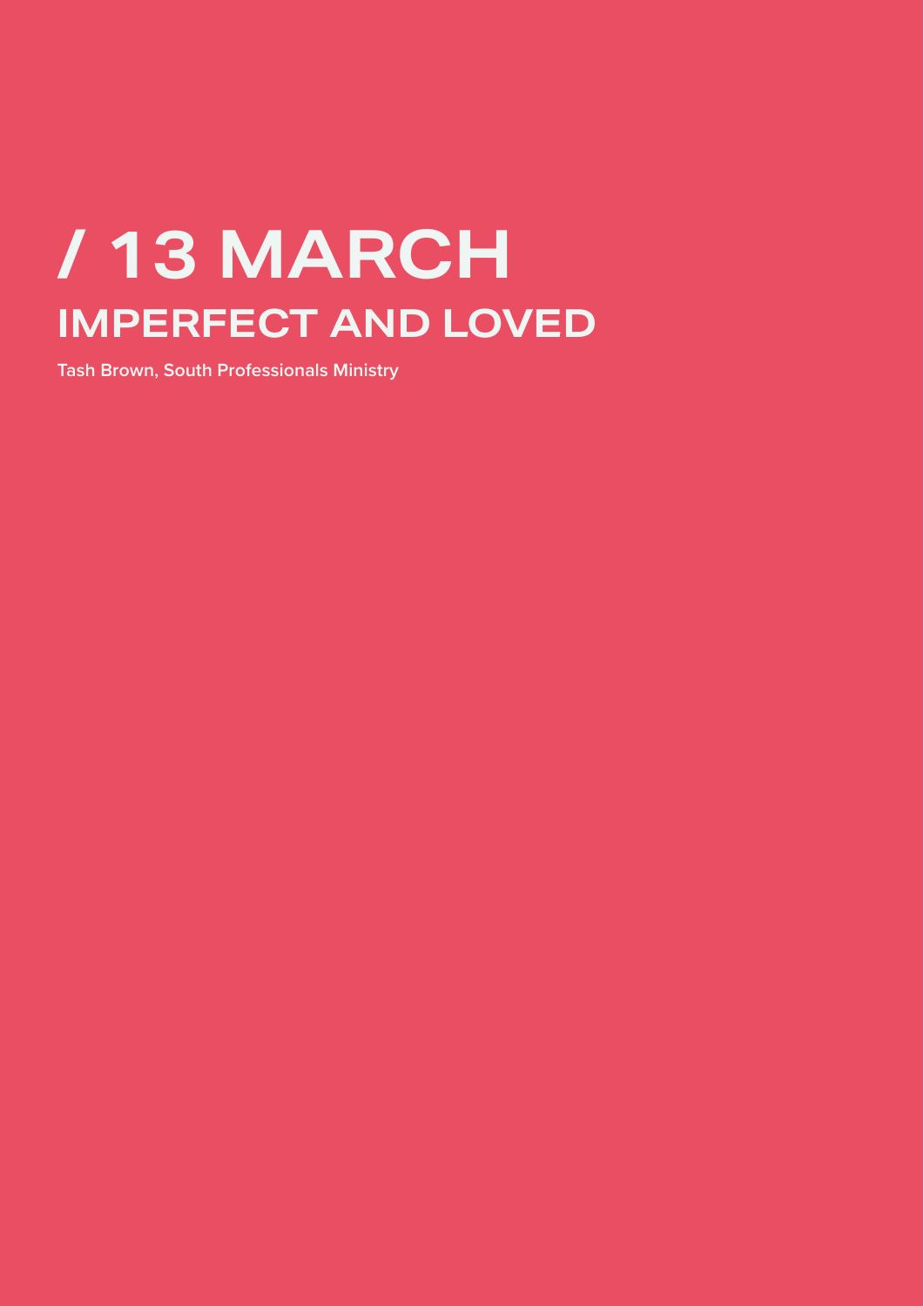# / 13 MARCH

## IMPERFECT AND LOVED

**Tash Brown, South Professionals Ministry**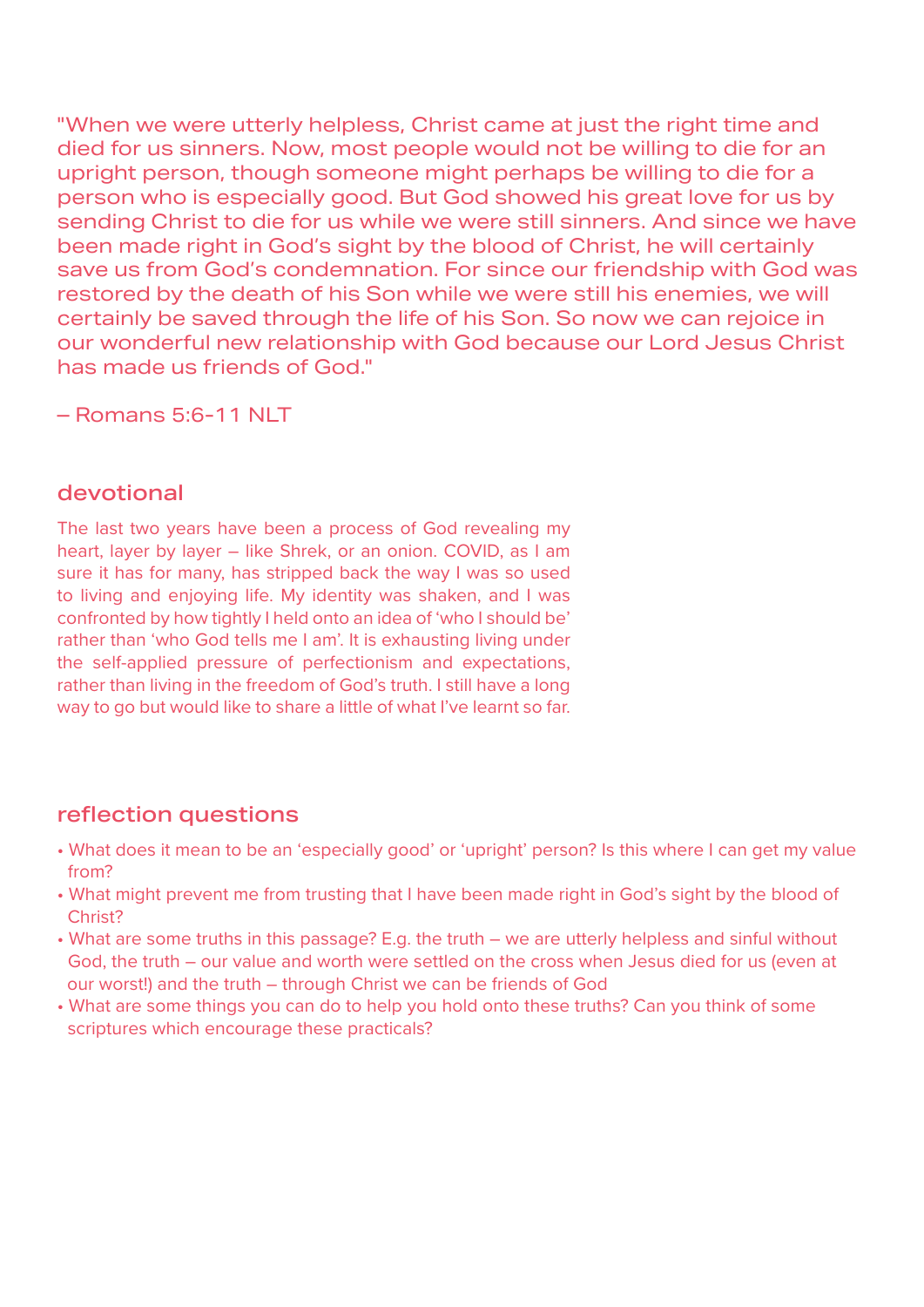"When we were utterly helpless, Christ came at just the right time and died for us sinners. Now, most people would not be willing to die for an upright person, though someone might perhaps be willing to die for a person who is especially good. But God showed his great love for us by sending Christ to die for us while we were still sinners. And since we have been made right in God's sight by the blood of Christ, he will certainly save us from God's condemnation. For since our friendship with God was restored by the death of his Son while we were still his enemies, we will certainly be saved through the life of his Son. So now we can rejoice in our wonderful new relationship with God because our Lord Jesus Christ has made us friends of God."

– Romans 5:6-11 NLT

## devotional

The last two years have been a process of God revealing my heart, layer by layer – like Shrek, or an onion. COVID, as I am sure it has for many, has stripped back the way I was so used to living and enjoying life. My identity was shaken, and I was confronted by how tightly I held onto an idea of 'who I should be' rather than 'who God tells me I am'. It is exhausting living under the self-applied pressure of perfectionism and expectations, rather than living in the freedom of God's truth. I still have a long way to go but would like to share a little of what I've learnt so far.

## reflection questions

- What does it mean to be an 'especially good' or 'upright' person? Is this where I can get my value from?
- What might prevent me from trusting that I have been made right in God's sight by the blood of Christ?
- What are some truths in this passage? E.g. the truth – we are utterly helpless and sinful without God, the truth – our value and worth were settled on the cross when Jesus died for us (even at our worst!) and the truth – through Christ we can be friends of God
- What are some things you can do to help you hold onto these truths? Can you think of some scriptures which encourage these practicals?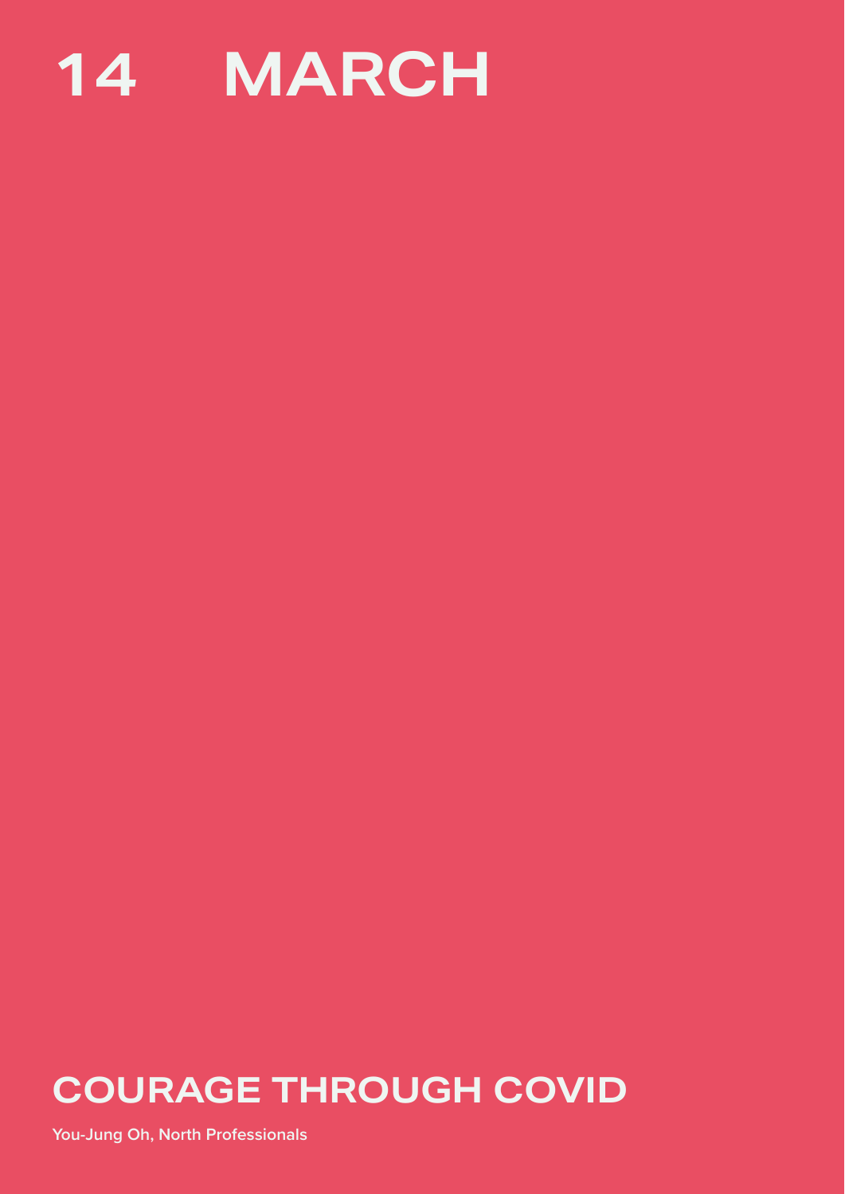# 14 MARCH

## COURAGE THROUGH COVID

You-Jung Oh, North Professionals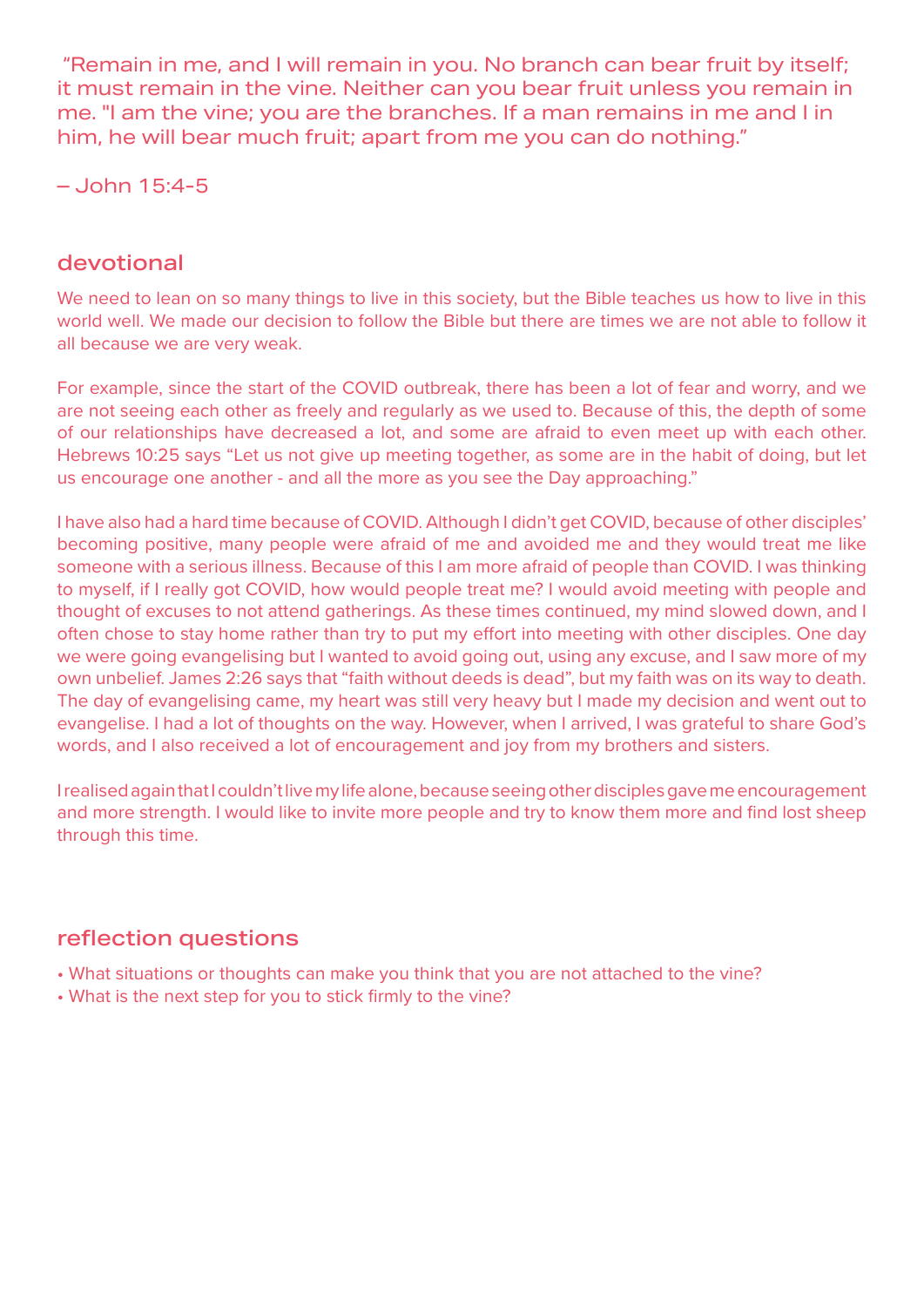"Remain in me, and I will remain in you. No branch can bear fruit by itself; it must remain in the vine. Neither can you bear fruit unless you remain in me. "I am the vine; you are the branches. If a man remains in me and I in him, he will bear much fruit; apart from me you can do nothing."

– John 15:4-5

## devotional

We need to lean on so many things to live in this society, but the Bible teaches us how to live in this world well. We made our decision to follow the Bible but there are times we are not able to follow it all because we are very weak.

For example, since the start of the COVID outbreak, there has been a lot of fear and worry, and we are not seeing each other as freely and regularly as we used to. Because of this, the depth of some of our relationships have decreased a lot, and some are afraid to even meet up with each other. Hebrews 10:25 says "Let us not give up meeting together, as some are in the habit of doing, but let us encourage one another - and all the more as you see the Day approaching."

I have also had a hard time because of COVID. Although I didn't get COVID, because of other disciples' becoming positive, many people were afraid of me and avoided me and they would treat me like someone with a serious illness. Because of this I am more afraid of people than COVID. I was thinking to myself, if I really got COVID, how would people treat me? I would avoid meeting with people and thought of excuses to not attend gatherings. As these times continued, my mind slowed down, and I often chose to stay home rather than try to put my effort into meeting with other disciples. One day we were going evangelising but I wanted to avoid going out, using any excuse, and I saw more of my own unbelief. James 2:26 says that "faith without deeds is dead", but my faith was on its way to death. The day of evangelising came, my heart was still very heavy but I made my decision and went out to evangelise. I had a lot of thoughts on the way. However, when I arrived, I was grateful to share God's words, and I also received a lot of encouragement and joy from my brothers and sisters.

I realised again that I couldn't live my life alone, because seeing other disciples gave me encouragement and more strength. I would like to invite more people and try to know them more and find lost sheep through this time.

## reflection questions

- What situations or thoughts can make you think that you are not attached to the vine?
- What is the next step for you to stick firmly to the vine?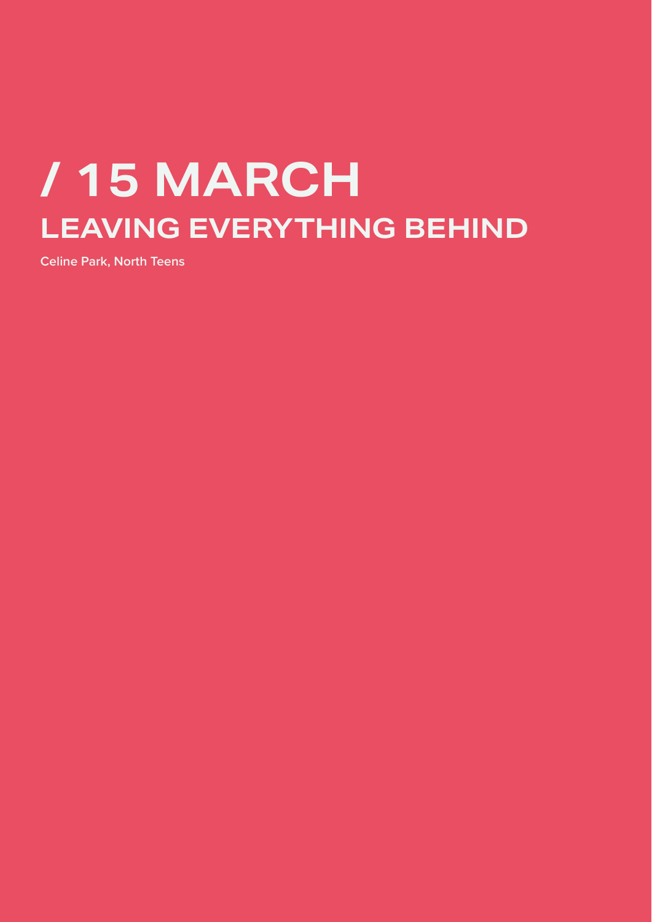# / 15 MARCH

## LEAVING EVERYTHING BEHIND

**Celine Park, North Teens**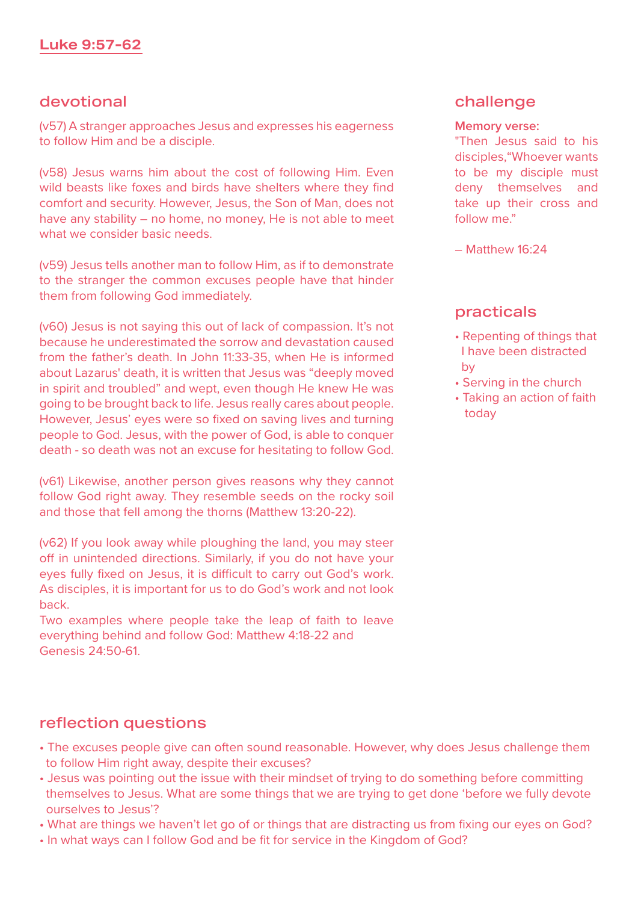# Luke 9:57-62

## devotional

(v57) A stranger approaches Jesus and expresses his eagerness to follow Him and be a disciple.

(v58) Jesus warns him about the cost of following Him. Even wild beasts like foxes and birds have shelters where they find comfort and security. However, Jesus, the Son of Man, does not have any stability – no home, no money, He is not able to meet what we consider basic needs.

(v59) Jesus tells another man to follow Him, as if to demonstrate to the stranger the common excuses people have that hinder them from following God immediately.

(v60) Jesus is not saying this out of lack of compassion. It's not because he underestimated the sorrow and devastation caused from the father's death. In John 11:33-35, when He is informed about Lazarus' death, it is written that Jesus was "deeply moved in spirit and troubled" and wept, even though He knew He was going to be brought back to life. Jesus really cares about people. However, Jesus' eyes were so fixed on saving lives and turning people to God. Jesus, with the power of God, is able to conquer death - so death was not an excuse for hesitating to follow God.

(v61) Likewise, another person gives reasons why they cannot follow God right away. They resemble seeds on the rocky soil and those that fell among the thorns (Matthew 13:20-22).

(v62) If you look away while ploughing the land, you may steer off in unintended directions. Similarly, if you do not have your eyes fully fixed on Jesus, it is difficult to carry out God's work. As disciples, it is important for us to do God's work and not look back.
Two examples where people take the leap of faith to leave everything behind and follow God: Matthew 4:18-22 and Genesis 24:50-61.

## challenge

**Memory verse:**
"Then Jesus said to his disciples,"Whoever wants to be my disciple must deny themselves and take up their cross and follow me."

– Matthew 16:24

## practicals

- Repenting of things that I have been distracted by
- Serving in the church
- Taking an action of faith today

## reflection questions

- The excuses people give can often sound reasonable. However, why does Jesus challenge them to follow Him right away, despite their excuses?
- Jesus was pointing out the issue with their mindset of trying to do something before committing themselves to Jesus. What are some things that we are trying to get done 'before we fully devote ourselves to Jesus'?
- What are things we haven't let go of or things that are distracting us from fixing our eyes on God?
- In what ways can I follow God and be fit for service in the Kingdom of God?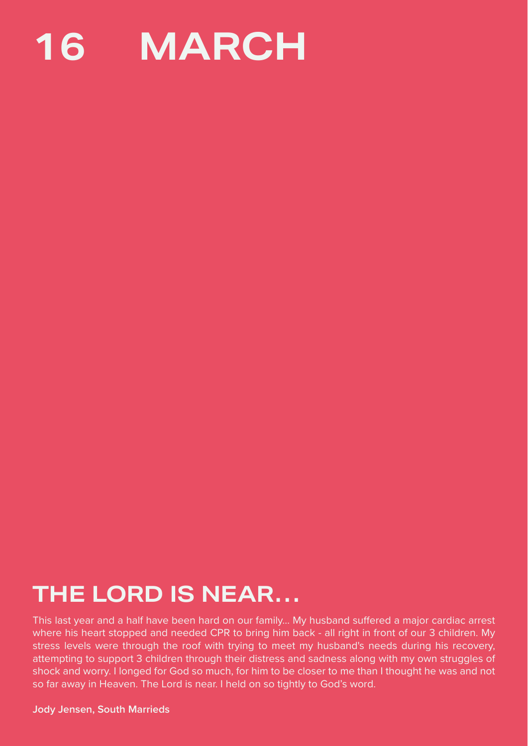# 16 MARCH

## THE LORD IS NEAR...

This last year and a half have been hard on our family... My husband suffered a major cardiac arrest where his heart stopped and needed CPR to bring him back - all right in front of our 3 children. My stress levels were through the roof with trying to meet my husband's needs during his recovery, attempting to support 3 children through their distress and sadness along with my own struggles of shock and worry. I longed for God so much, for him to be closer to me than I thought he was and not so far away in Heaven. The Lord is near. I held on so tightly to God's word.

**Jody Jensen, South Marrieds**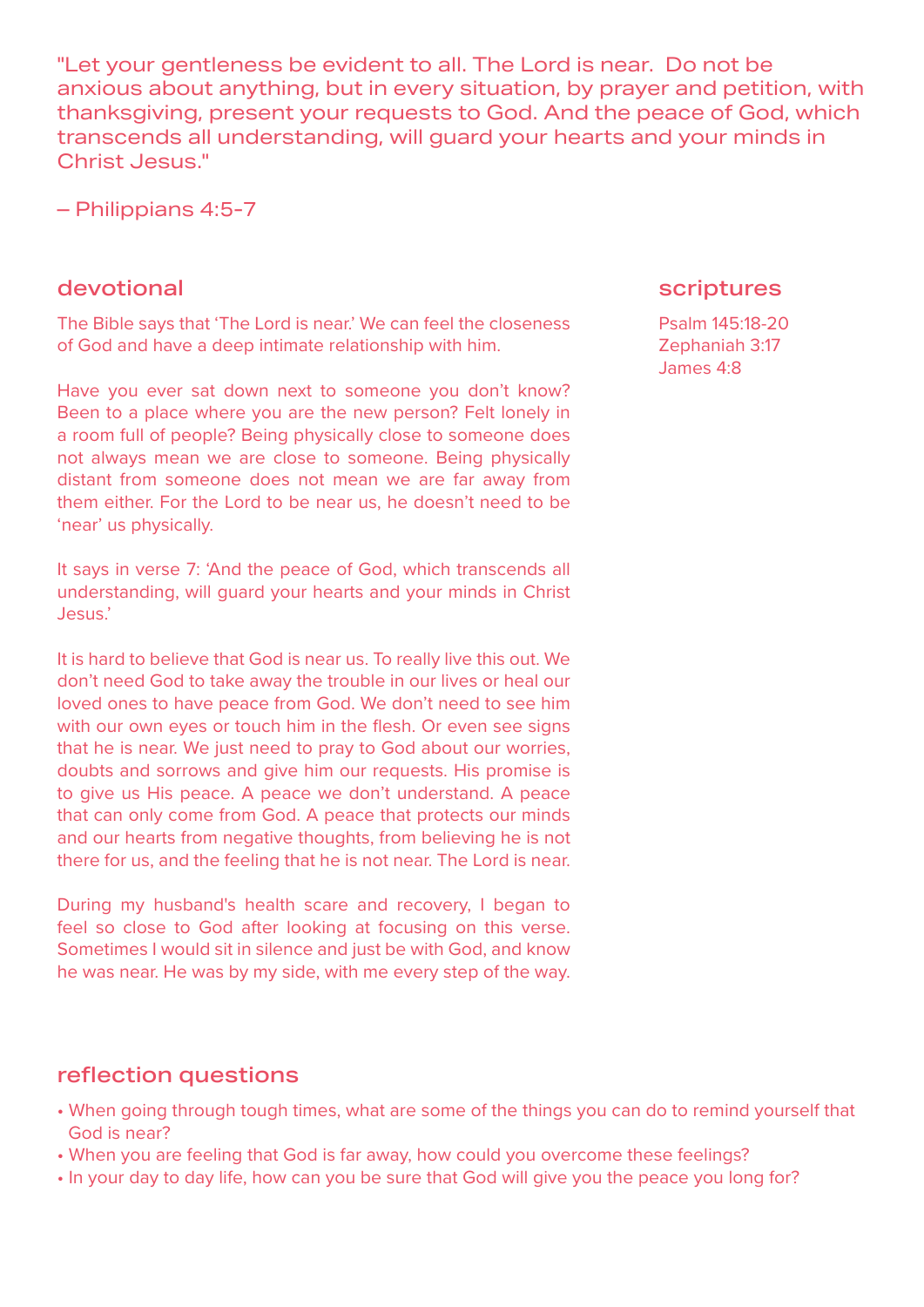"Let your gentleness be evident to all. The Lord is near.  Do not be anxious about anything, but in every situation, by prayer and petition, with thanksgiving, present your requests to God. And the peace of God, which transcends all understanding, will guard your hearts and your minds in Christ Jesus."

– Philippians 4:5-7

## devotional

The Bible says that 'The Lord is near.' We can feel the closeness of God and have a deep intimate relationship with him.

Have you ever sat down next to someone you don't know? Been to a place where you are the new person? Felt lonely in a room full of people? Being physically close to someone does not always mean we are close to someone. Being physically distant from someone does not mean we are far away from them either. For the Lord to be near us, he doesn't need to be 'near' us physically.

It says in verse 7: 'And the peace of God, which transcends all understanding, will guard your hearts and your minds in Christ Jesus.'

It is hard to believe that God is near us. To really live this out. We don't need God to take away the trouble in our lives or heal our loved ones to have peace from God. We don't need to see him with our own eyes or touch him in the flesh. Or even see signs that he is near. We just need to pray to God about our worries, doubts and sorrows and give him our requests. His promise is to give us His peace. A peace we don't understand. A peace that can only come from God. A peace that protects our minds and our hearts from negative thoughts, from believing he is not there for us, and the feeling that he is not near. The Lord is near.

During my husband's health scare and recovery, I began to feel so close to God after looking at focusing on this verse. Sometimes I would sit in silence and just be with God, and know he was near. He was by my side, with me every step of the way.

## scriptures

Psalm 145:18-20
Zephaniah 3:17
James 4:8

## reflection questions

- When going through tough times, what are some of the things you can do to remind yourself that God is near?
- When you are feeling that God is far away, how could you overcome these feelings?
- In your day to day life, how can you be sure that God will give you the peace you long for?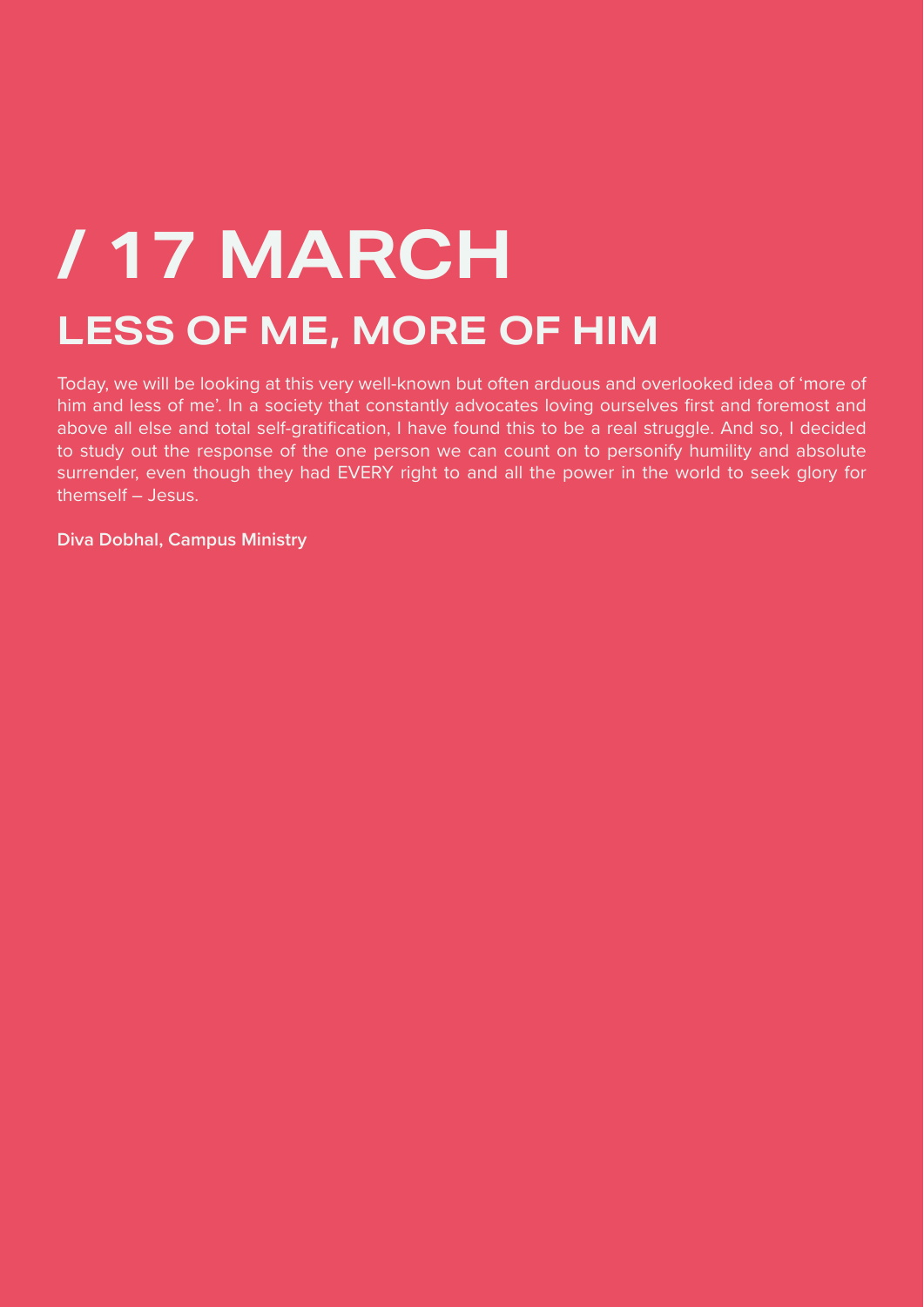# / 17 MARCH

## LESS OF ME, MORE OF HIM

Today, we will be looking at this very well-known but often arduous and overlooked idea of 'more of him and less of me'. In a society that constantly advocates loving ourselves first and foremost and above all else and total self-gratification, I have found this to be a real struggle. And so, I decided to study out the response of the one person we can count on to personify humility and absolute surrender, even though they had EVERY right to and all the power in the world to seek glory for themself – Jesus.

**Diva Dobhal, Campus Ministry**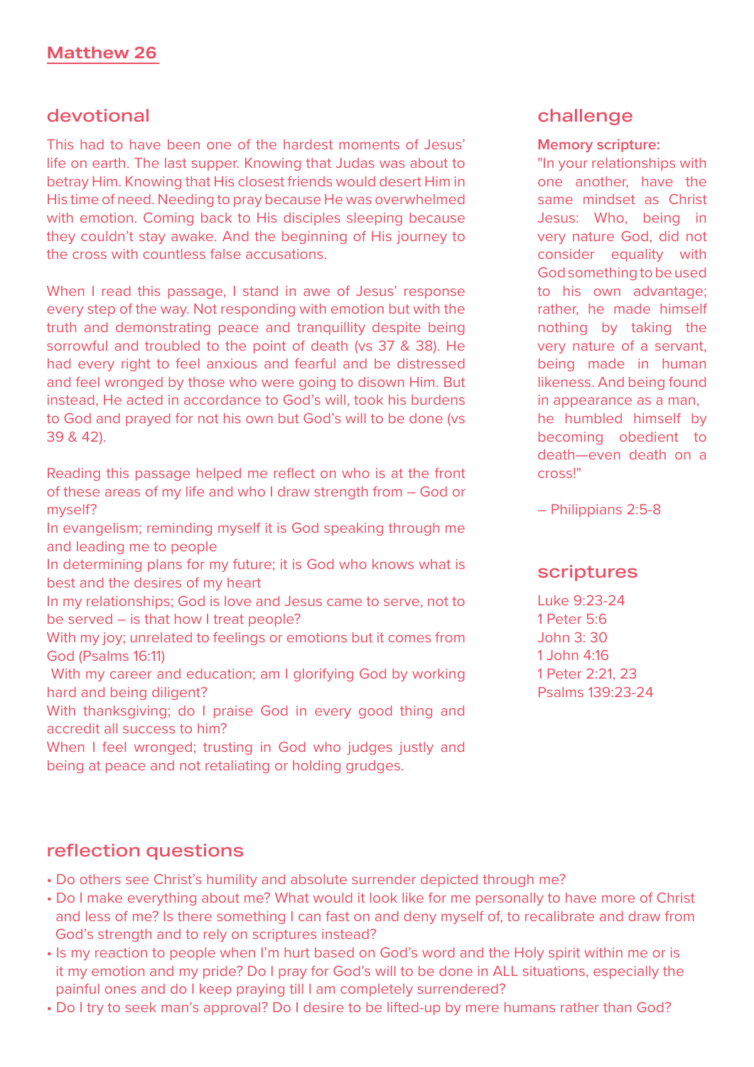# Matthew 26

## devotional

This had to have been one of the hardest moments of Jesus' life on earth. The last supper. Knowing that Judas was about to betray Him. Knowing that His closest friends would desert Him in His time of need. Needing to pray because He was overwhelmed with emotion. Coming back to His disciples sleeping because they couldn't stay awake. And the beginning of His journey to the cross with countless false accusations.

When I read this passage, I stand in awe of Jesus' response every step of the way. Not responding with emotion but with the truth and demonstrating peace and tranquillity despite being sorrowful and troubled to the point of death (vs 37 & 38). He had every right to feel anxious and fearful and be distressed and feel wronged by those who were going to disown Him. But instead, He acted in accordance to God's will, took his burdens to God and prayed for not his own but God's will to be done (vs 39 & 42).

Reading this passage helped me reflect on who is at the front of these areas of my life and who I draw strength from – God or myself?
In evangelism; reminding myself it is God speaking through me and leading me to people
In determining plans for my future; it is God who knows what is best and the desires of my heart
In my relationships; God is love and Jesus came to serve, not to be served – is that how I treat people?
With my joy; unrelated to feelings or emotions but it comes from God (Psalms 16:11)
With my career and education; am I glorifying God by working hard and being diligent?
With thanksgiving; do I praise God in every good thing and accredit all success to him?
When I feel wronged; trusting in God who judges justly and being at peace and not retaliating or holding grudges.

## challenge

**Memory scripture:**
"In your relationships with one another, have the same mindset as Christ Jesus: Who, being in very nature God, did not consider equality with God something to be used to his own advantage; rather, he made himself nothing by taking the very nature of a servant, being made in human likeness. And being found in appearance as a man, he humbled himself by becoming obedient to death—even death on a cross!"

– Philippians 2:5-8

## scriptures

Luke 9:23-24
1 Peter 5:6
John 3: 30
1 John 4:16
1 Peter 2:21, 23
Psalms 139:23-24

## reflection questions

- Do others see Christ's humility and absolute surrender depicted through me?
- Do I make everything about me? What would it look like for me personally to have more of Christ and less of me? Is there something I can fast on and deny myself of, to recalibrate and draw from God's strength and to rely on scriptures instead?
- Is my reaction to people when I'm hurt based on God's word and the Holy spirit within me or is it my emotion and my pride? Do I pray for God's will to be done in ALL situations, especially the painful ones and do I keep praying till I am completely surrendered?
- Do I try to seek man's approval? Do I desire to be lifted-up by mere humans rather than God?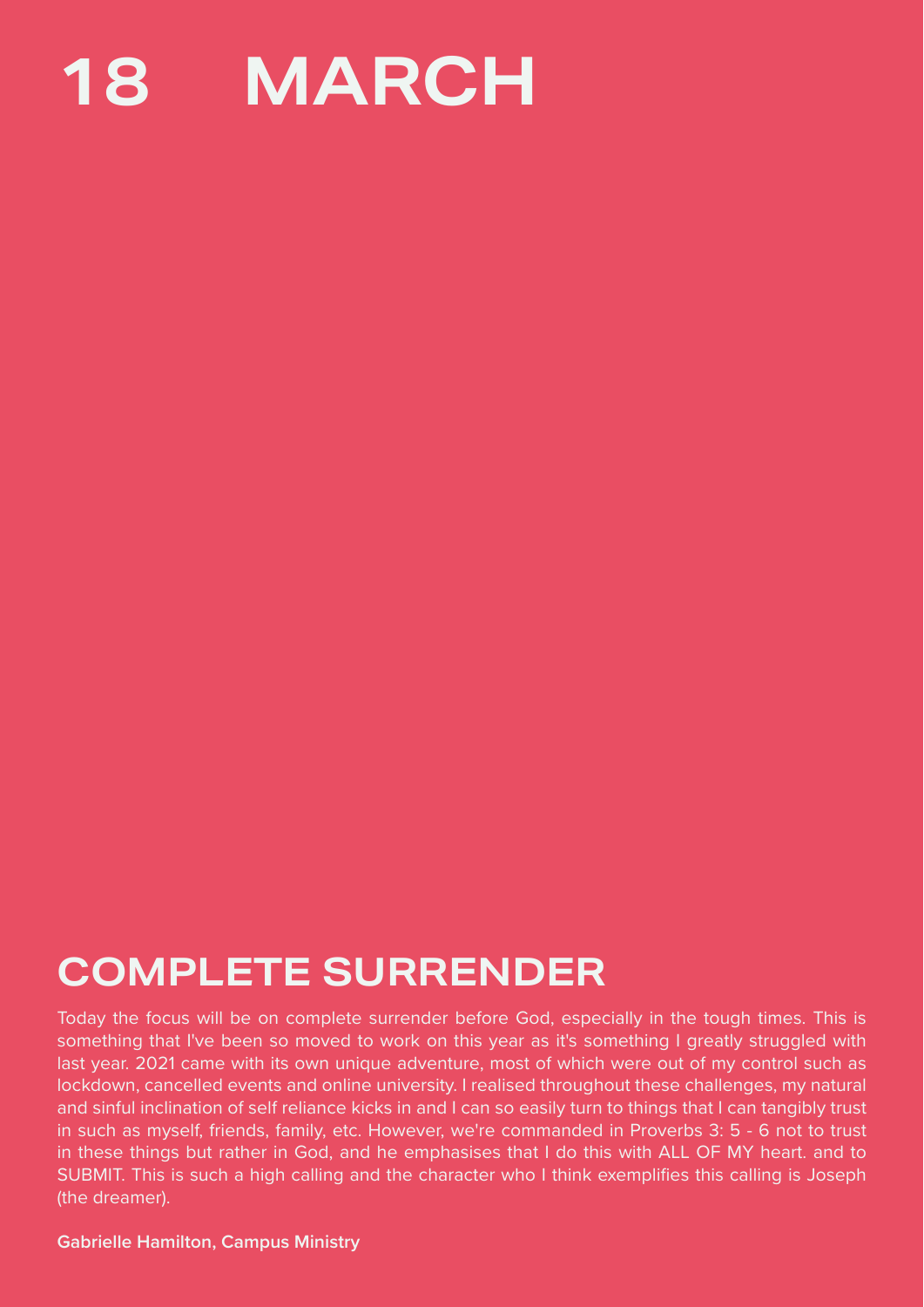# 18 MARCH

## COMPLETE SURRENDER

Today the focus will be on complete surrender before God, especially in the tough times. This is something that I've been so moved to work on this year as it's something I greatly struggled with last year. 2021 came with its own unique adventure, most of which were out of my control such as lockdown, cancelled events and online university. I realised throughout these challenges, my natural and sinful inclination of self reliance kicks in and I can so easily turn to things that I can tangibly trust in such as myself, friends, family, etc. However, we're commanded in Proverbs 3: 5 - 6 not to trust in these things but rather in God, and he emphasises that I do this with ALL OF MY heart. and to SUBMIT. This is such a high calling and the character who I think exemplifies this calling is Joseph (the dreamer).

**Gabrielle Hamilton, Campus Ministry**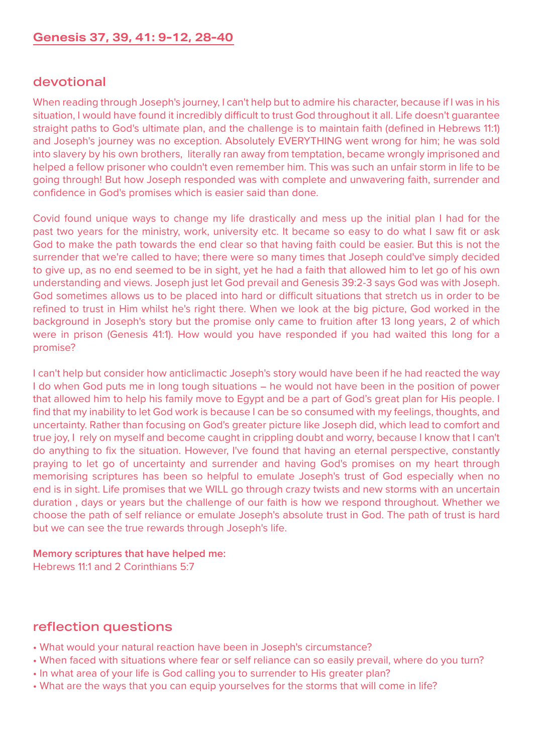## Genesis 37, 39, 41: 9-12, 28-40

## devotional

When reading through Joseph's journey, I can't help but to admire his character, because if I was in his situation, I would have found it incredibly difficult to trust God throughout it all. Life doesn't guarantee straight paths to God's ultimate plan, and the challenge is to maintain faith (defined in Hebrews 11:1) and Joseph's journey was no exception. Absolutely EVERYTHING went wrong for him; he was sold into slavery by his own brothers, literally ran away from temptation, became wrongly imprisoned and helped a fellow prisoner who couldn't even remember him. This was such an unfair storm in life to be going through! But how Joseph responded was with complete and unwavering faith, surrender and confidence in God's promises which is easier said than done.

Covid found unique ways to change my life drastically and mess up the initial plan I had for the past two years for the ministry, work, university etc. It became so easy to do what I saw fit or ask God to make the path towards the end clear so that having faith could be easier. But this is not the surrender that we're called to have; there were so many times that Joseph could've simply decided to give up, as no end seemed to be in sight, yet he had a faith that allowed him to let go of his own understanding and views. Joseph just let God prevail and Genesis 39:2-3 says God was with Joseph. God sometimes allows us to be placed into hard or difficult situations that stretch us in order to be refined to trust in Him whilst he's right there. When we look at the big picture, God worked in the background in Joseph's story but the promise only came to fruition after 13 long years, 2 of which were in prison (Genesis 41:1). How would you have responded if you had waited this long for a promise?

I can't help but consider how anticlimactic Joseph's story would have been if he had reacted the way I do when God puts me in long tough situations – he would not have been in the position of power that allowed him to help his family move to Egypt and be a part of God's great plan for His people. I find that my inability to let God work is because I can be so consumed with my feelings, thoughts, and uncertainty. Rather than focusing on God's greater picture like Joseph did, which lead to comfort and true joy, I rely on myself and become caught in crippling doubt and worry, because I know that I can't do anything to fix the situation. However, I've found that having an eternal perspective, constantly praying to let go of uncertainty and surrender and having God's promises on my heart through memorising scriptures has been so helpful to emulate Joseph's trust of God especially when no end is in sight. Life promises that we WILL go through crazy twists and new storms with an uncertain duration , days or years but the challenge of our faith is how we respond throughout. Whether we choose the path of self reliance or emulate Joseph's absolute trust in God. The path of trust is hard but we can see the true rewards through Joseph's life.

**Memory scriptures that have helped me:**
Hebrews 11:1 and 2 Corinthians 5:7

## reflection questions

- What would your natural reaction have been in Joseph's circumstance?
- When faced with situations where fear or self reliance can so easily prevail, where do you turn?
- In what area of your life is God calling you to surrender to His greater plan?
- What are the ways that you can equip yourselves for the storms that will come in life?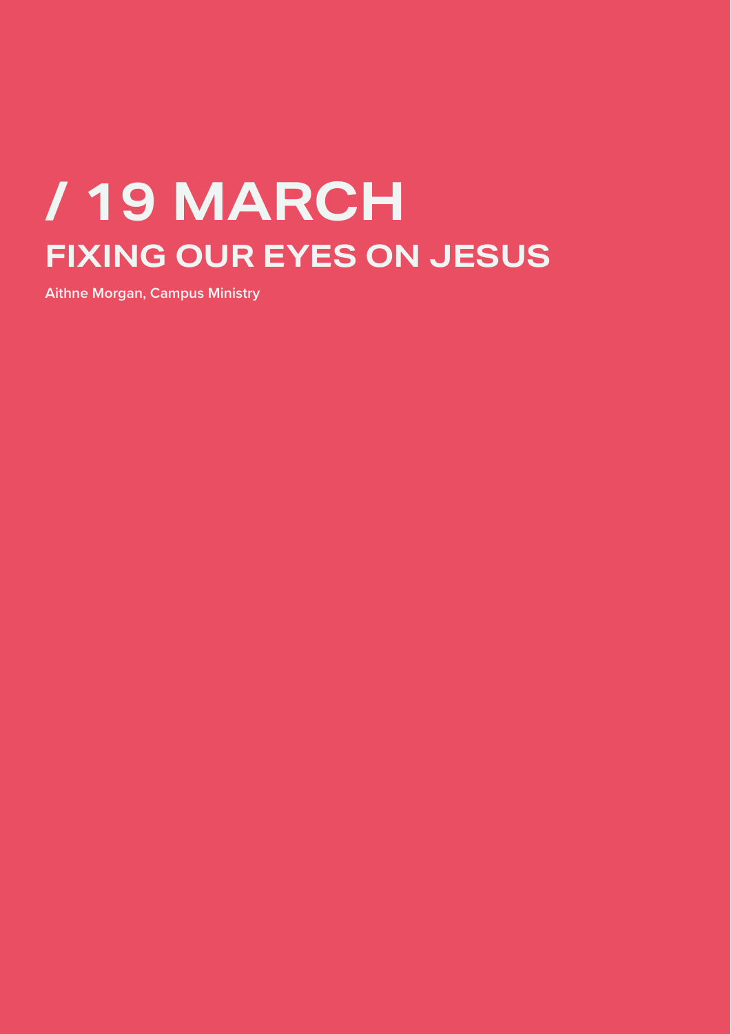# / 19 MARCH

## FIXING OUR EYES ON JESUS

**Aithne Morgan, Campus Ministry**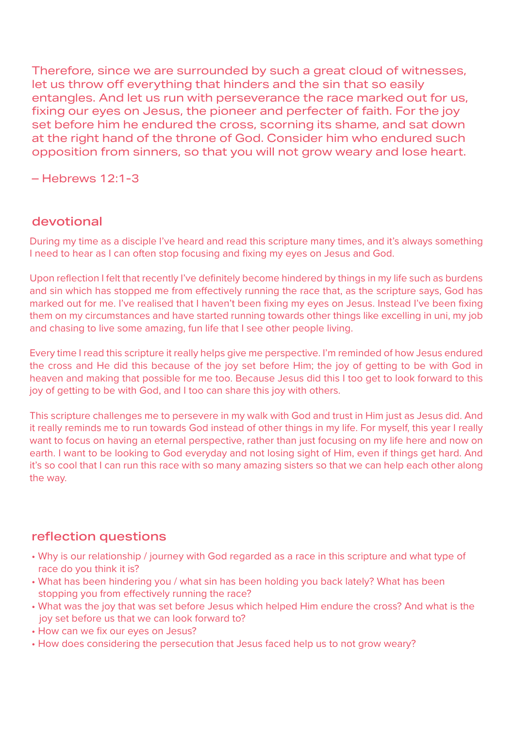Therefore, since we are surrounded by such a great cloud of witnesses, let us throw off everything that hinders and the sin that so easily entangles. And let us run with perseverance the race marked out for us, fixing our eyes on Jesus, the pioneer and perfecter of faith. For the joy set before him he endured the cross, scorning its shame, and sat down at the right hand of the throne of God. Consider him who endured such opposition from sinners, so that you will not grow weary and lose heart.

– Hebrews 12:1-3

## devotional

During my time as a disciple I've heard and read this scripture many times, and it's always something I need to hear as I can often stop focusing and fixing my eyes on Jesus and God.

Upon reflection I felt that recently I've definitely become hindered by things in my life such as burdens and sin which has stopped me from effectively running the race that, as the scripture says, God has marked out for me. I've realised that I haven't been fixing my eyes on Jesus. Instead I've been fixing them on my circumstances and have started running towards other things like excelling in uni, my job and chasing to live some amazing, fun life that I see other people living.

Every time I read this scripture it really helps give me perspective. I'm reminded of how Jesus endured the cross and He did this because of the joy set before Him; the joy of getting to be with God in heaven and making that possible for me too. Because Jesus did this I too get to look forward to this joy of getting to be with God, and I too can share this joy with others.

This scripture challenges me to persevere in my walk with God and trust in Him just as Jesus did. And it really reminds me to run towards God instead of other things in my life. For myself, this year I really want to focus on having an eternal perspective, rather than just focusing on my life here and now on earth. I want to be looking to God everyday and not losing sight of Him, even if things get hard. And it's so cool that I can run this race with so many amazing sisters so that we can help each other along the way.

## reflection questions

- Why is our relationship / journey with God regarded as a race in this scripture and what type of race do you think it is?
- What has been hindering you / what sin has been holding you back lately? What has been stopping you from effectively running the race?
- What was the joy that was set before Jesus which helped Him endure the cross? And what is the joy set before us that we can look forward to?
- How can we fix our eyes on Jesus?
- How does considering the persecution that Jesus faced help us to not grow weary?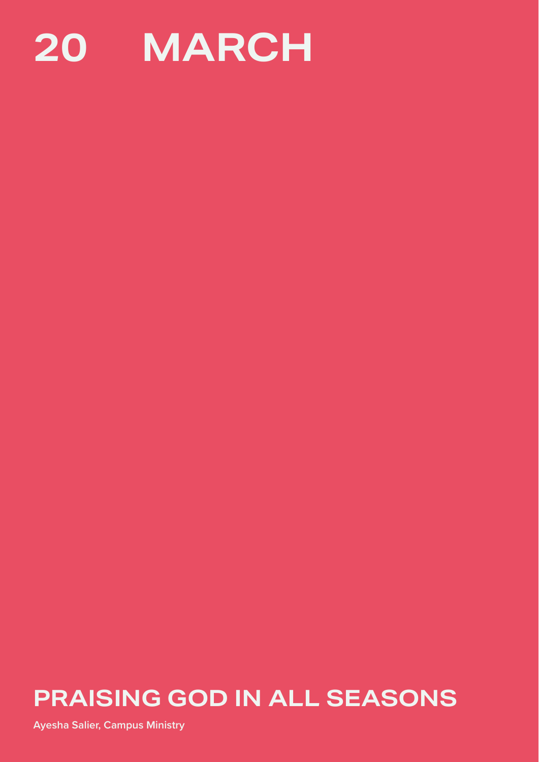# 20 MARCH

## PRAISING GOD IN ALL SEASONS

**Ayesha Salier, Campus Ministry**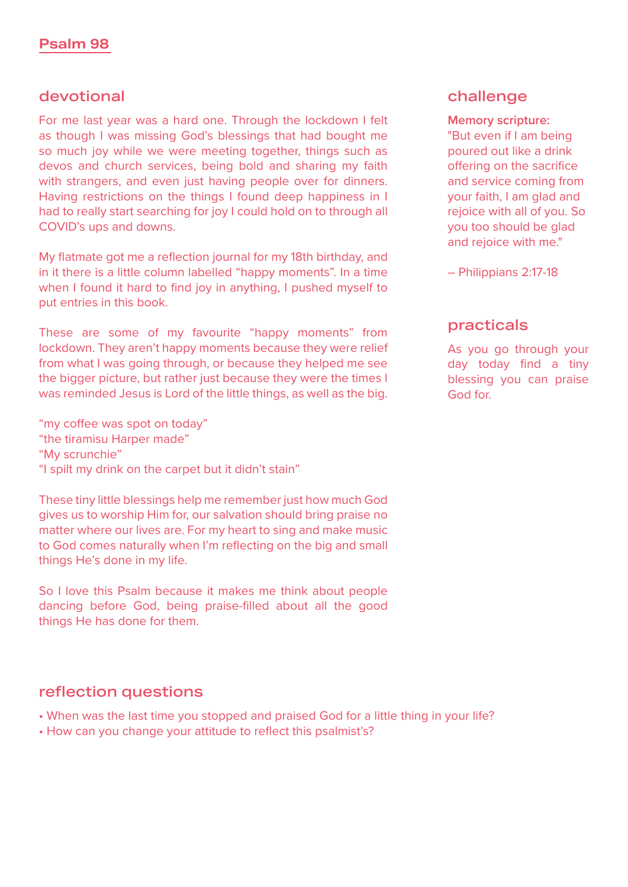# Psalm 98

## devotional

For me last year was a hard one. Through the lockdown I felt as though I was missing God's blessings that had bought me so much joy while we were meeting together, things such as devos and church services, being bold and sharing my faith with strangers, and even just having people over for dinners. Having restrictions on the things I found deep happiness in I had to really start searching for joy I could hold on to through all COVID's ups and downs.

My flatmate got me a reflection journal for my 18th birthday, and in it there is a little column labelled "happy moments". In a time when I found it hard to find joy in anything, I pushed myself to put entries in this book.

These are some of my favourite "happy moments" from lockdown. They aren't happy moments because they were relief from what I was going through, or because they helped me see the bigger picture, but rather just because they were the times I was reminded Jesus is Lord of the little things, as well as the big.

"my coffee was spot on today"
"the tiramisu Harper made"
"My scrunchie"
"I spilt my drink on the carpet but it didn't stain"

These tiny little blessings help me remember just how much God gives us to worship Him for, our salvation should bring praise no matter where our lives are. For my heart to sing and make music to God comes naturally when I'm reflecting on the big and small things He's done in my life.

So I love this Psalm because it makes me think about people dancing before God, being praise-filled about all the good things He has done for them.

## challenge

**Memory scripture:**
"But even if I am being poured out like a drink offering on the sacrifice and service coming from your faith, I am glad and rejoice with all of you. So you too should be glad and rejoice with me."

– Philippians 2:17-18

## practicals

As you go through your day today find a tiny blessing you can praise God for.

## reflection questions

- When was the last time you stopped and praised God for a little thing in your life?
- How can you change your attitude to reflect this psalmist's?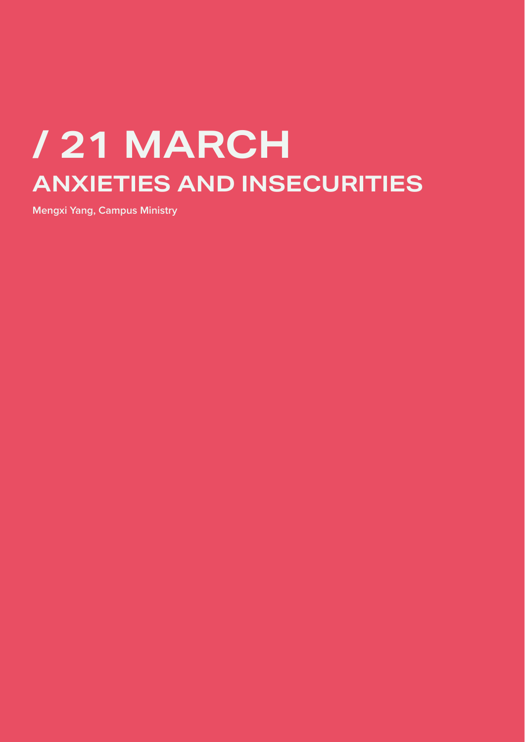# / 21 MARCH

## ANXIETIES AND INSECURITIES

**Mengxi Yang, Campus Ministry**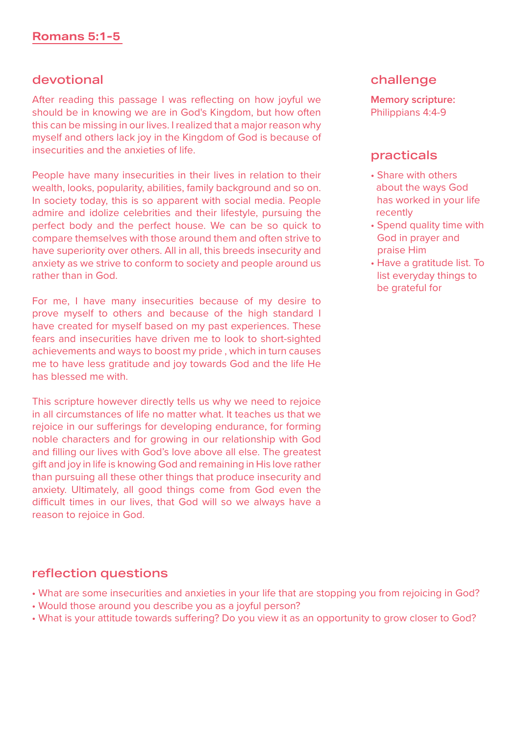# Romans 5:1-5

## devotional

After reading this passage I was reflecting on how joyful we should be in knowing we are in God's Kingdom, but how often this can be missing in our lives. I realized that a major reason why myself and others lack joy in the Kingdom of God is because of insecurities and the anxieties of life.

People have many insecurities in their lives in relation to their wealth, looks, popularity, abilities, family background and so on. In society today, this is so apparent with social media. People admire and idolize celebrities and their lifestyle, pursuing the perfect body and the perfect house. We can be so quick to compare themselves with those around them and often strive to have superiority over others. All in all, this breeds insecurity and anxiety as we strive to conform to society and people around us rather than in God.

For me, I have many insecurities because of my desire to prove myself to others and because of the high standard I have created for myself based on my past experiences. These fears and insecurities have driven me to look to short-sighted achievements and ways to boost my pride , which in turn causes me to have less gratitude and joy towards God and the life He has blessed me with.

This scripture however directly tells us why we need to rejoice in all circumstances of life no matter what. It teaches us that we rejoice in our sufferings for developing endurance, for forming noble characters and for growing in our relationship with God and filling our lives with God's love above all else. The greatest gift and joy in life is knowing God and remaining in His love rather than pursuing all these other things that produce insecurity and anxiety. Ultimately, all good things come from God even the difficult times in our lives, that God will so we always have a reason to rejoice in God.

## challenge

**Memory scripture:**
Philippians 4:4-9

## practicals

- Share with others about the ways God has worked in your life recently
- Spend quality time with God in prayer and praise Him
- Have a gratitude list. To list everyday things to be grateful for

## reflection questions

- What are some insecurities and anxieties in your life that are stopping you from rejoicing in God?
- Would those around you describe you as a joyful person?
- What is your attitude towards suffering? Do you view it as an opportunity to grow closer to God?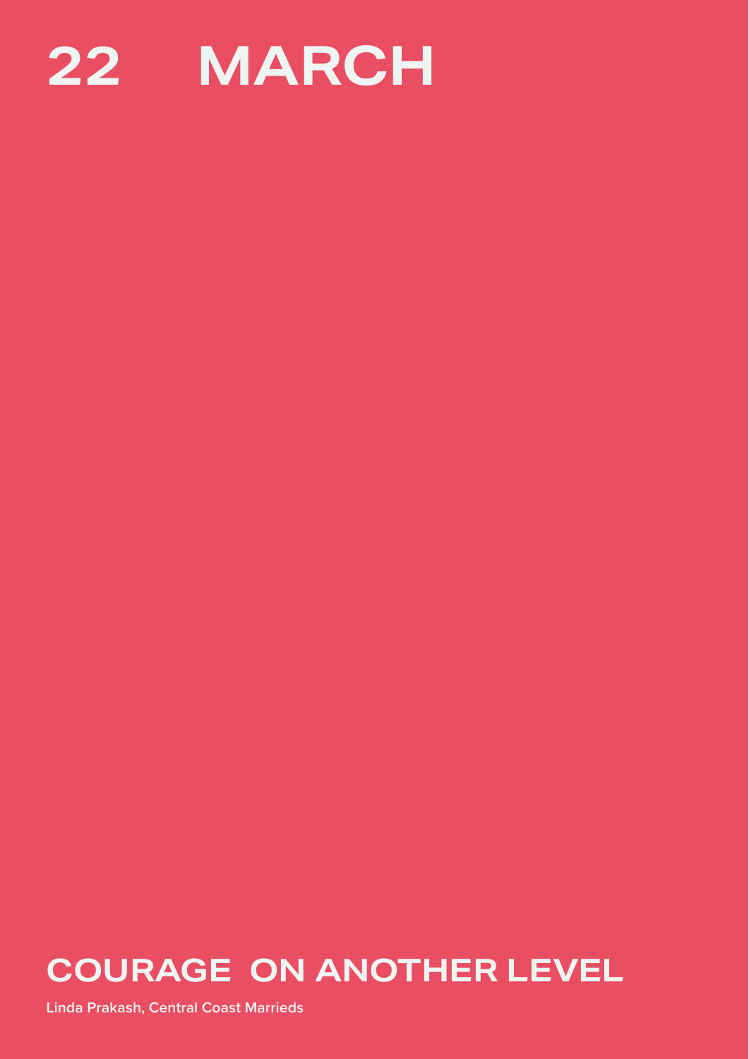# 22 MARCH

## COURAGE ON ANOTHER LEVEL

**Linda Prakash, Central Coast Marrieds**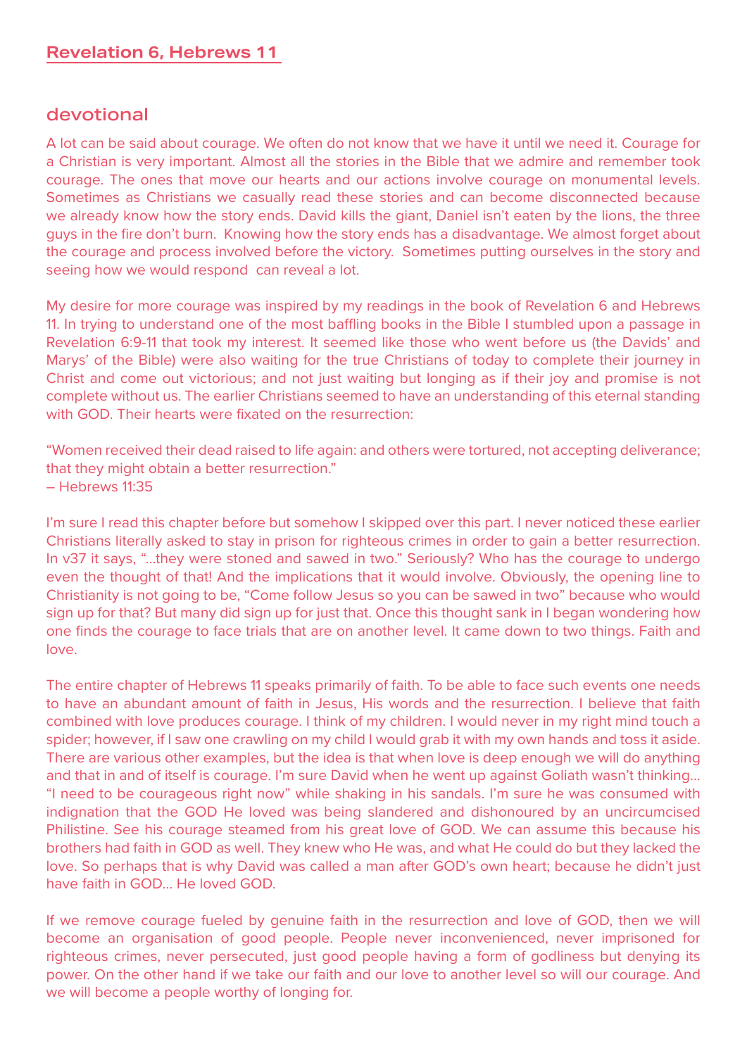## Revelation 6, Hebrews 11

## devotional

A lot can be said about courage. We often do not know that we have it until we need it. Courage for a Christian is very important. Almost all the stories in the Bible that we admire and remember took courage. The ones that move our hearts and our actions involve courage on monumental levels. Sometimes as Christians we casually read these stories and can become disconnected because we already know how the story ends. David kills the giant, Daniel isn't eaten by the lions, the three guys in the fire don't burn. Knowing how the story ends has a disadvantage. We almost forget about the courage and process involved before the victory. Sometimes putting ourselves in the story and seeing how we would respond can reveal a lot.

My desire for more courage was inspired by my readings in the book of Revelation 6 and Hebrews 11. In trying to understand one of the most baffling books in the Bible I stumbled upon a passage in Revelation 6:9-11 that took my interest. It seemed like those who went before us (the Davids' and Marys' of the Bible) were also waiting for the true Christians of today to complete their journey in Christ and come out victorious; and not just waiting but longing as if their joy and promise is not complete without us. The earlier Christians seemed to have an understanding of this eternal standing with GOD. Their hearts were fixated on the resurrection:

"Women received their dead raised to life again: and others were tortured, not accepting deliverance; that they might obtain a better resurrection."
– Hebrews 11:35

I'm sure I read this chapter before but somehow I skipped over this part. I never noticed these earlier Christians literally asked to stay in prison for righteous crimes in order to gain a better resurrection. In v37 it says, "...they were stoned and sawed in two." Seriously? Who has the courage to undergo even the thought of that! And the implications that it would involve. Obviously, the opening line to Christianity is not going to be, "Come follow Jesus so you can be sawed in two" because who would sign up for that? But many did sign up for just that. Once this thought sank in I began wondering how one finds the courage to face trials that are on another level. It came down to two things. Faith and love.

The entire chapter of Hebrews 11 speaks primarily of faith. To be able to face such events one needs to have an abundant amount of faith in Jesus, His words and the resurrection. I believe that faith combined with love produces courage. I think of my children. I would never in my right mind touch a spider; however, if I saw one crawling on my child I would grab it with my own hands and toss it aside. There are various other examples, but the idea is that when love is deep enough we will do anything and that in and of itself is courage. I'm sure David when he went up against Goliath wasn't thinking... "I need to be courageous right now" while shaking in his sandals. I'm sure he was consumed with indignation that the GOD He loved was being slandered and dishonoured by an uncircumcised Philistine. See his courage steamed from his great love of GOD. We can assume this because his brothers had faith in GOD as well. They knew who He was, and what He could do but they lacked the love. So perhaps that is why David was called a man after GOD's own heart; because he didn't just have faith in GOD... He loved GOD.

If we remove courage fueled by genuine faith in the resurrection and love of GOD, then we will become an organisation of good people. People never inconvenienced, never imprisoned for righteous crimes, never persecuted, just good people having a form of godliness but denying its power. On the other hand if we take our faith and our love to another level so will our courage. And we will become a people worthy of longing for.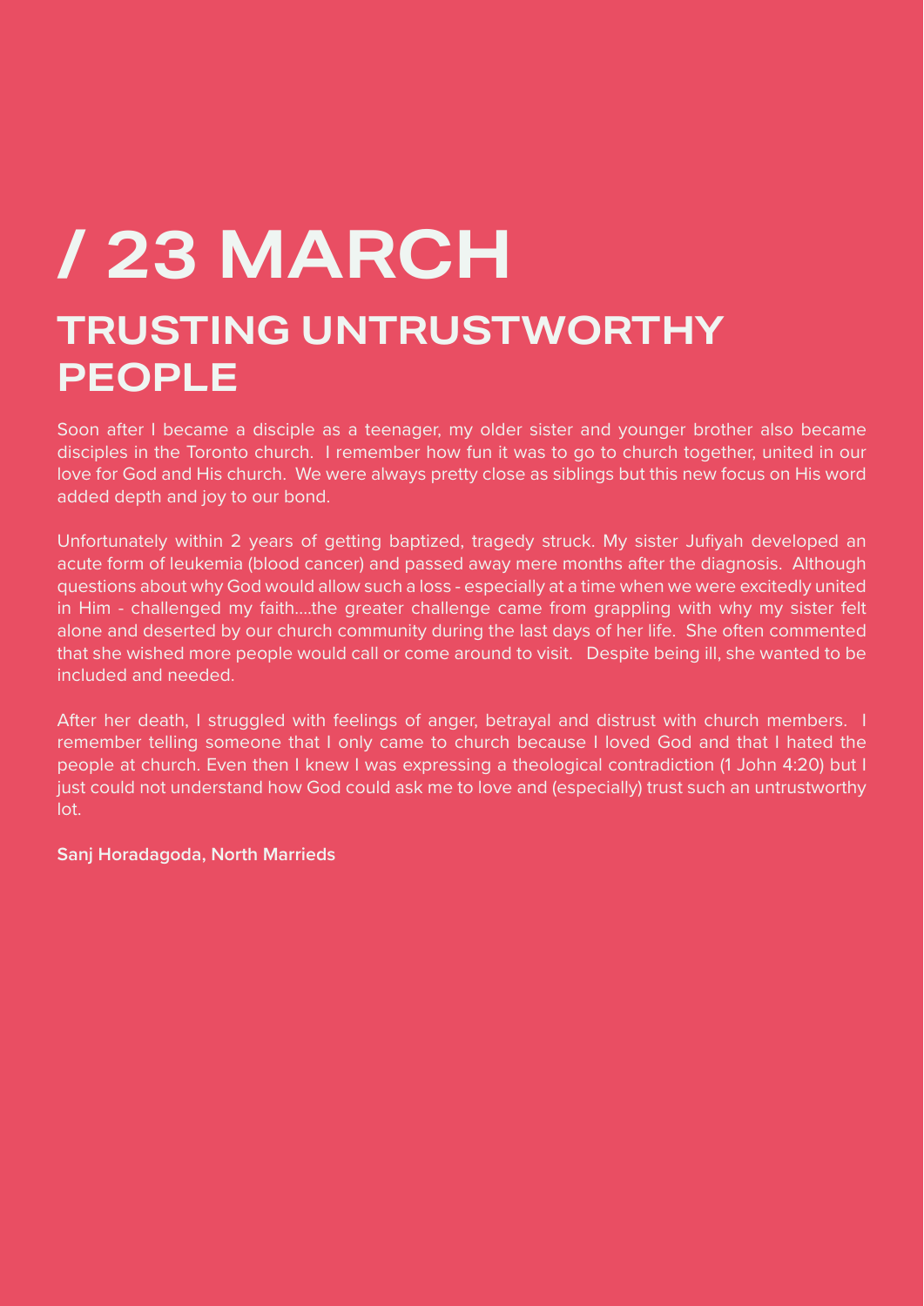# / 23 MARCH

## TRUSTING UNTRUSTWORTHY PEOPLE

Soon after I became a disciple as a teenager, my older sister and younger brother also became disciples in the Toronto church. I remember how fun it was to go to church together, united in our love for God and His church. We were always pretty close as siblings but this new focus on His word added depth and joy to our bond.

Unfortunately within 2 years of getting baptized, tragedy struck. My sister Jufiyah developed an acute form of leukemia (blood cancer) and passed away mere months after the diagnosis. Although questions about why God would allow such a loss - especially at a time when we were excitedly united in Him - challenged my faith....the greater challenge came from grappling with why my sister felt alone and deserted by our church community during the last days of her life. She often commented that she wished more people would call or come around to visit. Despite being ill, she wanted to be included and needed.

After her death, I struggled with feelings of anger, betrayal and distrust with church members. I remember telling someone that I only came to church because I loved God and that I hated the people at church. Even then I knew I was expressing a theological contradiction (1 John 4:20) but I just could not understand how God could ask me to love and (especially) trust such an untrustworthy lot.

**Sanj Horadagoda, North Marrieds**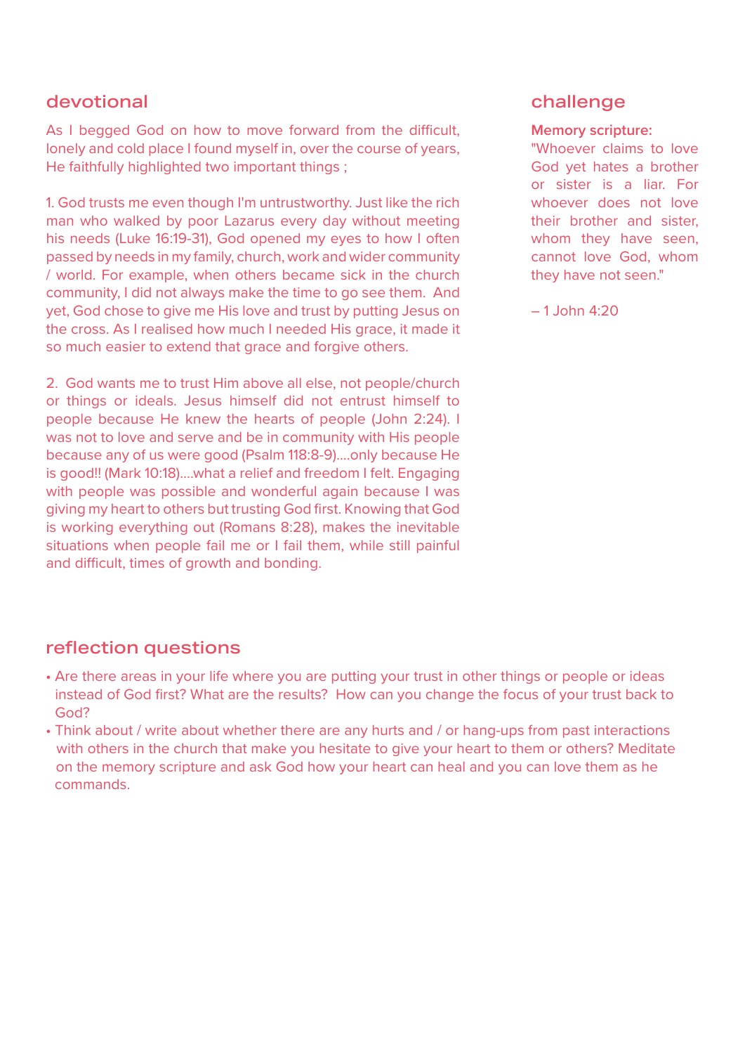## devotional

As I begged God on how to move forward from the difficult, lonely and cold place I found myself in, over the course of years, He faithfully highlighted two important things ;

1. God trusts me even though I'm untrustworthy. Just like the rich man who walked by poor Lazarus every day without meeting his needs (Luke 16:19-31), God opened my eyes to how I often passed by needs in my family, church, work and wider community / world. For example, when others became sick in the church community, I did not always make the time to go see them. And yet, God chose to give me His love and trust by putting Jesus on the cross. As I realised how much I needed His grace, it made it so much easier to extend that grace and forgive others.

2. God wants me to trust Him above all else, not people/church or things or ideals. Jesus himself did not entrust himself to people because He knew the hearts of people (John 2:24). I was not to love and serve and be in community with His people because any of us were good (Psalm 118:8-9)....only because He is good!! (Mark 10:18)....what a relief and freedom I felt. Engaging with people was possible and wonderful again because I was giving my heart to others but trusting God first. Knowing that God is working everything out (Romans 8:28), makes the inevitable situations when people fail me or I fail them, while still painful and difficult, times of growth and bonding.

## challenge

**Memory scripture:**

"Whoever claims to love God yet hates a brother or sister is a liar. For whoever does not love their brother and sister, whom they have seen, cannot love God, whom they have not seen."

– 1 John 4:20

## reflection questions

- Are there areas in your life where you are putting your trust in other things or people or ideas instead of God first? What are the results? How can you change the focus of your trust back to God?
- Think about / write about whether there are any hurts and / or hang-ups from past interactions with others in the church that make you hesitate to give your heart to them or others? Meditate on the memory scripture and ask God how your heart can heal and you can love them as he commands.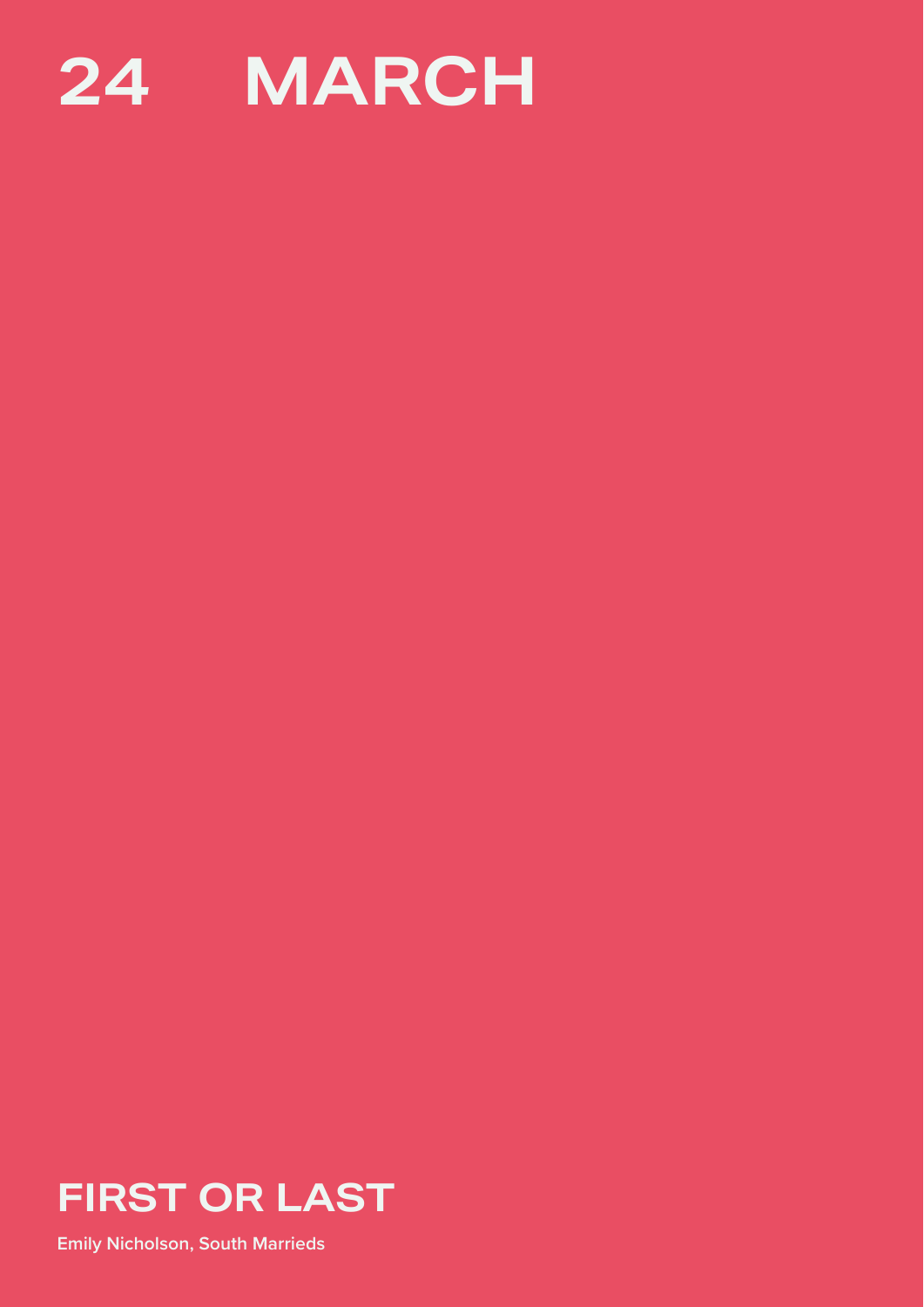# 24 MARCH

## FIRST OR LAST

Emily Nicholson, South Marrieds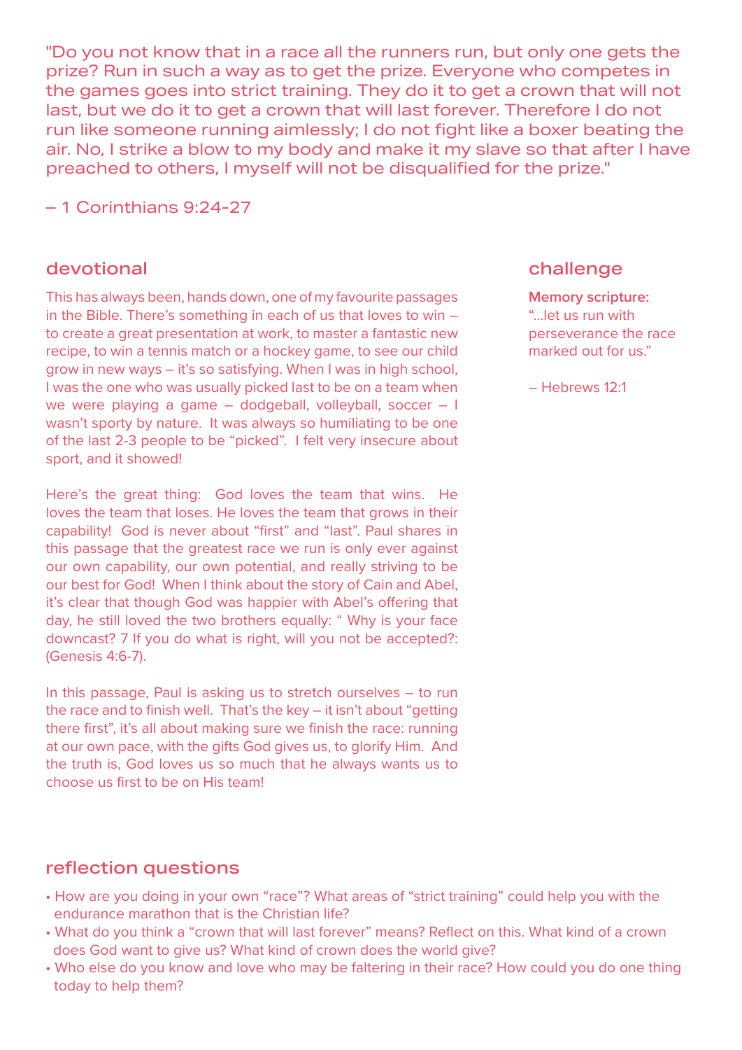"Do you not know that in a race all the runners run, but only one gets the prize? Run in such a way as to get the prize. Everyone who competes in the games goes into strict training. They do it to get a crown that will not last, but we do it to get a crown that will last forever. Therefore I do not run like someone running aimlessly; I do not fight like a boxer beating the air. No, I strike a blow to my body and make it my slave so that after I have preached to others, I myself will not be disqualified for the prize."

– 1 Corinthians 9:24-27

## devotional

This has always been, hands down, one of my favourite passages in the Bible. There's something in each of us that loves to win – to create a great presentation at work, to master a fantastic new recipe, to win a tennis match or a hockey game, to see our child grow in new ways – it's so satisfying. When I was in high school, I was the one who was usually picked last to be on a team when we were playing a game – dodgeball, volleyball, soccer – I wasn't sporty by nature. It was always so humiliating to be one of the last 2-3 people to be "picked". I felt very insecure about sport, and it showed!

Here's the great thing: God loves the team that wins. He loves the team that loses. He loves the team that grows in their capability! God is never about "first" and "last". Paul shares in this passage that the greatest race we run is only ever against our own capability, our own potential, and really striving to be our best for God! When I think about the story of Cain and Abel, it's clear that though God was happier with Abel's offering that day, he still loved the two brothers equally: " Why is your face downcast? 7 If you do what is right, will you not be accepted?: (Genesis 4:6-7).

In this passage, Paul is asking us to stretch ourselves – to run the race and to finish well. That's the key – it isn't about "getting there first", it's all about making sure we finish the race: running at our own pace, with the gifts God gives us, to glorify Him. And the truth is, God loves us so much that he always wants us to choose us first to be on His team!

## challenge

**Memory scripture:**
"...let us run with perseverance the race marked out for us."

– Hebrews 12:1

## reflection questions

- How are you doing in your own "race"? What areas of "strict training" could help you with the endurance marathon that is the Christian life?
- What do you think a "crown that will last forever" means? Reflect on this. What kind of a crown does God want to give us? What kind of crown does the world give?
- Who else do you know and love who may be faltering in their race? How could you do one thing today to help them?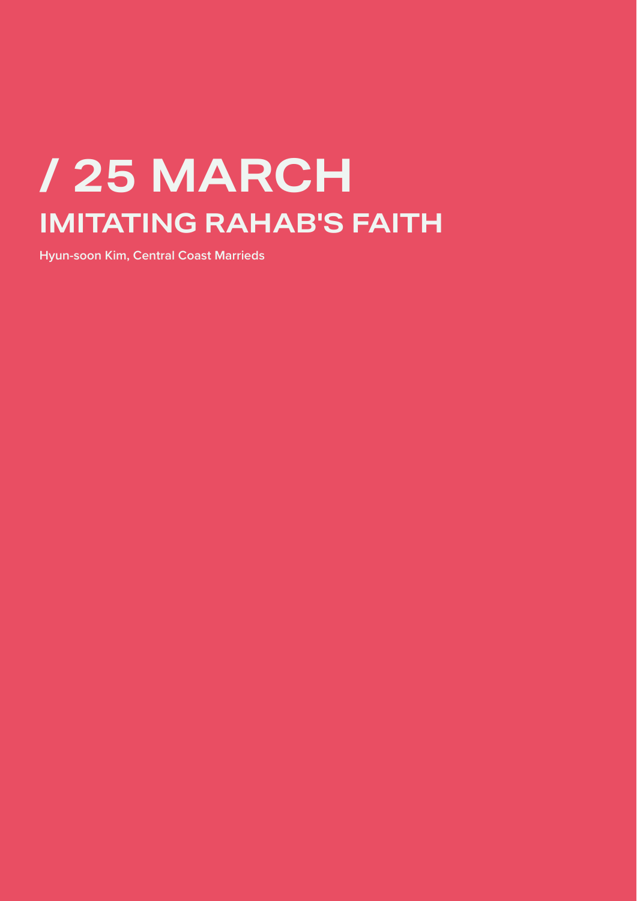# / 25 MARCH

## IMITATING RAHAB'S FAITH

**Hyun-soon Kim, Central Coast Marrieds**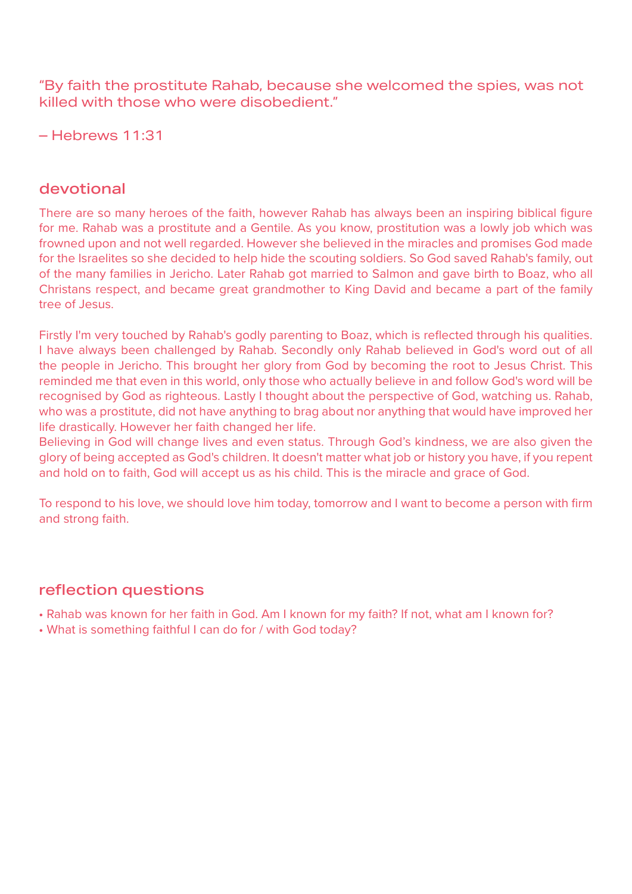"By faith the prostitute Rahab, because she welcomed the spies, was not killed with those who were disobedient."

– Hebrews 11:31

## devotional

There are so many heroes of the faith, however Rahab has always been an inspiring biblical figure for me. Rahab was a prostitute and a Gentile. As you know, prostitution was a lowly job which was frowned upon and not well regarded. However she believed in the miracles and promises God made for the Israelites so she decided to help hide the scouting soldiers. So God saved Rahab's family, out of the many families in Jericho. Later Rahab got married to Salmon and gave birth to Boaz, who all Christans respect, and became great grandmother to King David and became a part of the family tree of Jesus.

Firstly I'm very touched by Rahab's godly parenting to Boaz, which is reflected through his qualities. I have always been challenged by Rahab. Secondly only Rahab believed in God's word out of all the people in Jericho. This brought her glory from God by becoming the root to Jesus Christ. This reminded me that even in this world, only those who actually believe in and follow God's word will be recognised by God as righteous. Lastly I thought about the perspective of God, watching us. Rahab, who was a prostitute, did not have anything to brag about nor anything that would have improved her life drastically. However her faith changed her life.

Believing in God will change lives and even status. Through God's kindness, we are also given the glory of being accepted as God's children. It doesn't matter what job or history you have, if you repent and hold on to faith, God will accept us as his child. This is the miracle and grace of God.

To respond to his love, we should love him today, tomorrow and I want to become a person with firm and strong faith.

## reflection questions

- Rahab was known for her faith in God. Am I known for my faith? If not, what am I known for?
- What is something faithful I can do for / with God today?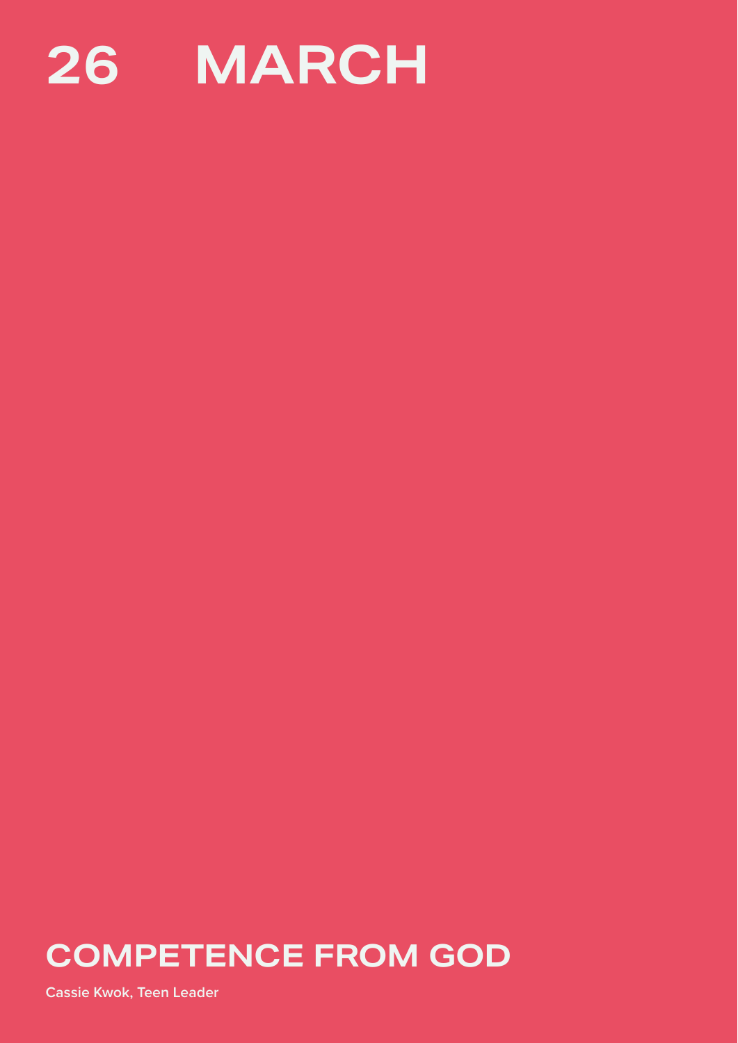# 26 MARCH

## COMPETENCE FROM GOD

Cassie Kwok, Teen Leader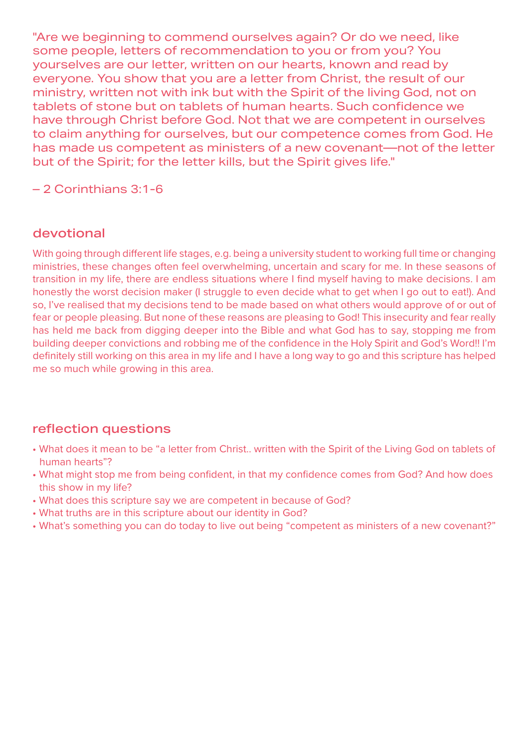"Are we beginning to commend ourselves again? Or do we need, like some people, letters of recommendation to you or from you? You yourselves are our letter, written on our hearts, known and read by everyone. You show that you are a letter from Christ, the result of our ministry, written not with ink but with the Spirit of the living God, not on tablets of stone but on tablets of human hearts. Such confidence we have through Christ before God. Not that we are competent in ourselves to claim anything for ourselves, but our competence comes from God. He has made us competent as ministers of a new covenant—not of the letter but of the Spirit; for the letter kills, but the Spirit gives life."

– 2 Corinthians 3:1-6

## devotional

With going through different life stages, e.g. being a university student to working full time or changing ministries, these changes often feel overwhelming, uncertain and scary for me. In these seasons of transition in my life, there are endless situations where I find myself having to make decisions. I am honestly the worst decision maker (I struggle to even decide what to get when I go out to eat!). And so, I've realised that my decisions tend to be made based on what others would approve of or out of fear or people pleasing. But none of these reasons are pleasing to God! This insecurity and fear really has held me back from digging deeper into the Bible and what God has to say, stopping me from building deeper convictions and robbing me of the confidence in the Holy Spirit and God's Word!! I'm definitely still working on this area in my life and I have a long way to go and this scripture has helped me so much while growing in this area.

## reflection questions

- What does it mean to be "a letter from Christ.. written with the Spirit of the Living God on tablets of human hearts"?
- What might stop me from being confident, in that my confidence comes from God? And how does this show in my life?
- What does this scripture say we are competent in because of God?
- What truths are in this scripture about our identity in God?
- What's something you can do today to live out being "competent as ministers of a new covenant?"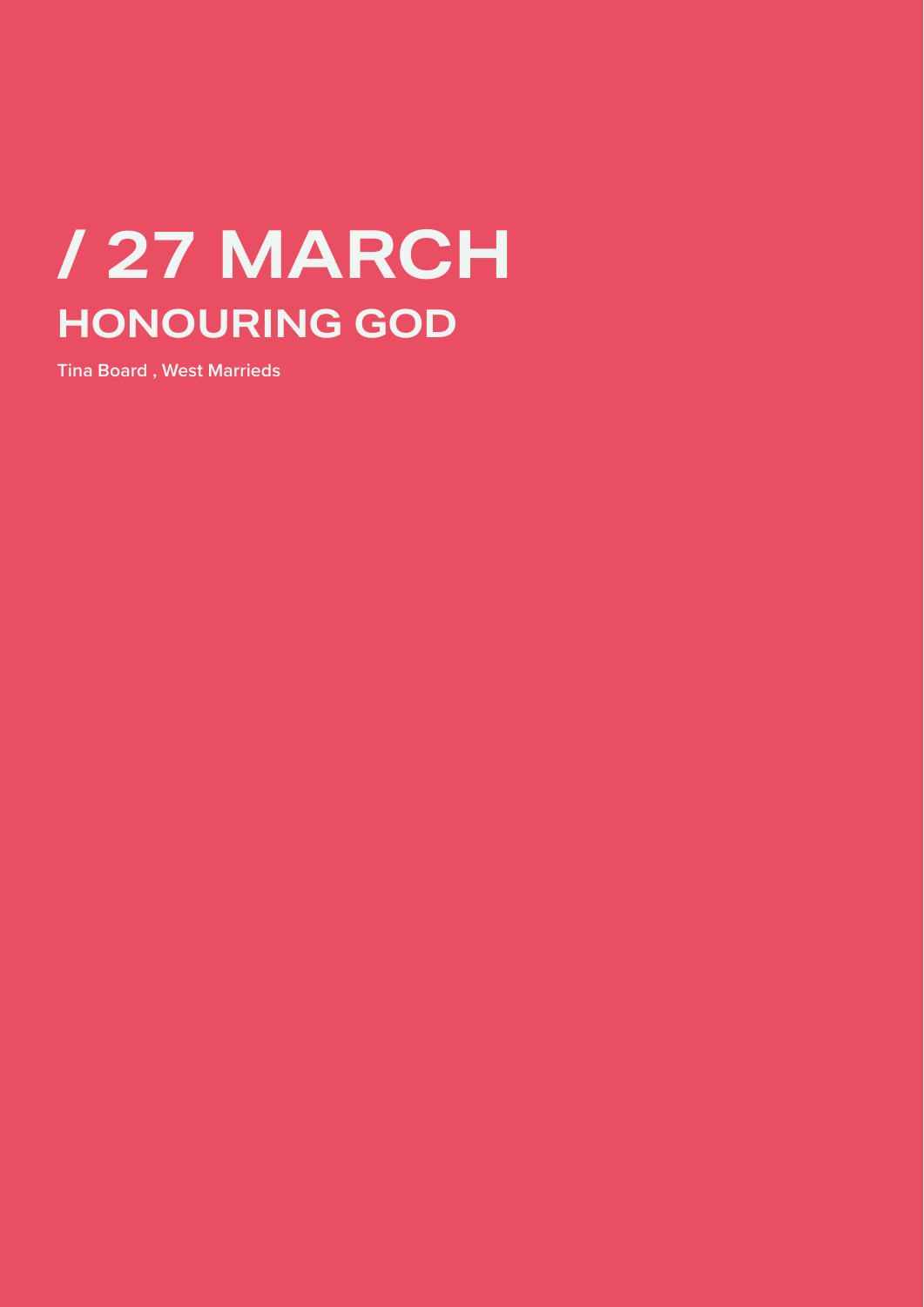# / 27 MARCH

## HONOURING GOD

**Tina Board , West Marrieds**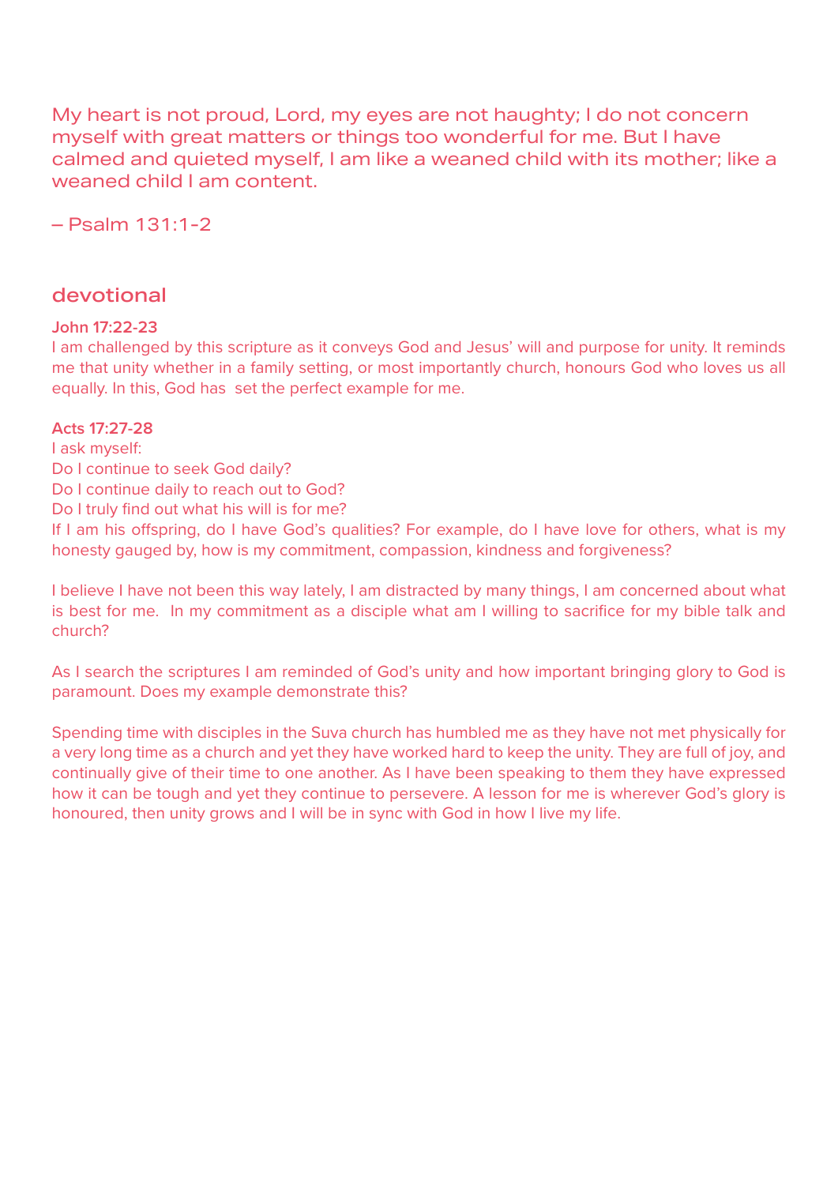My heart is not proud, Lord, my eyes are not haughty; I do not concern myself with great matters or things too wonderful for me. But I have calmed and quieted myself, I am like a weaned child with its mother; like a weaned child I am content.

– Psalm 131:1-2

## devotional

**John 17:22-23**

I am challenged by this scripture as it conveys God and Jesus' will and purpose for unity. It reminds me that unity whether in a family setting, or most importantly church, honours God who loves us all equally. In this, God has set the perfect example for me.

**Acts 17:27-28**

I ask myself:
Do I continue to seek God daily?
Do I continue daily to reach out to God?
Do I truly find out what his will is for me?
If I am his offspring, do I have God's qualities? For example, do I have love for others, what is my honesty gauged by, how is my commitment, compassion, kindness and forgiveness?

I believe I have not been this way lately, I am distracted by many things, I am concerned about what is best for me. In my commitment as a disciple what am I willing to sacrifice for my bible talk and church?

As I search the scriptures I am reminded of God's unity and how important bringing glory to God is paramount. Does my example demonstrate this?

Spending time with disciples in the Suva church has humbled me as they have not met physically for a very long time as a church and yet they have worked hard to keep the unity. They are full of joy, and continually give of their time to one another. As I have been speaking to them they have expressed how it can be tough and yet they continue to persevere. A lesson for me is wherever God's glory is honoured, then unity grows and I will be in sync with God in how I live my life.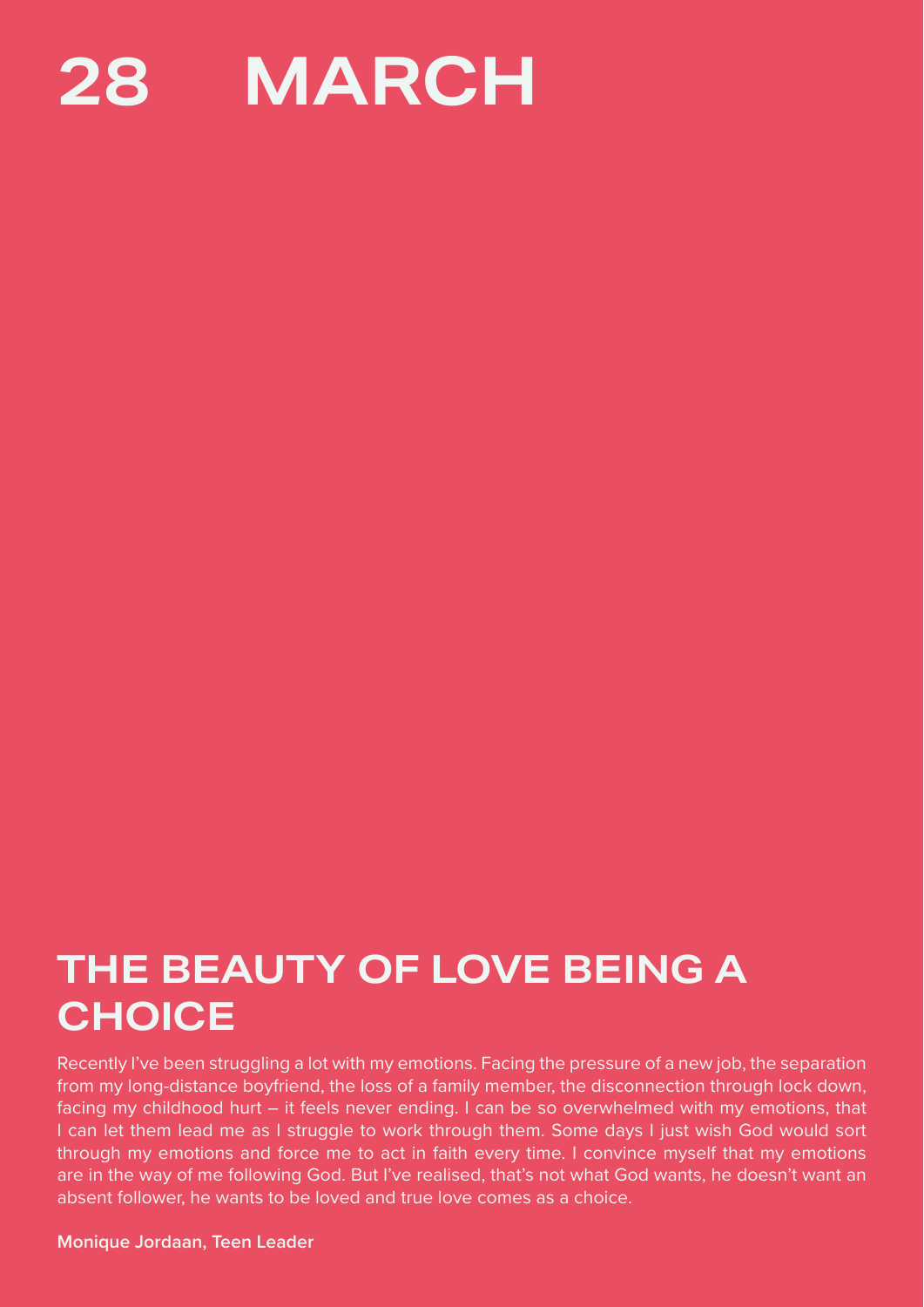# 28 MARCH

## THE BEAUTY OF LOVE BEING A CHOICE

Recently I've been struggling a lot with my emotions. Facing the pressure of a new job, the separation from my long-distance boyfriend, the loss of a family member, the disconnection through lock down, facing my childhood hurt – it feels never ending. I can be so overwhelmed with my emotions, that I can let them lead me as I struggle to work through them. Some days I just wish God would sort through my emotions and force me to act in faith every time. I convince myself that my emotions are in the way of me following God. But I've realised, that's not what God wants, he doesn't want an absent follower, he wants to be loved and true love comes as a choice.

**Monique Jordaan, Teen Leader**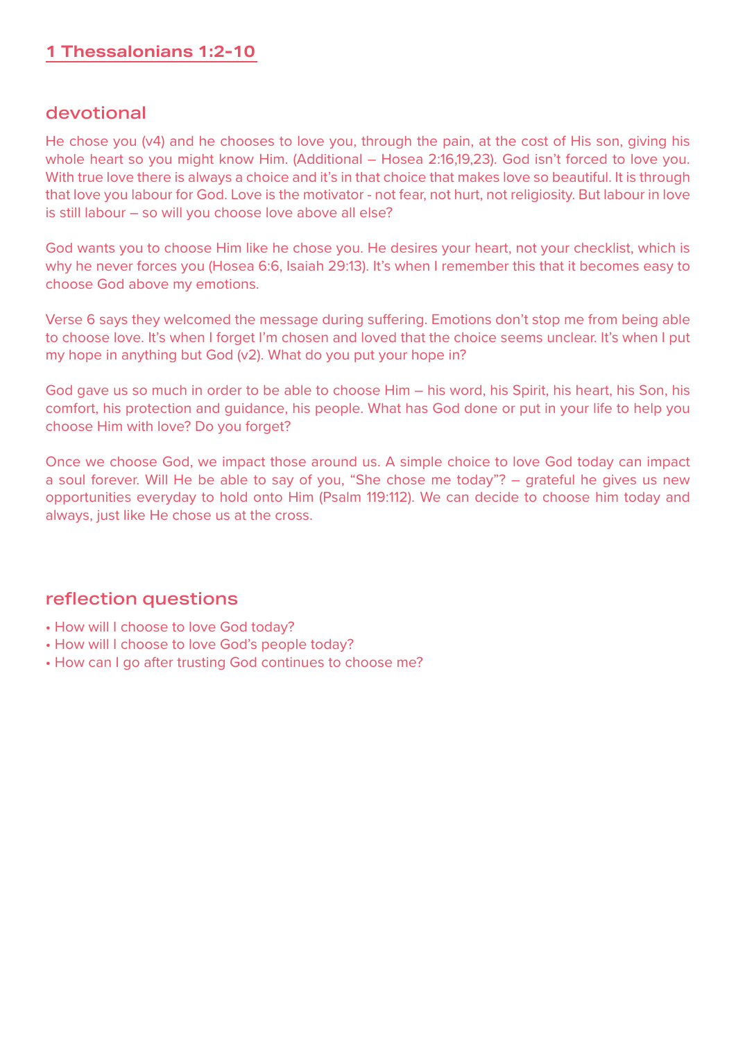## 1 Thessalonians 1:2-10

### devotional

He chose you (v4) and he chooses to love you, through the pain, at the cost of His son, giving his whole heart so you might know Him. (Additional – Hosea 2:16,19,23). God isn't forced to love you. With true love there is always a choice and it's in that choice that makes love so beautiful. It is through that love you labour for God. Love is the motivator - not fear, not hurt, not religiosity. But labour in love is still labour – so will you choose love above all else?

God wants you to choose Him like he chose you. He desires your heart, not your checklist, which is why he never forces you (Hosea 6:6, Isaiah 29:13). It's when I remember this that it becomes easy to choose God above my emotions.

Verse 6 says they welcomed the message during suffering. Emotions don't stop me from being able to choose love. It's when I forget I'm chosen and loved that the choice seems unclear. It's when I put my hope in anything but God (v2). What do you put your hope in?

God gave us so much in order to be able to choose Him – his word, his Spirit, his heart, his Son, his comfort, his protection and guidance, his people. What has God done or put in your life to help you choose Him with love? Do you forget?

Once we choose God, we impact those around us. A simple choice to love God today can impact a soul forever. Will He be able to say of you, "She chose me today"? – grateful he gives us new opportunities everyday to hold onto Him (Psalm 119:112). We can decide to choose him today and always, just like He chose us at the cross.

### reflection questions

- How will I choose to love God today?
- How will I choose to love God's people today?
- How can I go after trusting God continues to choose me?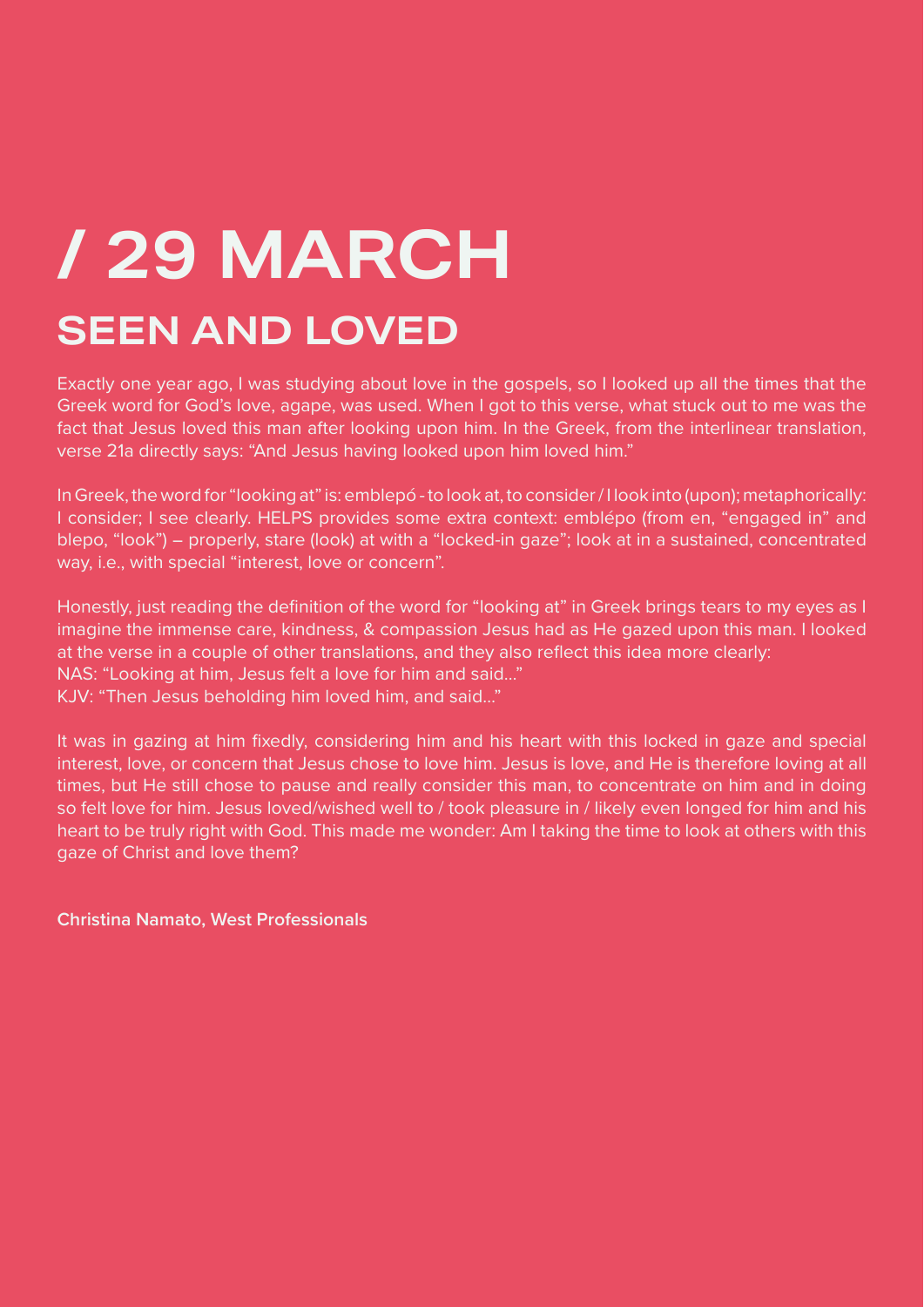# / 29 MARCH

## SEEN AND LOVED

Exactly one year ago, I was studying about love in the gospels, so I looked up all the times that the Greek word for God's love, agape, was used. When I got to this verse, what stuck out to me was the fact that Jesus loved this man after looking upon him. In the Greek, from the interlinear translation, verse 21a directly says: "And Jesus having looked upon him loved him."

In Greek, the word for "looking at" is: emblepó - to look at, to consider / I look into (upon); metaphorically: I consider; I see clearly. HELPS provides some extra context: emblépo (from en, "engaged in" and blepo, "look") – properly, stare (look) at with a "locked-in gaze"; look at in a sustained, concentrated way, i.e., with special "interest, love or concern".

Honestly, just reading the definition of the word for "looking at" in Greek brings tears to my eyes as I imagine the immense care, kindness, & compassion Jesus had as He gazed upon this man. I looked at the verse in a couple of other translations, and they also reflect this idea more clearly:
NAS: "Looking at him, Jesus felt a love for him and said..."
KJV: "Then Jesus beholding him loved him, and said..."

It was in gazing at him fixedly, considering him and his heart with this locked in gaze and special interest, love, or concern that Jesus chose to love him. Jesus is love, and He is therefore loving at all times, but He still chose to pause and really consider this man, to concentrate on him and in doing so felt love for him. Jesus loved/wished well to / took pleasure in / likely even longed for him and his heart to be truly right with God. This made me wonder: Am I taking the time to look at others with this gaze of Christ and love them?

**Christina Namato, West Professionals**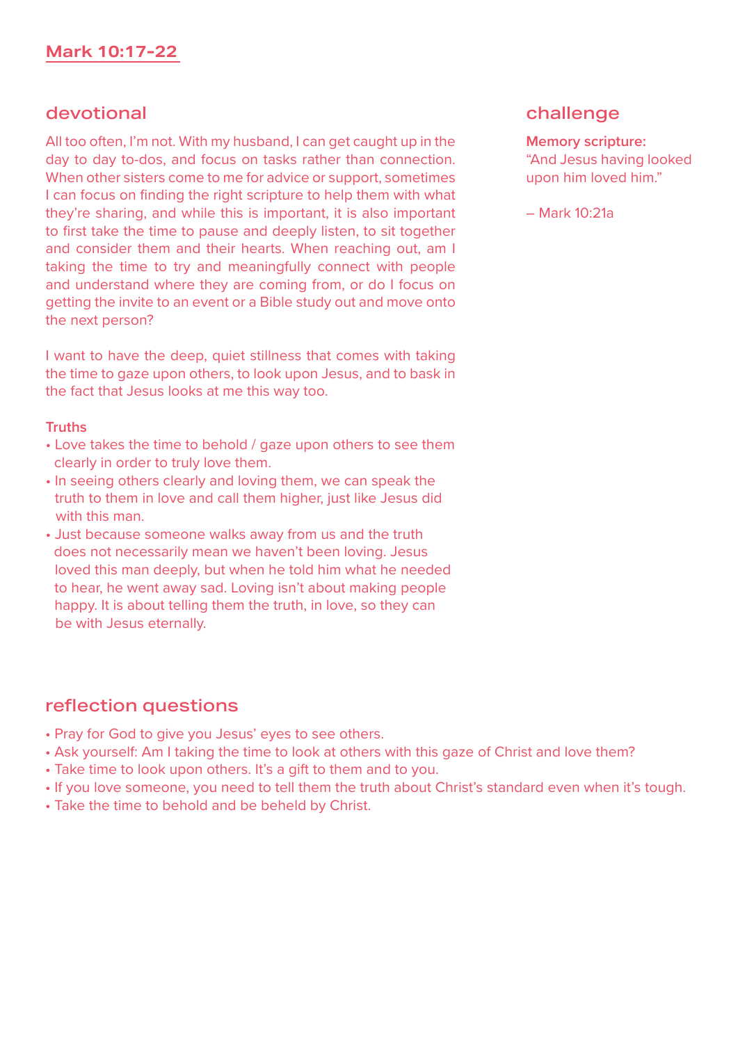## Mark 10:17-22

## devotional

All too often, I'm not. With my husband, I can get caught up in the day to day to-dos, and focus on tasks rather than connection. When other sisters come to me for advice or support, sometimes I can focus on finding the right scripture to help them with what they're sharing, and while this is important, it is also important to first take the time to pause and deeply listen, to sit together and consider them and their hearts. When reaching out, am I taking the time to try and meaningfully connect with people and understand where they are coming from, or do I focus on getting the invite to an event or a Bible study out and move onto the next person?

I want to have the deep, quiet stillness that comes with taking the time to gaze upon others, to look upon Jesus, and to bask in the fact that Jesus looks at me this way too.

**Truths**

- Love takes the time to behold / gaze upon others to see them clearly in order to truly love them.
- In seeing others clearly and loving them, we can speak the truth to them in love and call them higher, just like Jesus did with this man.
- Just because someone walks away from us and the truth does not necessarily mean we haven't been loving. Jesus loved this man deeply, but when he told him what he needed to hear, he went away sad. Loving isn't about making people happy. It is about telling them the truth, in love, so they can be with Jesus eternally.

## challenge

**Memory scripture:**
"And Jesus having looked upon him loved him."

– Mark 10:21a

## reflection questions

- Pray for God to give you Jesus' eyes to see others.
- Ask yourself: Am I taking the time to look at others with this gaze of Christ and love them?
- Take time to look upon others. It's a gift to them and to you.
- If you love someone, you need to tell them the truth about Christ's standard even when it's tough.
- Take the time to behold and be beheld by Christ.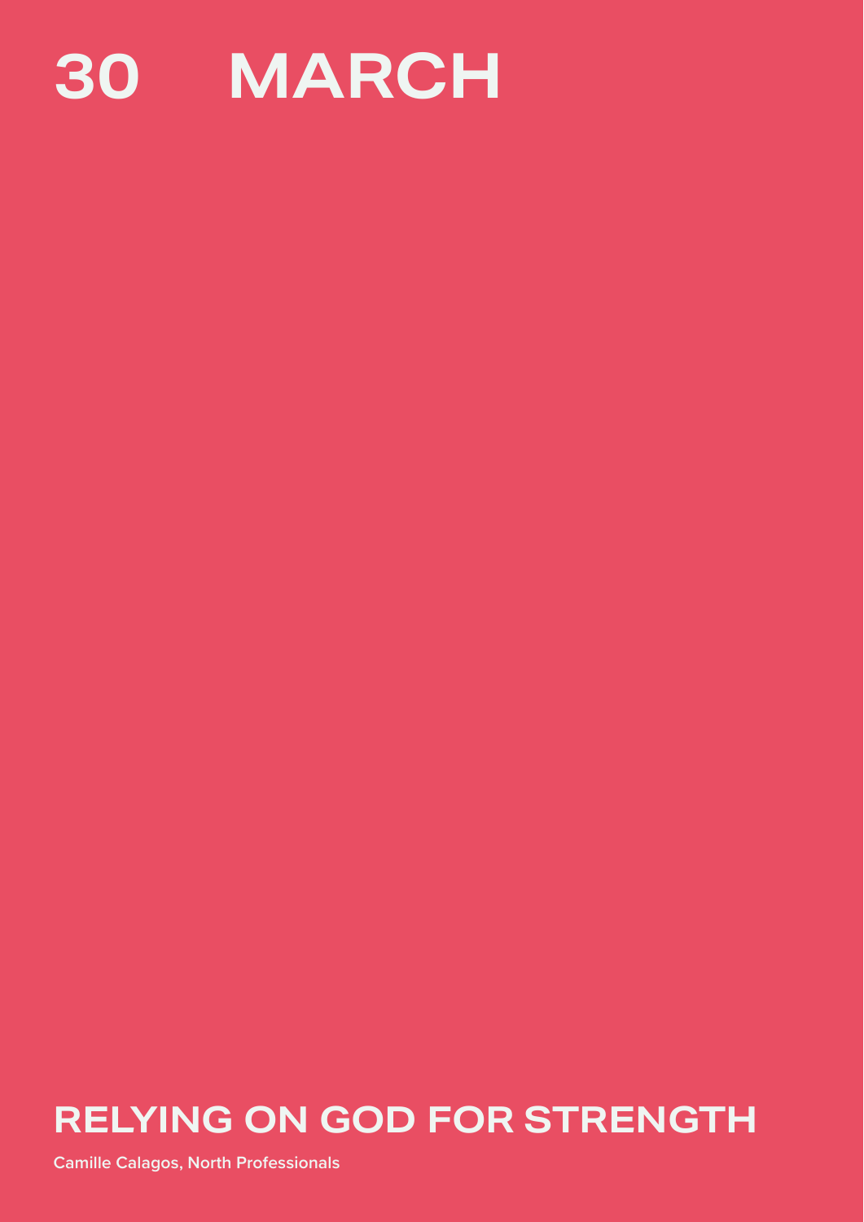# 30 MARCH

## RELYING ON GOD FOR STRENGTH

**Camille Calagos, North Professionals**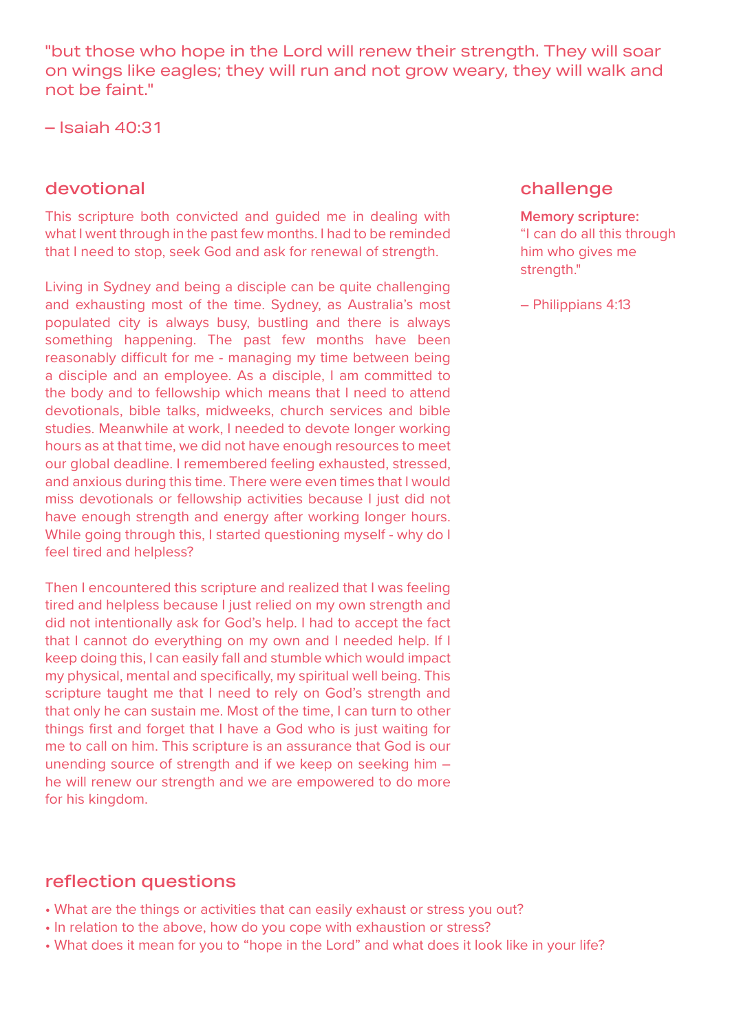"but those who hope in the Lord will renew their strength. They will soar on wings like eagles; they will run and not grow weary, they will walk and not be faint."

– Isaiah 40:31

## devotional

This scripture both convicted and guided me in dealing with what I went through in the past few months. I had to be reminded that I need to stop, seek God and ask for renewal of strength.

Living in Sydney and being a disciple can be quite challenging and exhausting most of the time. Sydney, as Australia's most populated city is always busy, bustling and there is always something happening. The past few months have been reasonably difficult for me - managing my time between being a disciple and an employee. As a disciple, I am committed to the body and to fellowship which means that I need to attend devotionals, bible talks, midweeks, church services and bible studies. Meanwhile at work, I needed to devote longer working hours as at that time, we did not have enough resources to meet our global deadline. I remembered feeling exhausted, stressed, and anxious during this time. There were even times that I would miss devotionals or fellowship activities because I just did not have enough strength and energy after working longer hours. While going through this, I started questioning myself - why do I feel tired and helpless?

Then I encountered this scripture and realized that I was feeling tired and helpless because I just relied on my own strength and did not intentionally ask for God's help. I had to accept the fact that I cannot do everything on my own and I needed help. If I keep doing this, I can easily fall and stumble which would impact my physical, mental and specifically, my spiritual well being. This scripture taught me that I need to rely on God's strength and that only he can sustain me. Most of the time, I can turn to other things first and forget that I have a God who is just waiting for me to call on him. This scripture is an assurance that God is our unending source of strength and if we keep on seeking him – he will renew our strength and we are empowered to do more for his kingdom.

## challenge

**Memory scripture:**
"I can do all this through him who gives me strength."

– Philippians 4:13

## reflection questions

- What are the things or activities that can easily exhaust or stress you out?
- In relation to the above, how do you cope with exhaustion or stress?
- What does it mean for you to "hope in the Lord" and what does it look like in your life?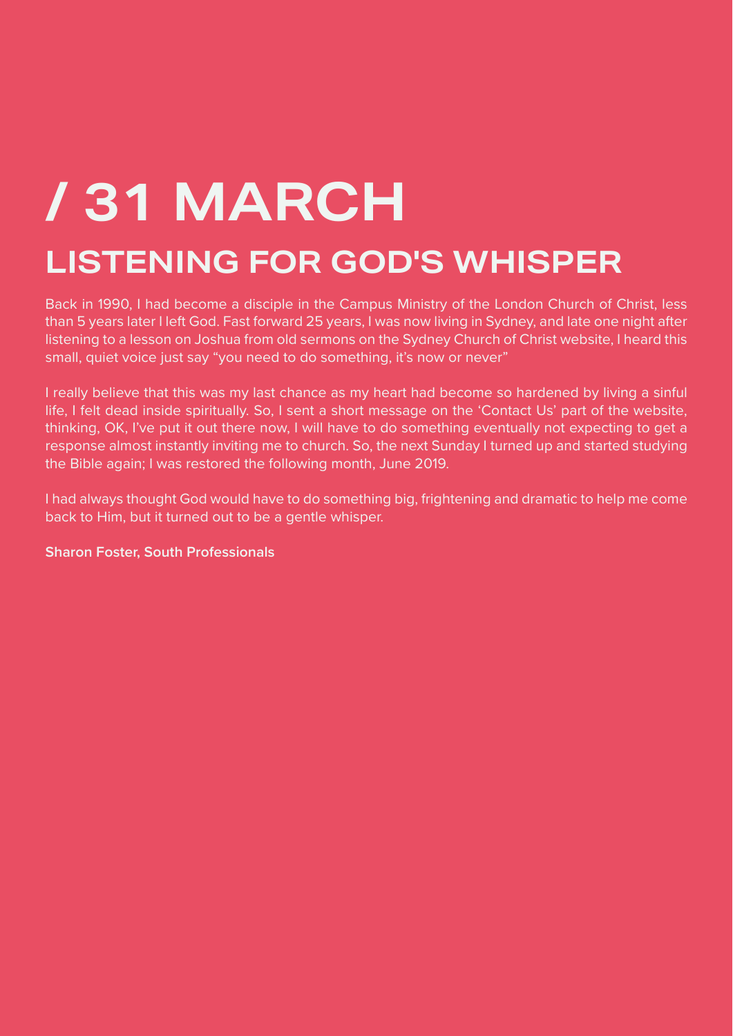# / 31 MARCH

## LISTENING FOR GOD'S WHISPER

Back in 1990, I had become a disciple in the Campus Ministry of the London Church of Christ, less than 5 years later I left God. Fast forward 25 years, I was now living in Sydney, and late one night after listening to a lesson on Joshua from old sermons on the Sydney Church of Christ website, I heard this small, quiet voice just say "you need to do something, it's now or never"

I really believe that this was my last chance as my heart had become so hardened by living a sinful life, I felt dead inside spiritually. So, I sent a short message on the 'Contact Us' part of the website, thinking, OK, I've put it out there now, I will have to do something eventually not expecting to get a response almost instantly inviting me to church. So, the next Sunday I turned up and started studying the Bible again; I was restored the following month, June 2019.

I had always thought God would have to do something big, frightening and dramatic to help me come back to Him, but it turned out to be a gentle whisper.

**Sharon Foster, South Professionals**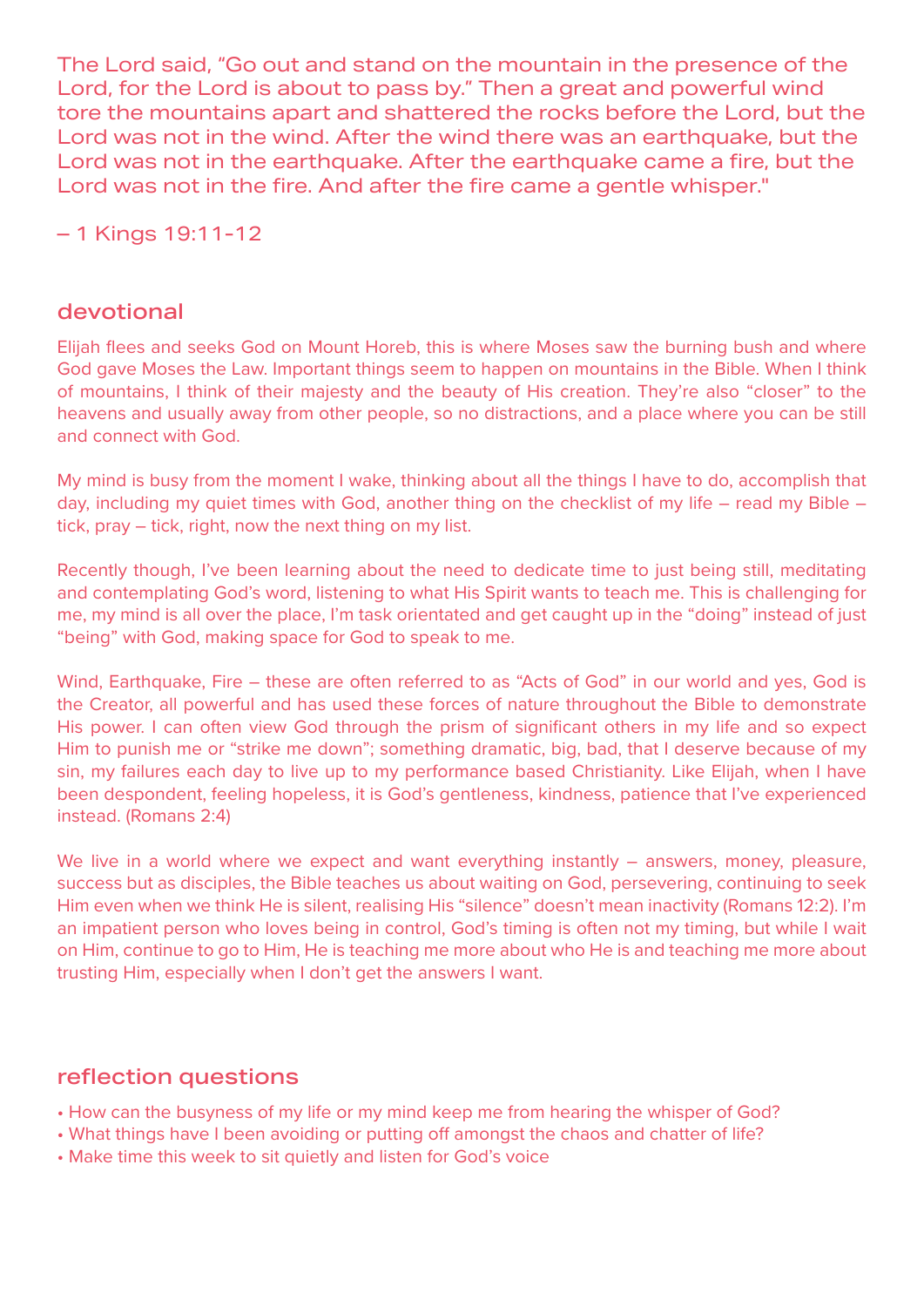The Lord said, “Go out and stand on the mountain in the presence of the Lord, for the Lord is about to pass by.” Then a great and powerful wind tore the mountains apart and shattered the rocks before the Lord, but the Lord was not in the wind. After the wind there was an earthquake, but the Lord was not in the earthquake. After the earthquake came a fire, but the Lord was not in the fire. And after the fire came a gentle whisper."

– 1 Kings 19:11-12

## devotional

Elijah flees and seeks God on Mount Horeb, this is where Moses saw the burning bush and where God gave Moses the Law. Important things seem to happen on mountains in the Bible. When I think of mountains, I think of their majesty and the beauty of His creation. They’re also “closer” to the heavens and usually away from other people, so no distractions, and a place where you can be still and connect with God.

My mind is busy from the moment I wake, thinking about all the things I have to do, accomplish that day, including my quiet times with God, another thing on the checklist of my life – read my Bible – tick, pray – tick, right, now the next thing on my list.

Recently though, I’ve been learning about the need to dedicate time to just being still, meditating and contemplating God’s word, listening to what His Spirit wants to teach me. This is challenging for me, my mind is all over the place, I’m task orientated and get caught up in the “doing” instead of just “being” with God, making space for God to speak to me.

Wind, Earthquake, Fire – these are often referred to as “Acts of God” in our world and yes, God is the Creator, all powerful and has used these forces of nature throughout the Bible to demonstrate His power. I can often view God through the prism of significant others in my life and so expect Him to punish me or “strike me down”; something dramatic, big, bad, that I deserve because of my sin, my failures each day to live up to my performance based Christianity. Like Elijah, when I have been despondent, feeling hopeless, it is God’s gentleness, kindness, patience that I’ve experienced instead. (Romans 2:4)

We live in a world where we expect and want everything instantly – answers, money, pleasure, success but as disciples, the Bible teaches us about waiting on God, persevering, continuing to seek Him even when we think He is silent, realising His “silence” doesn’t mean inactivity (Romans 12:2). I’m an impatient person who loves being in control, God’s timing is often not my timing, but while I wait on Him, continue to go to Him, He is teaching me more about who He is and teaching me more about trusting Him, especially when I don’t get the answers I want.

## reflection questions

- How can the busyness of my life or my mind keep me from hearing the whisper of God?
- What things have I been avoiding or putting off amongst the chaos and chatter of life?
- Make time this week to sit quietly and listen for God’s voice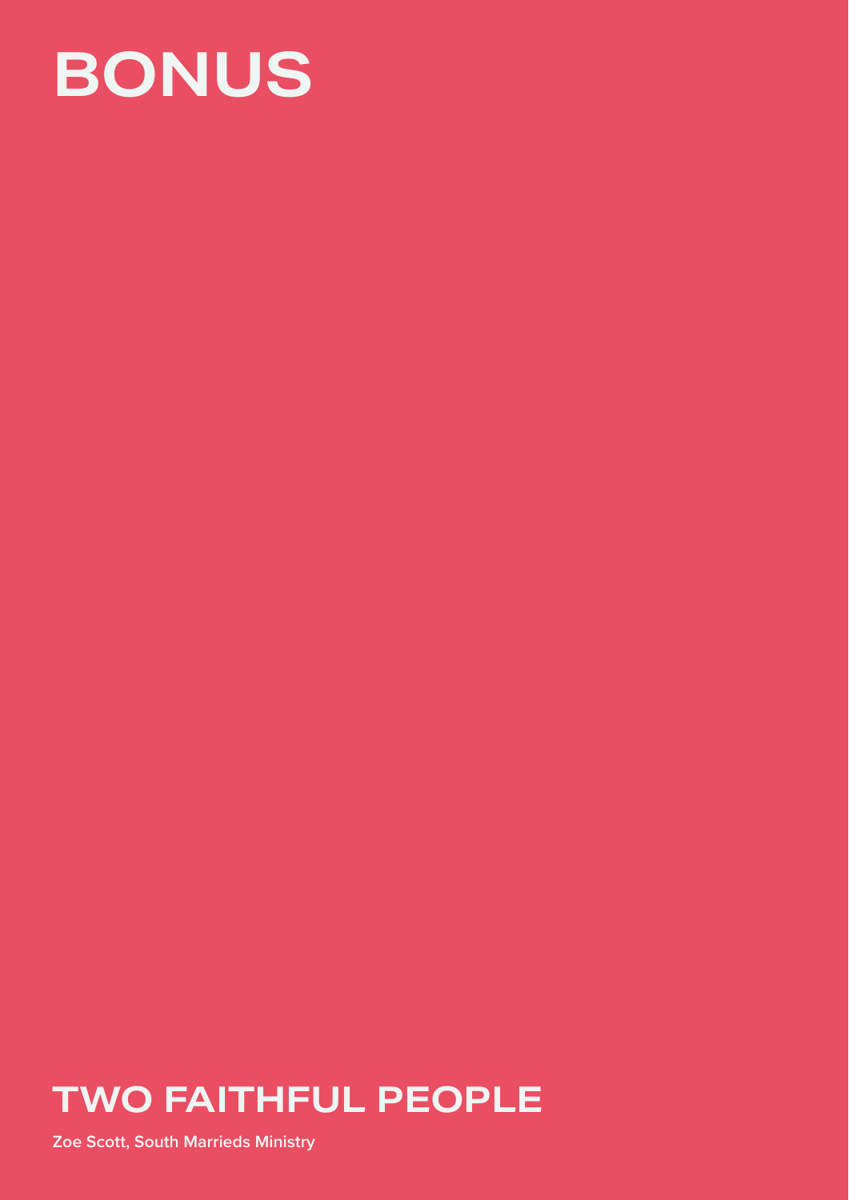# BONUS

## TWO FAITHFUL PEOPLE

Zoe Scott, South Marrieds Ministry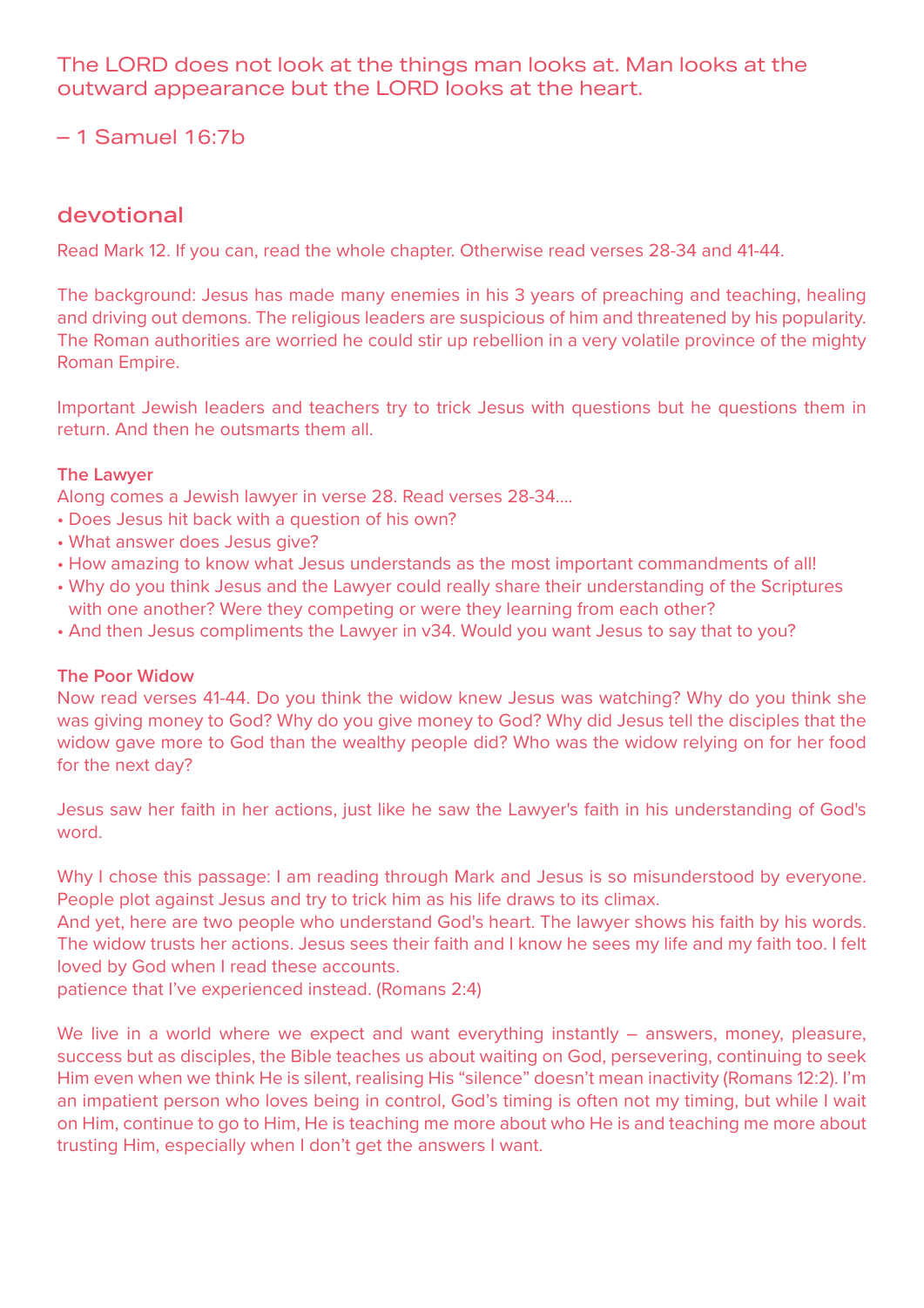The LORD does not look at the things man looks at. Man looks at the outward appearance but the LORD looks at the heart.

– 1 Samuel 16:7b

## devotional

Read Mark 12. If you can, read the whole chapter. Otherwise read verses 28-34 and 41-44.

The background: Jesus has made many enemies in his 3 years of preaching and teaching, healing and driving out demons. The religious leaders are suspicious of him and threatened by his popularity. The Roman authorities are worried he could stir up rebellion in a very volatile province of the mighty Roman Empire.

Important Jewish leaders and teachers try to trick Jesus with questions but he questions them in return. And then he outsmarts them all.

**The Lawyer**

Along comes a Jewish lawyer in verse 28. Read verses 28-34....

- Does Jesus hit back with a question of his own?
- What answer does Jesus give?
- How amazing to know what Jesus understands as the most important commandments of all!
- Why do you think Jesus and the Lawyer could really share their understanding of the Scriptures with one another? Were they competing or were they learning from each other?
- And then Jesus compliments the Lawyer in v34. Would you want Jesus to say that to you?

**The Poor Widow**

Now read verses 41-44. Do you think the widow knew Jesus was watching? Why do you think she was giving money to God? Why do you give money to God? Why did Jesus tell the disciples that the widow gave more to God than the wealthy people did? Who was the widow relying on for her food for the next day?

Jesus saw her faith in her actions, just like he saw the Lawyer's faith in his understanding of God's word.

Why I chose this passage: I am reading through Mark and Jesus is so misunderstood by everyone. People plot against Jesus and try to trick him as his life draws to its climax.
And yet, here are two people who understand God's heart. The lawyer shows his faith by his words. The widow trusts her actions. Jesus sees their faith and I know he sees my life and my faith too. I felt loved by God when I read these accounts.
patience that I've experienced instead. (Romans 2:4)

We live in a world where we expect and want everything instantly – answers, money, pleasure, success but as disciples, the Bible teaches us about waiting on God, persevering, continuing to seek Him even when we think He is silent, realising His "silence" doesn't mean inactivity (Romans 12:2). I'm an impatient person who loves being in control, God's timing is often not my timing, but while I wait on Him, continue to go to Him, He is teaching me more about who He is and teaching me more about trusting Him, especially when I don't get the answers I want.